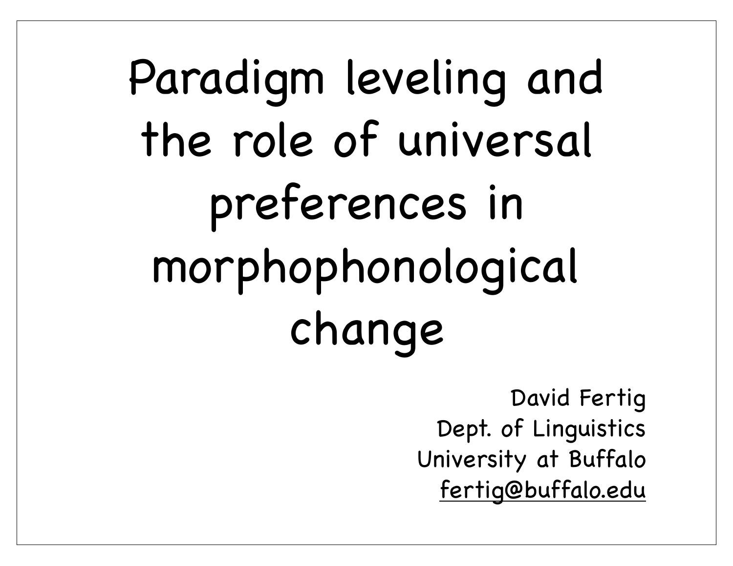# Paradigm leveling and the role of universal preferences in morphophonological change

David Fertig
Dept. of Linguistics
University at Buffalo
fertig@buffalo.edu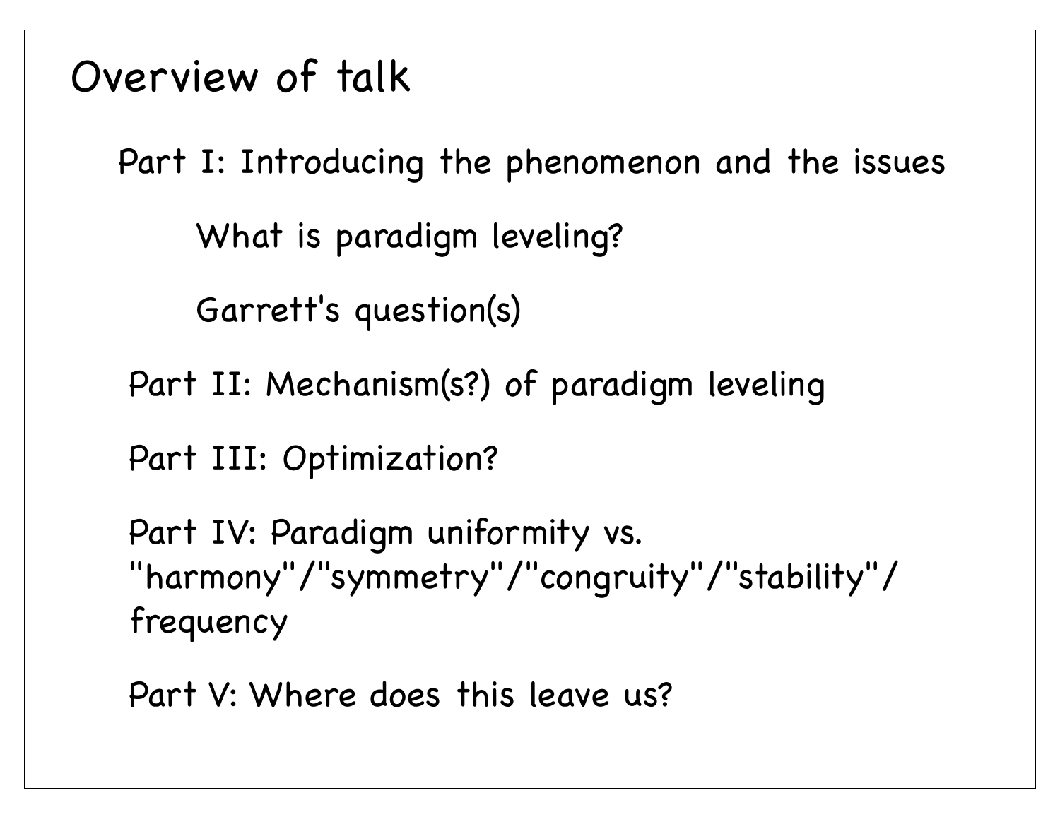# Overview of talk

Part I: Introducing the phenomenon and the issues

- What is paradigm leveling?
- Garrett's question(s)

Part II: Mechanism(s?) of paradigm leveling

Part III: Optimization?

Part IV: Paradigm uniformity vs. "harmony"/"symmetry"/"congruity"/"stability"/ frequency

Part V: Where does this leave us?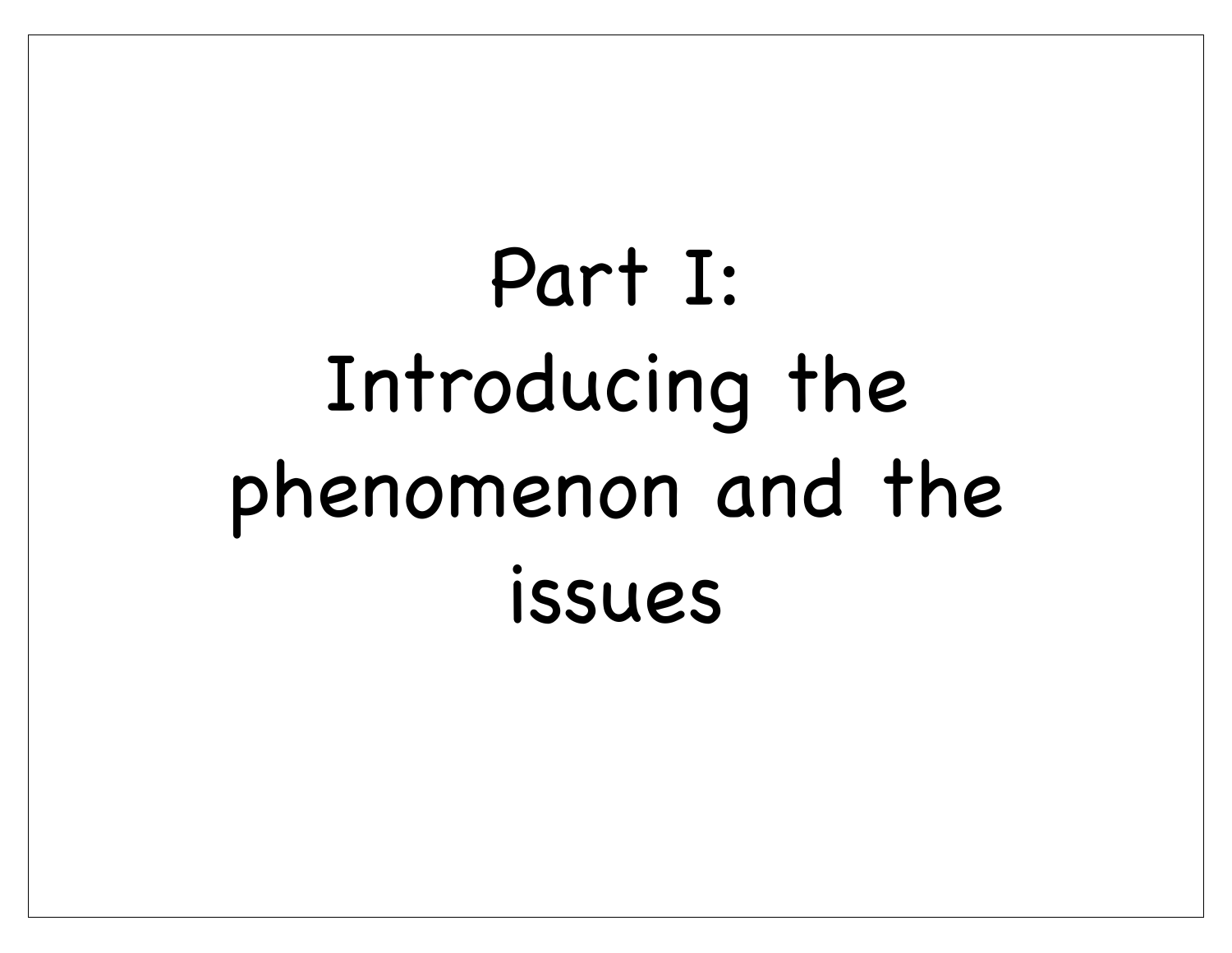# Part I: Introducing the phenomenon and the issues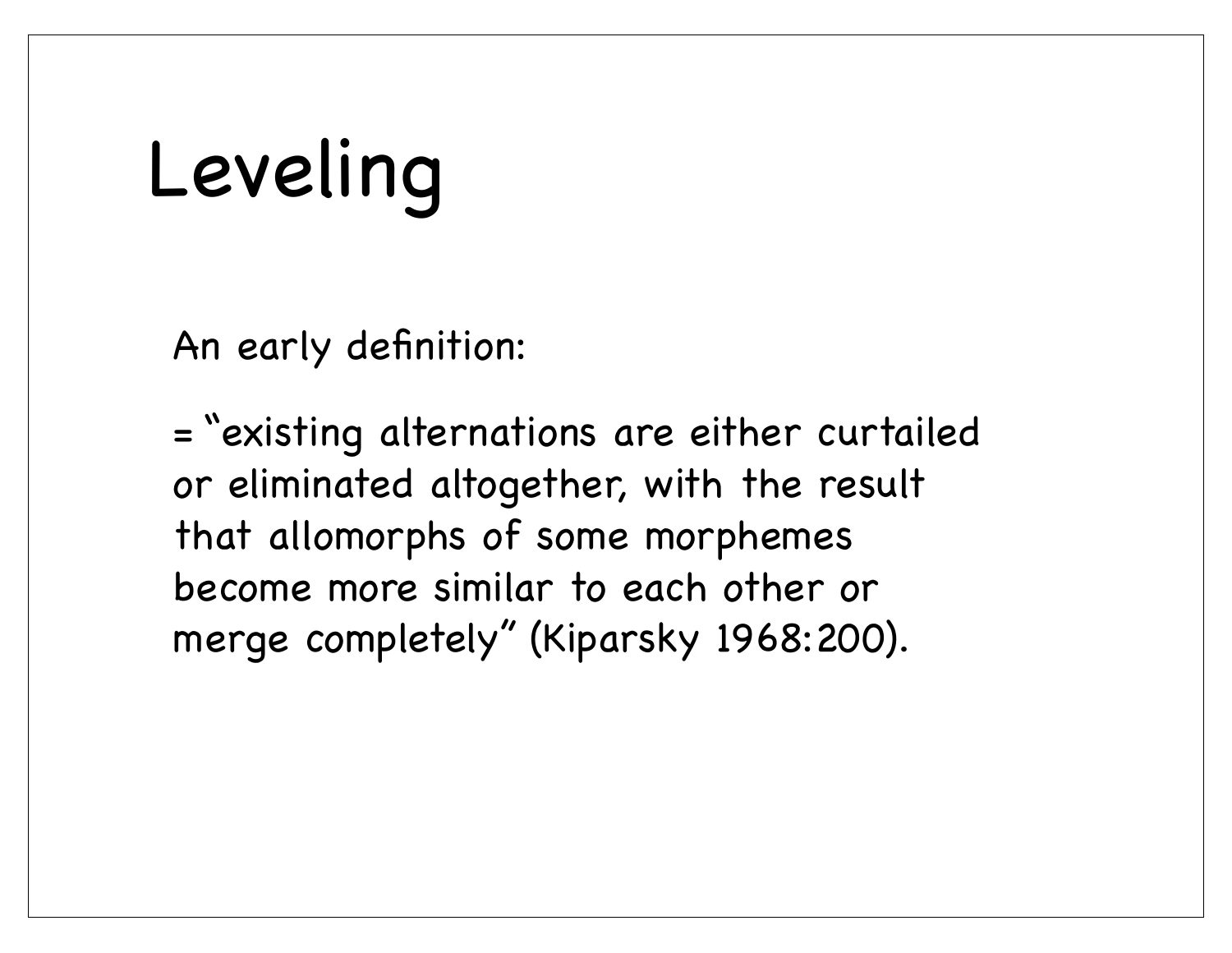# Leveling

An early definition:

= "existing alternations are either curtailed or eliminated altogether, with the result that allomorphs of some morphemes become more similar to each other or merge completely" (Kiparsky 1968:200).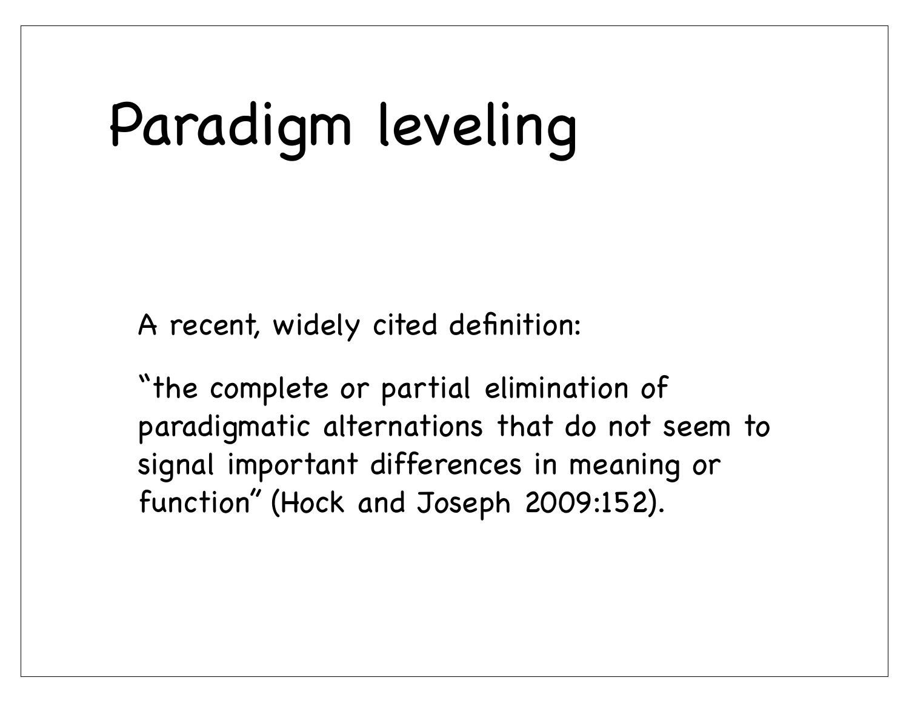# Paradigm leveling

A recent, widely cited definition:

“the complete or partial elimination of paradigmatic alternations that do not seem to signal important differences in meaning or function” (Hock and Joseph 2009:152).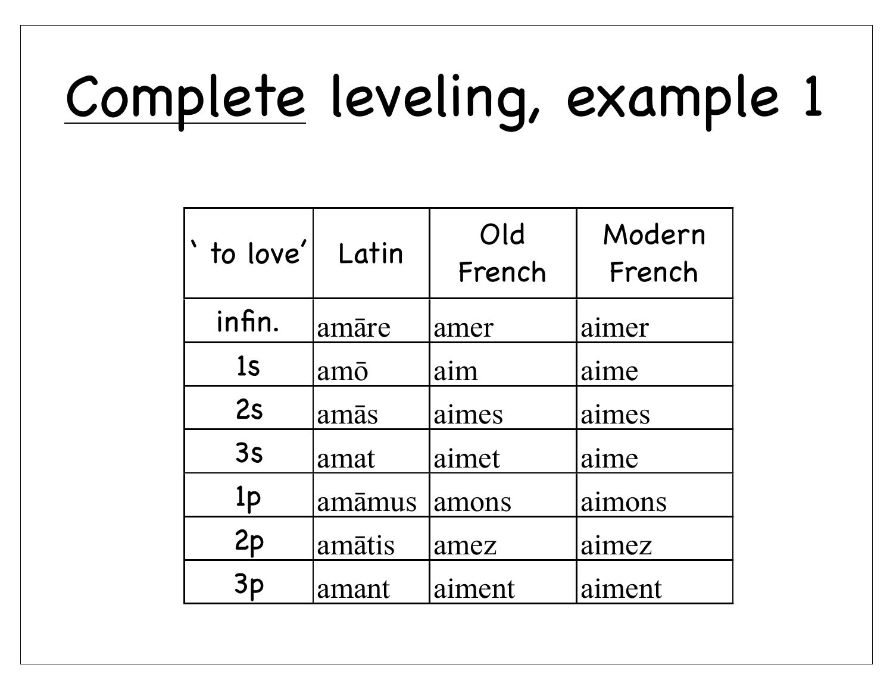# Complete leveling, example 1

| ‘ to love’ | Latin | Old French | Modern French |
|---|---|---|---|
| infin. | amāre | amer | aimer |
| 1s | amō | aim | aime |
| 2s | amās | aimes | aimes |
| 3s | amat | aimet | aime |
| 1p | amāmus | amons | aimons |
| 2p | amātis | amez | aimez |
| 3p | amant | aiment | aiment |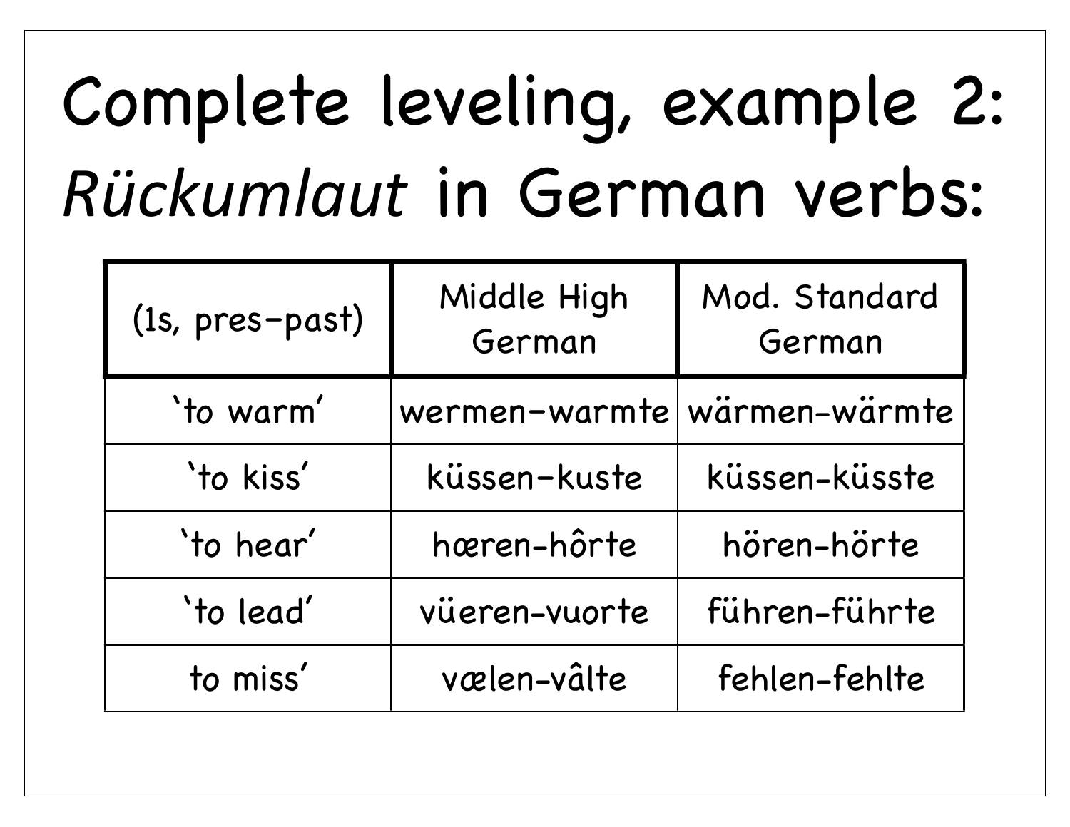# Complete leveling, example 2: *Rückumlaut* in German verbs:

| (1s, pres–past) | Middle High German | Mod. Standard German |
|---|---|---|
| ‘to warm’ | wermen–warmte | wärmen–wärmte |
| ‘to kiss’ | küssen–kuste | küssen-küsste |
| ‘to hear’ | hœren–hôrte | hören–hörte |
| ‘to lead’ | vüeren–vuorte | führen-führte |
| to miss’ | vælen-vâlte | fehlen-fehlte |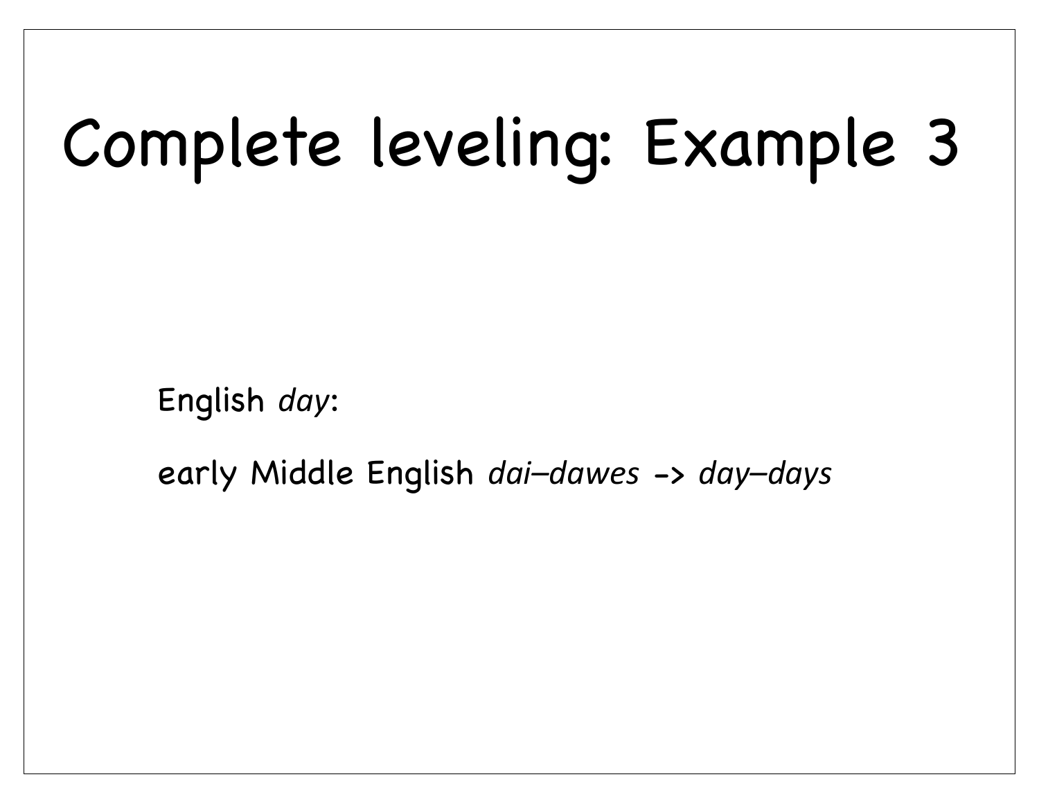# Complete leveling: Example 3

English *day*:

early Middle English *dai–dawes* -> *day–days*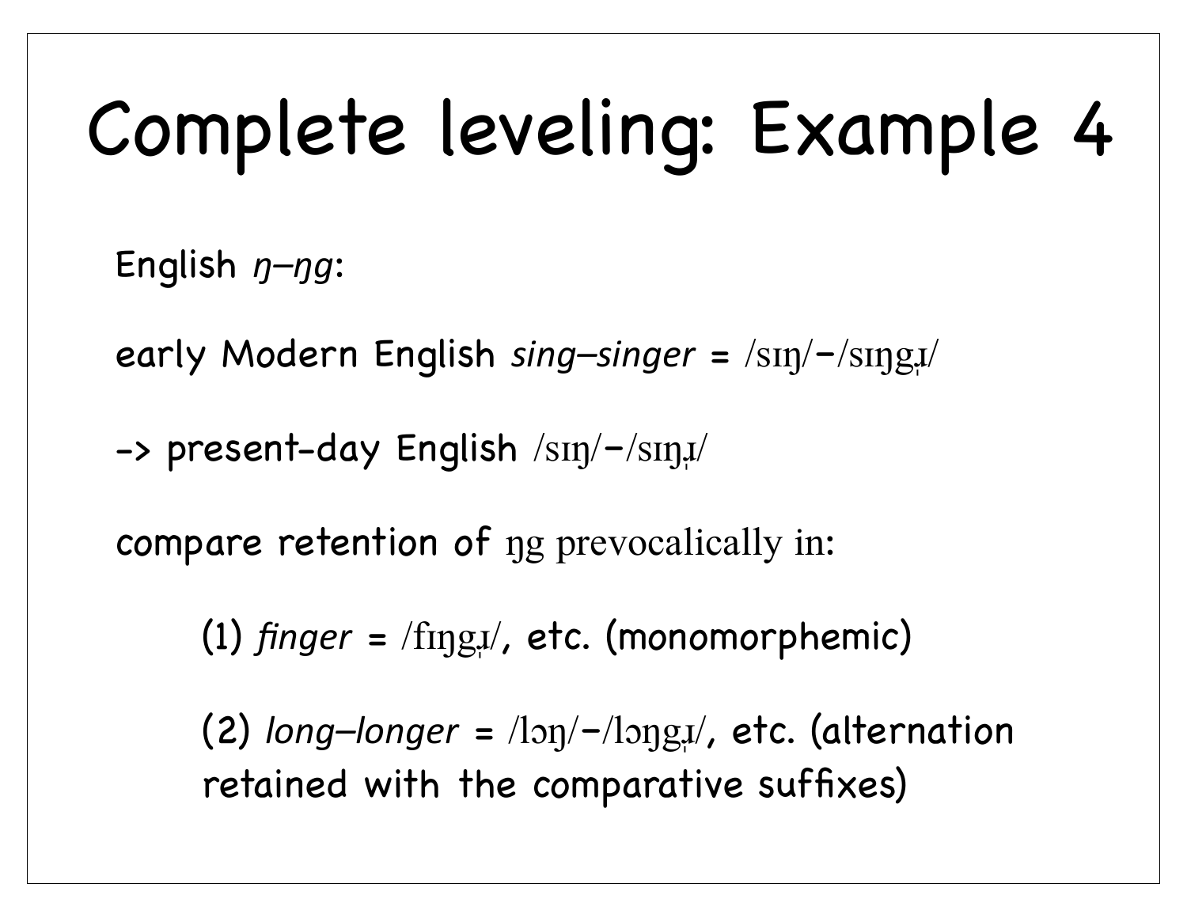# Complete leveling: Example 4

English *ŋ–ŋg*:

early Modern English *sing–singer* = /sɪŋ/−/sɪŋgɹ̩/

-> present-day English /sɪŋ/−/sɪŋɹ̩/

compare retention of ŋg prevocalically in:

(1) *finger* = /fɪŋgɹ̩/, etc. (monomorphemic)

(2) *long–longer* = /lɔŋ/−/lɔŋgɹ̩/, etc. (alternation retained with the comparative suffixes)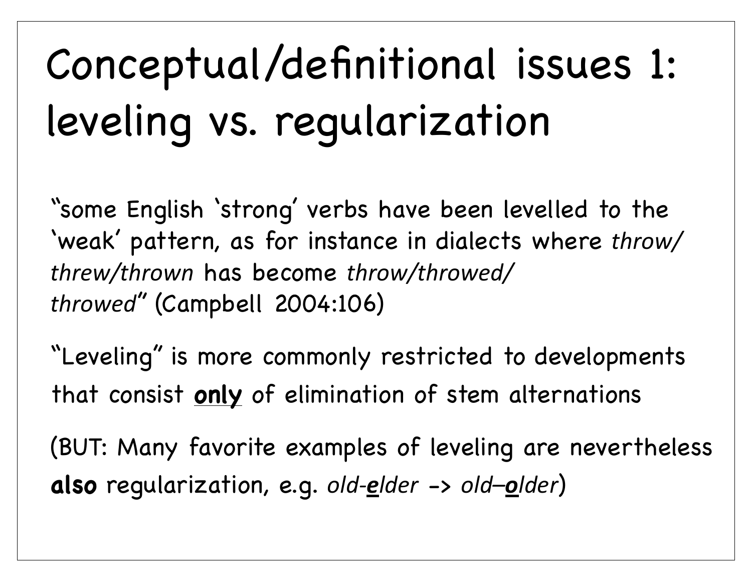# Conceptual/definitional issues 1: leveling vs. regularization

"some English 'strong' verbs have been levelled to the 'weak' pattern, as for instance in dialects where *throw/threw/thrown* has become *throw/throwed/throwed*" (Campbell 2004:106)

"Leveling" is more commonly restricted to developments that consist <u>**only**</u> of elimination of stem alternations

(BUT: Many favorite examples of leveling are nevertheless **also** regularization, e.g. *old-<u>**e**</u>lder* -> *old–<u>**o**</u>lder*)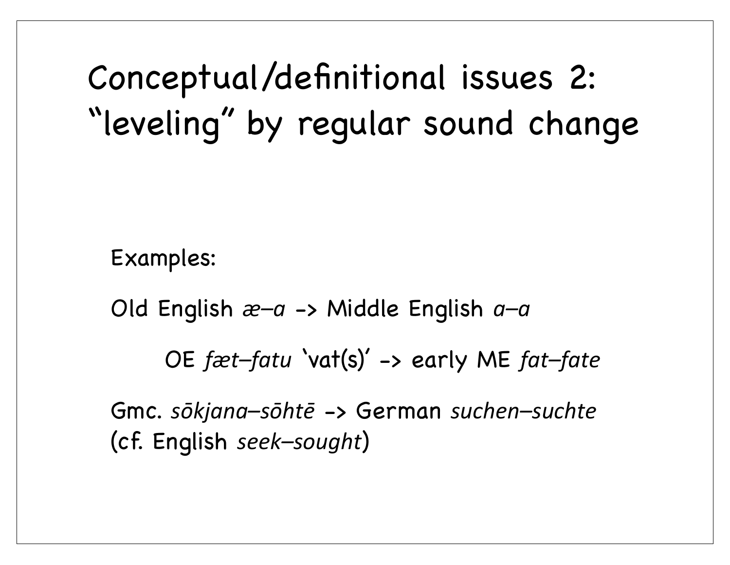# Conceptual/definitional issues 2: "leveling" by regular sound change

Examples:

Old English *æ–a* -> Middle English *a–a*

OE *fæt–fatu* 'vat(s)' -> early ME *fat–fate*

Gmc. *sōkjana–sōhtē* -> German *suchen–suchte* (cf. English *seek–sought*)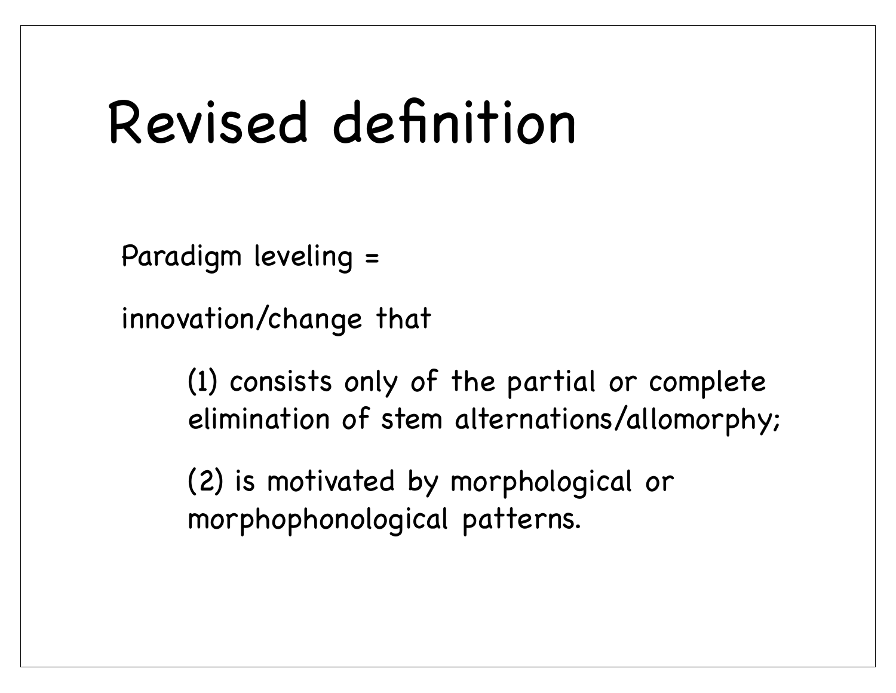# Revised definition

Paradigm leveling =

innovation/change that

> (1) consists only of the partial or complete elimination of stem alternations/allomorphy;
>
> (2) is motivated by morphological or morphophonological patterns.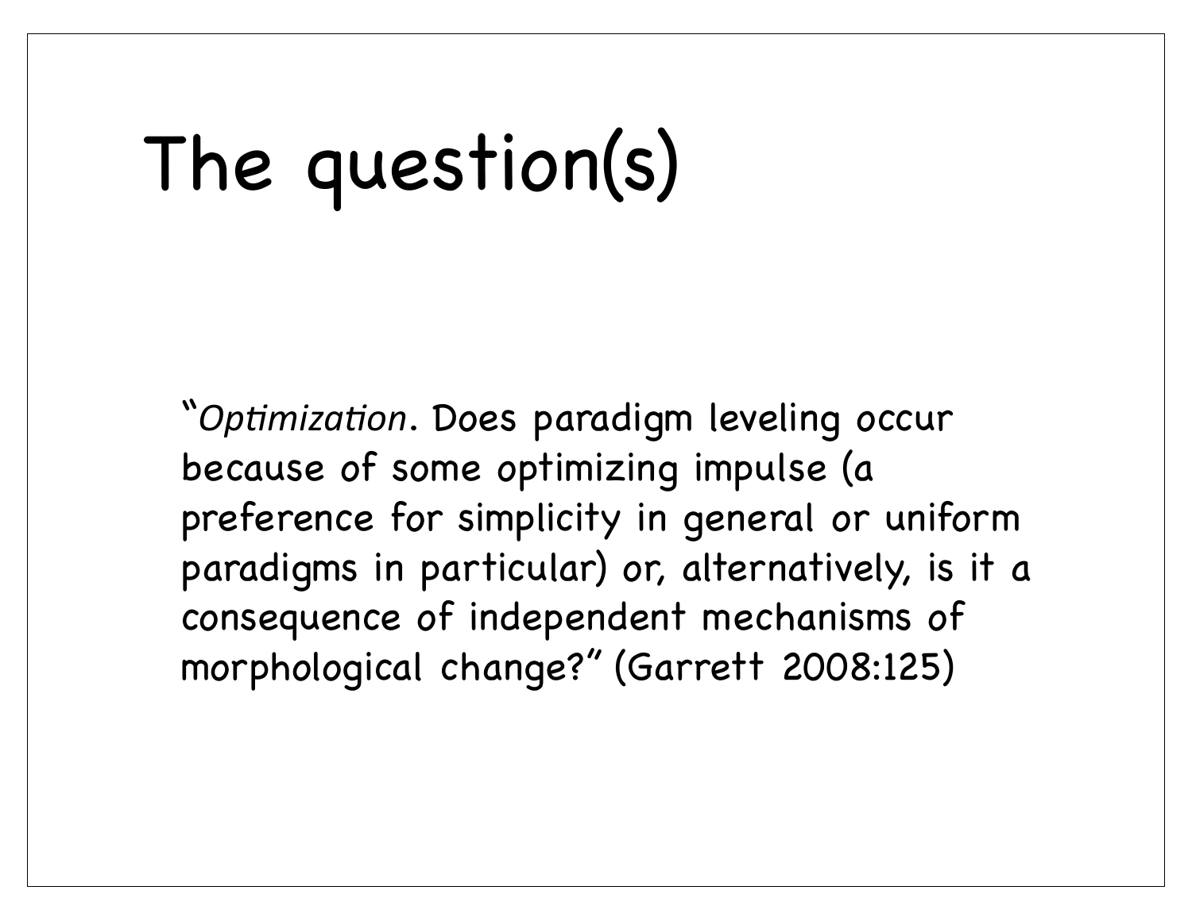# The question(s)

"*Optimization*. Does paradigm leveling occur because of some optimizing impulse (a preference for simplicity in general or uniform paradigms in particular) or, alternatively, is it a consequence of independent mechanisms of morphological change?" (Garrett 2008:125)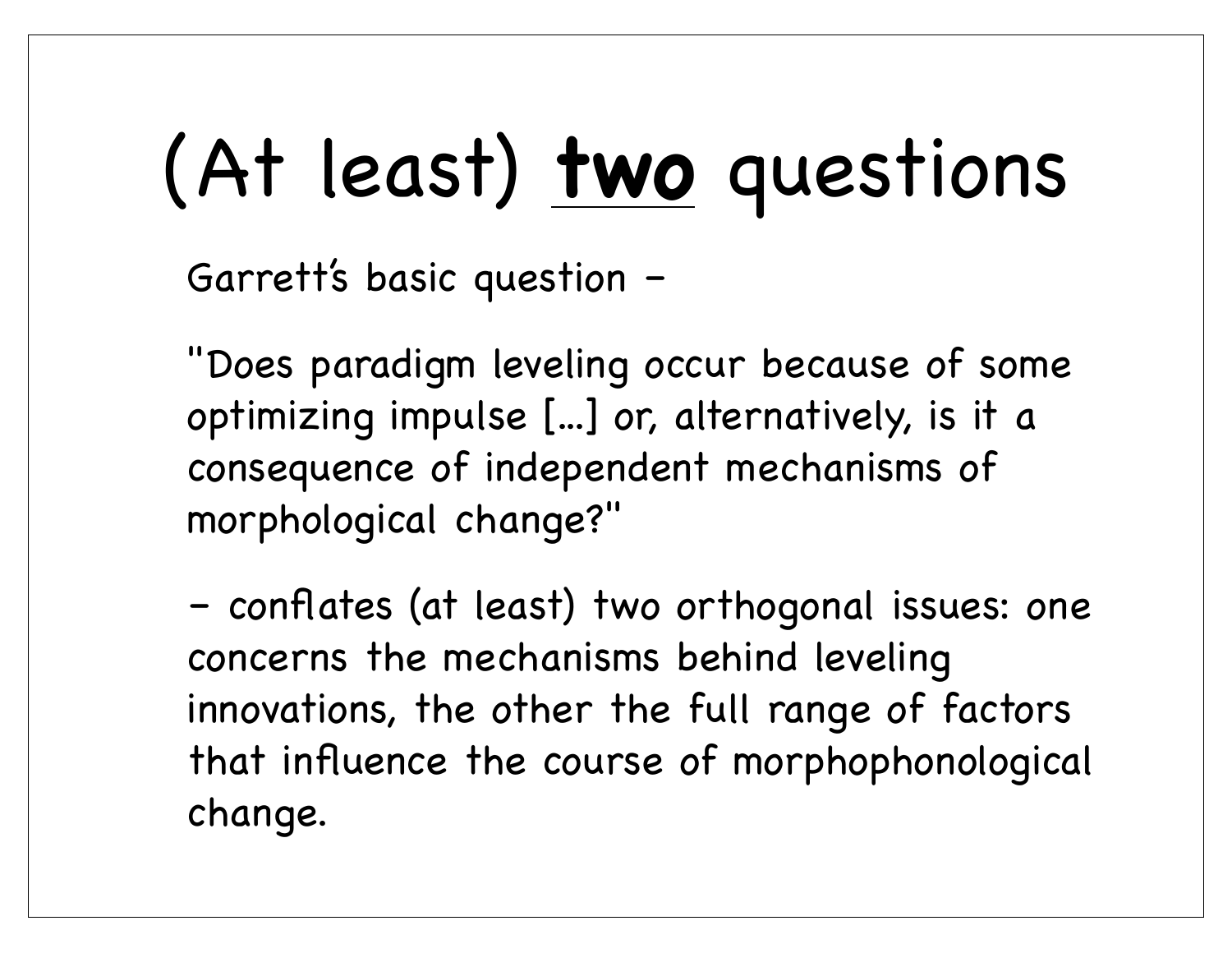# (At least) <u>**two**</u> questions

Garrett's basic question –

"Does paradigm leveling occur because of some optimizing impulse [...] or, alternatively, is it a consequence of independent mechanisms of morphological change?"

– conflates (at least) two orthogonal issues: one concerns the mechanisms behind leveling innovations, the other the full range of factors that influence the course of morphophonological change.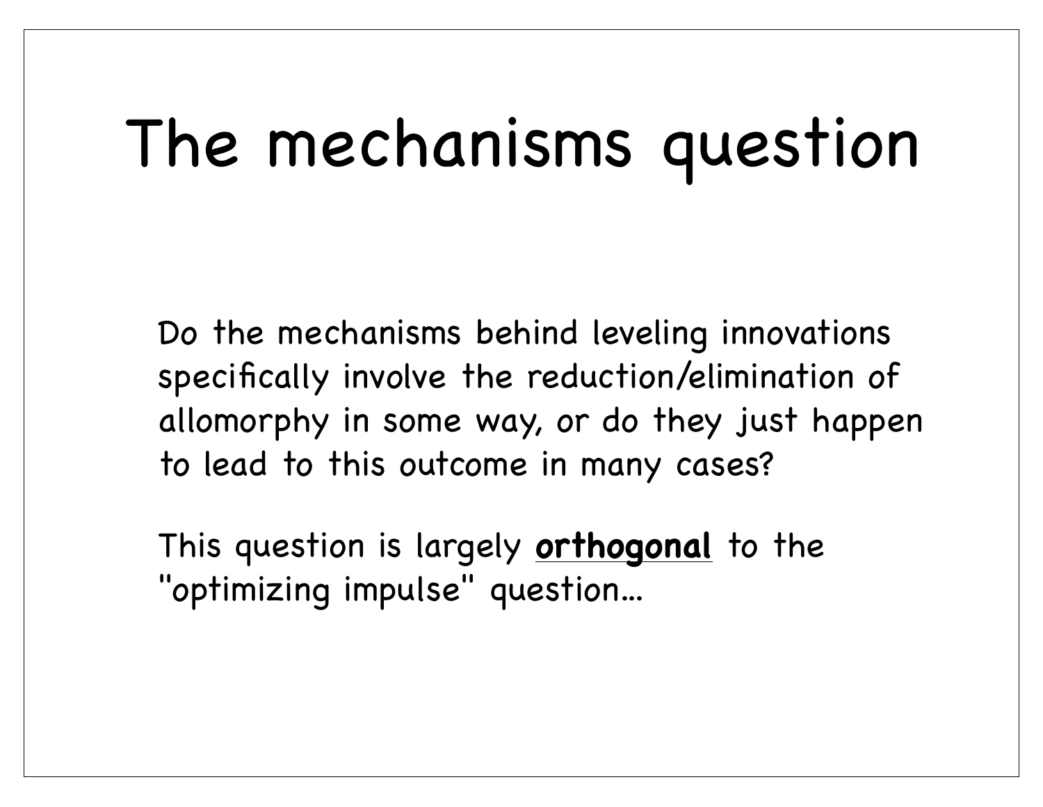# The mechanisms question

Do the mechanisms behind leveling innovations specifically involve the reduction/elimination of allomorphy in some way, or do they just happen to lead to this outcome in many cases?

This question is largely **orthogonal** to the "optimizing impulse" question...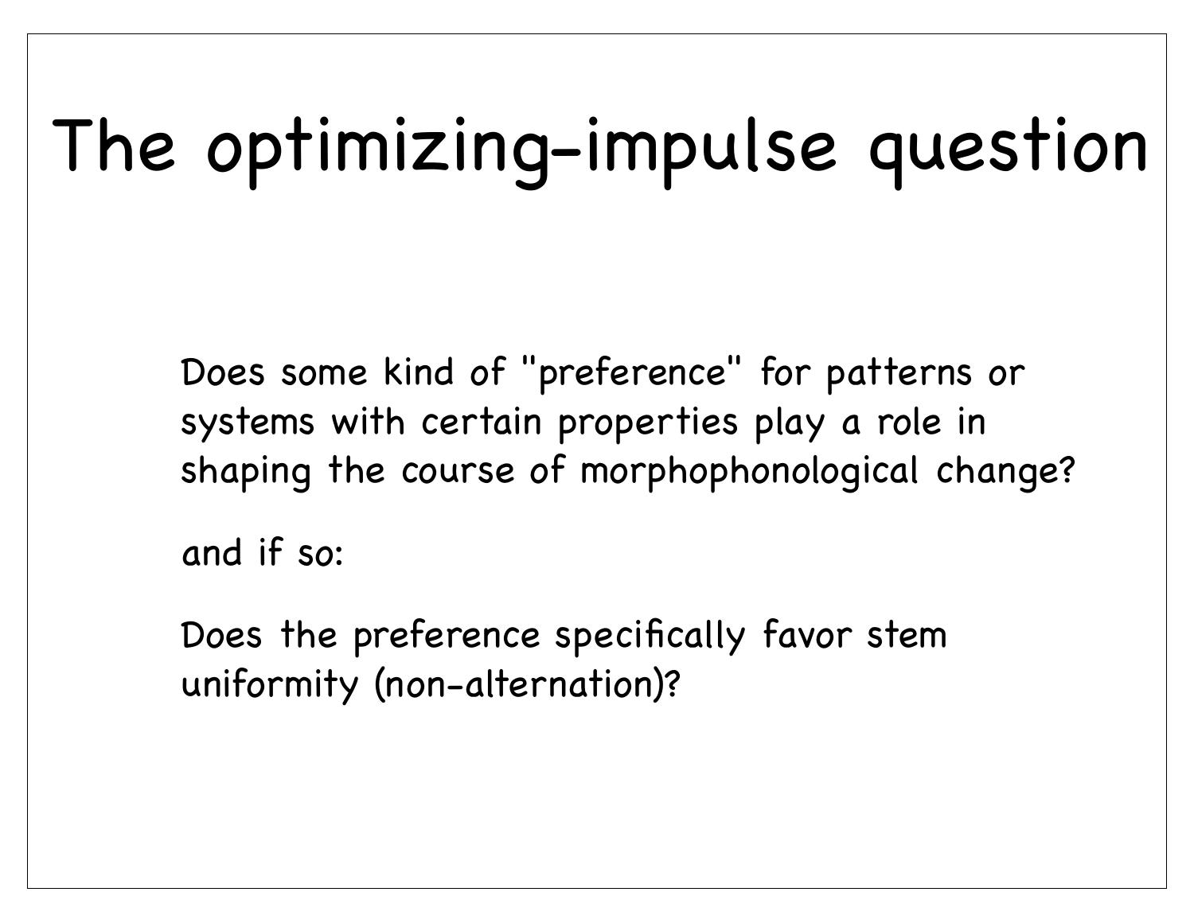# The optimizing-impulse question

Does some kind of "preference" for patterns or systems with certain properties play a role in shaping the course of morphophonological change?

and if so:

Does the preference specifically favor stem uniformity (non-alternation)?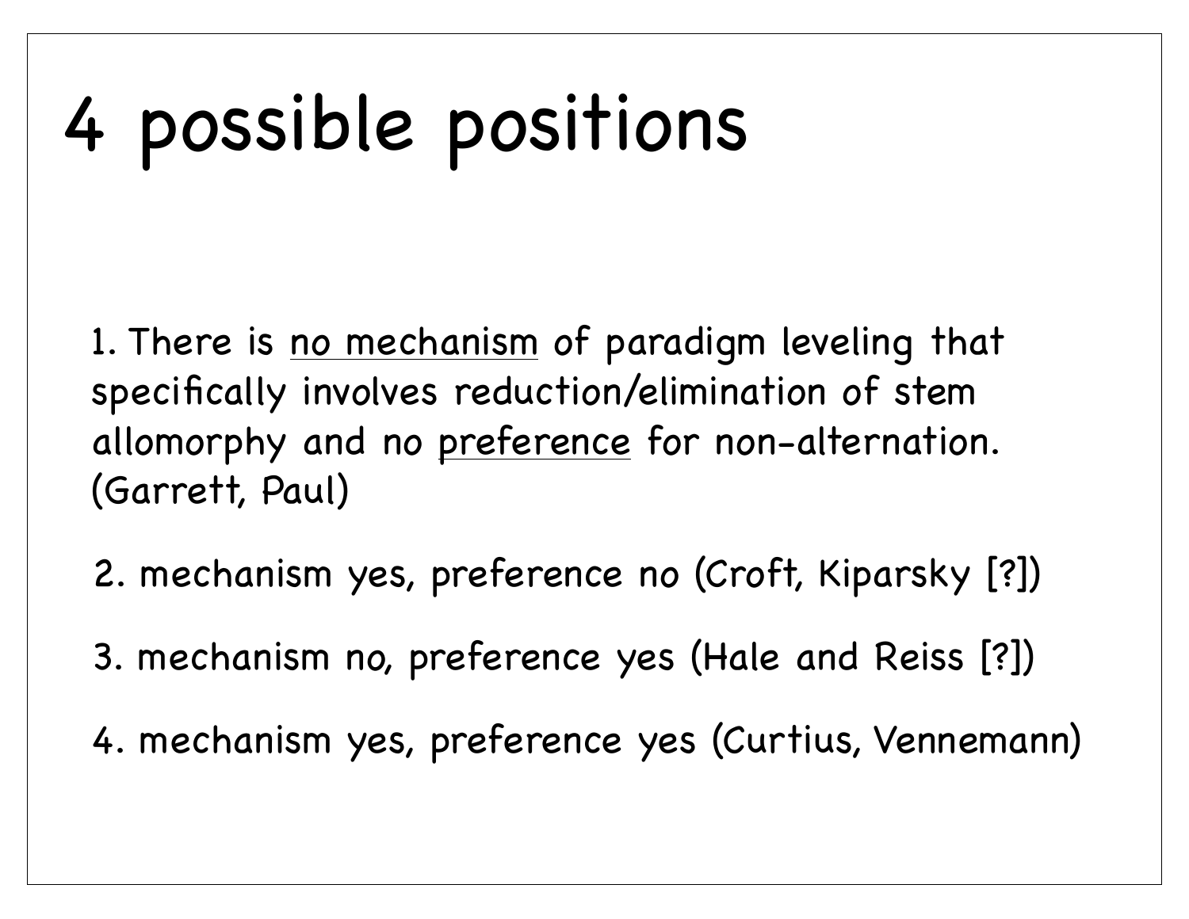# 4 possible positions

1. There is <u>no mechanism</u> of paradigm leveling that specifically involves reduction/elimination of stem allomorphy and no <u>preference</u> for non-alternation. (Garrett, Paul)

2. mechanism yes, preference no (Croft, Kiparsky [?])

3. mechanism no, preference yes (Hale and Reiss [?])

4. mechanism yes, preference yes (Curtius, Vennemann)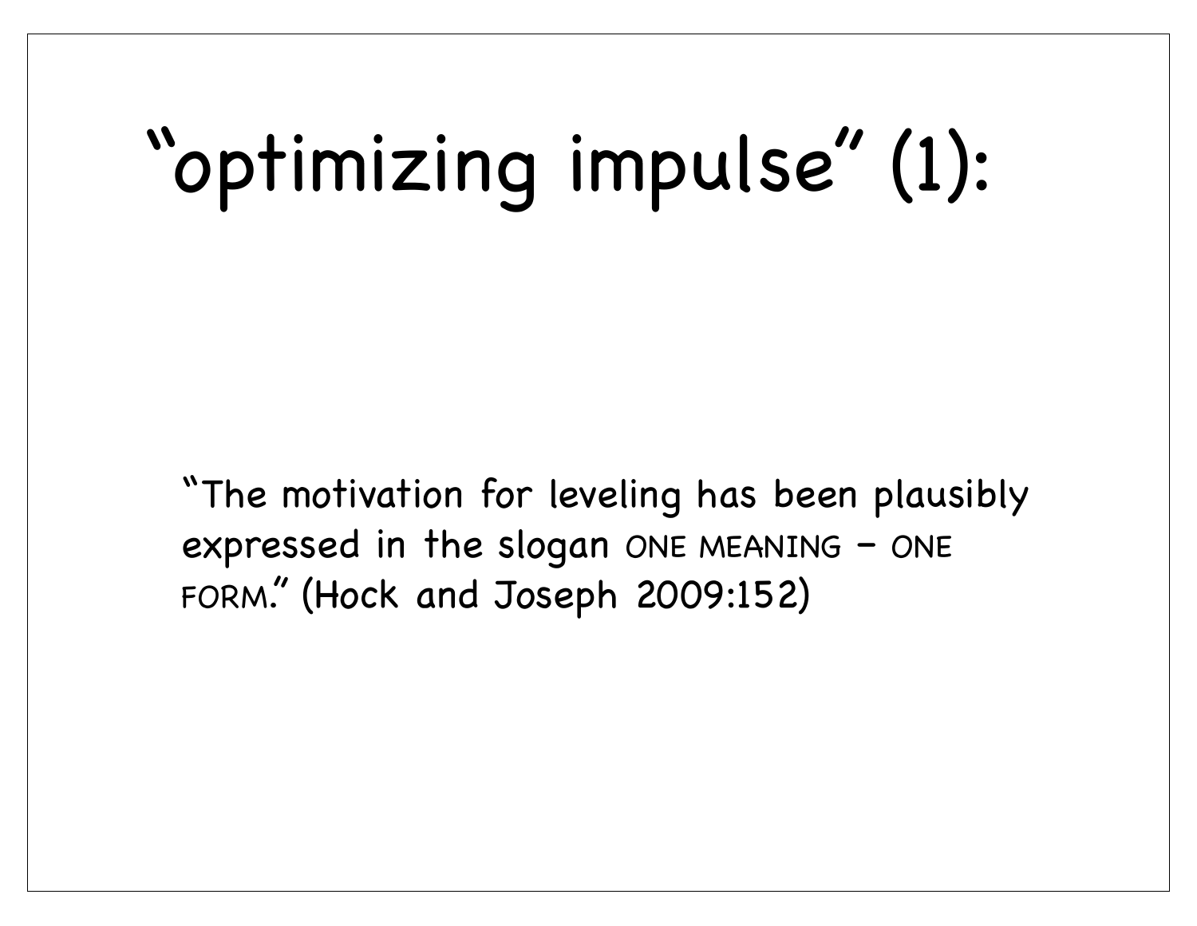# “optimizing impulse” (1):

“The motivation for leveling has been plausibly expressed in the slogan ONE MEANING – ONE FORM.” (Hock and Joseph 2009:152)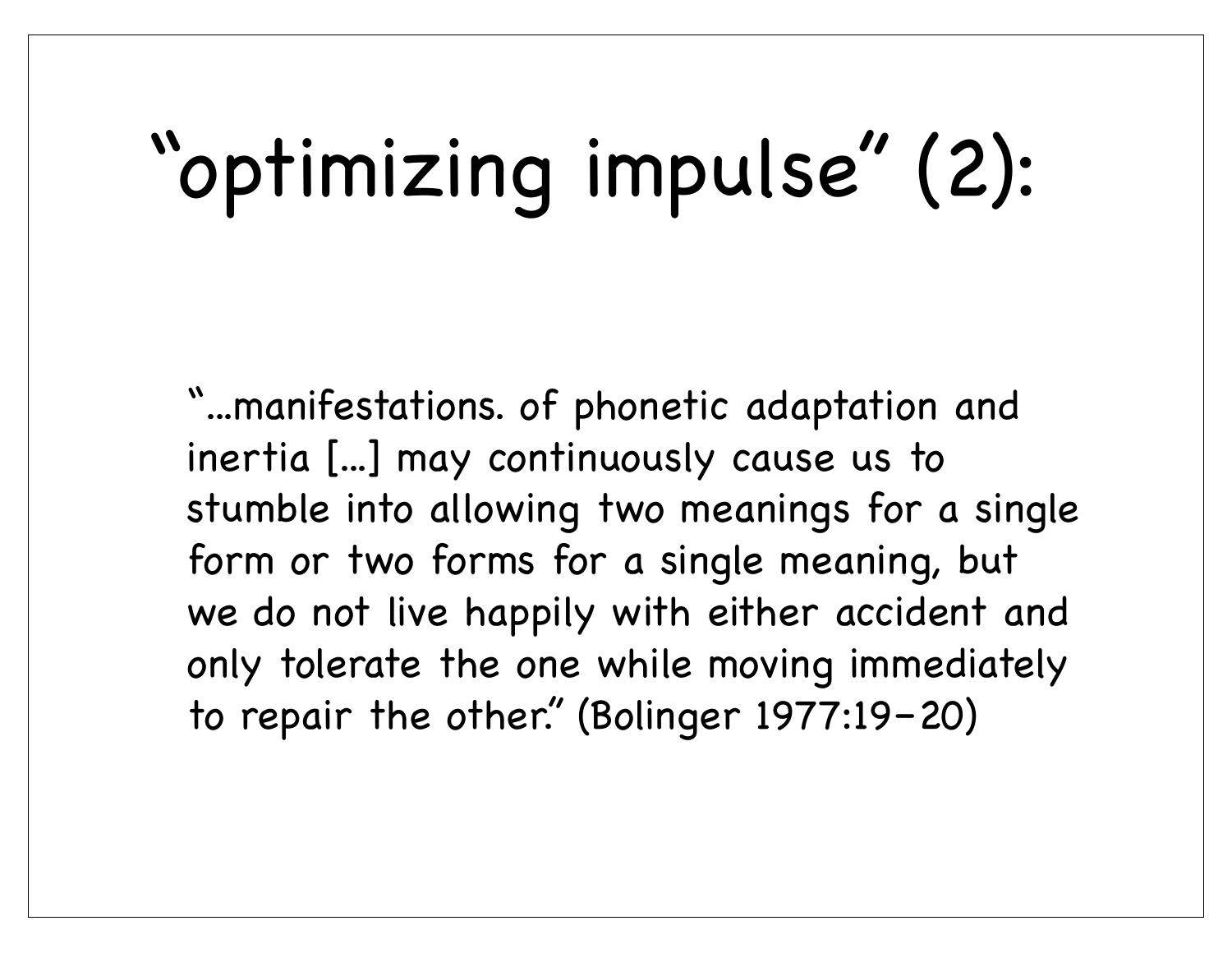# “optimizing impulse” (2):

“...manifestations. of phonetic adaptation and inertia [...] may continuously cause us to stumble into allowing two meanings for a single form or two forms for a single meaning, but we do not live happily with either accident and only tolerate the one while moving immediately to repair the other.” (Bolinger 1977:19–20)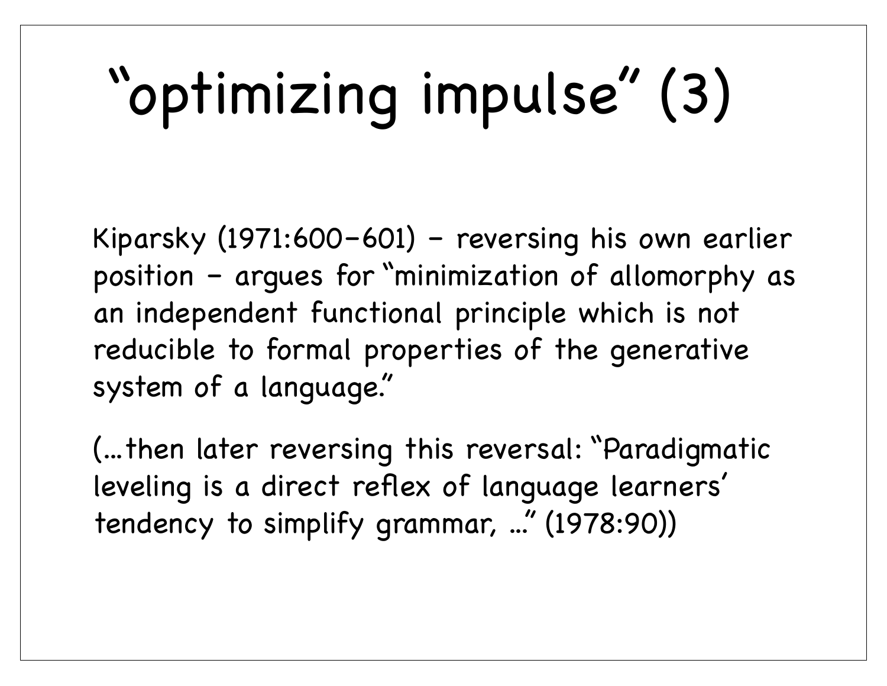# “optimizing impulse” (3)

Kiparsky (1971:600–601) – reversing his own earlier position – argues for “minimization of allomorphy as an independent functional principle which is not reducible to formal properties of the generative system of a language.”

(…then later reversing this reversal: “Paradigmatic leveling is a direct reflex of language learners’ tendency to simplify grammar, …” (1978:90))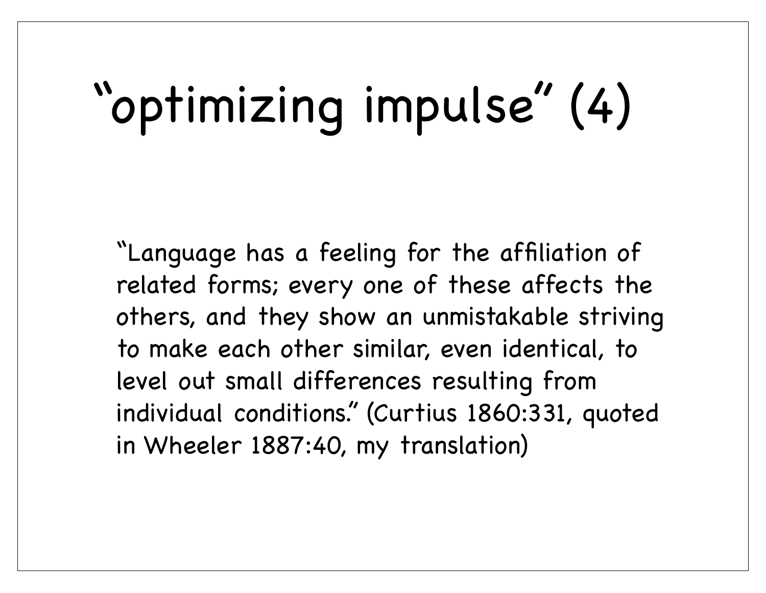# “optimizing impulse” (4)

“Language has a feeling for the affiliation of related forms; every one of these affects the others, and they show an unmistakable striving to make each other similar, even identical, to level out small differences resulting from individual conditions.” (Curtius 1860:331, quoted in Wheeler 1887:40, my translation)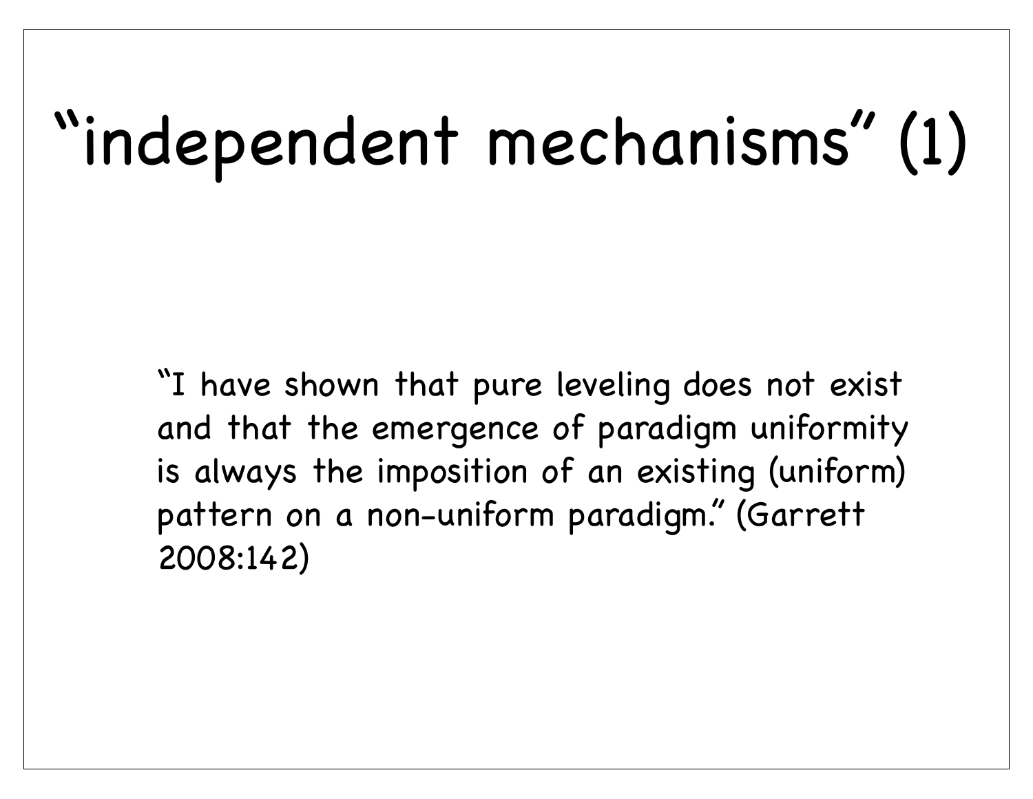# “independent mechanisms” (1)

“I have shown that pure leveling does not exist and that the emergence of paradigm uniformity is always the imposition of an existing (uniform) pattern on a non-uniform paradigm.” (Garrett 2008:142)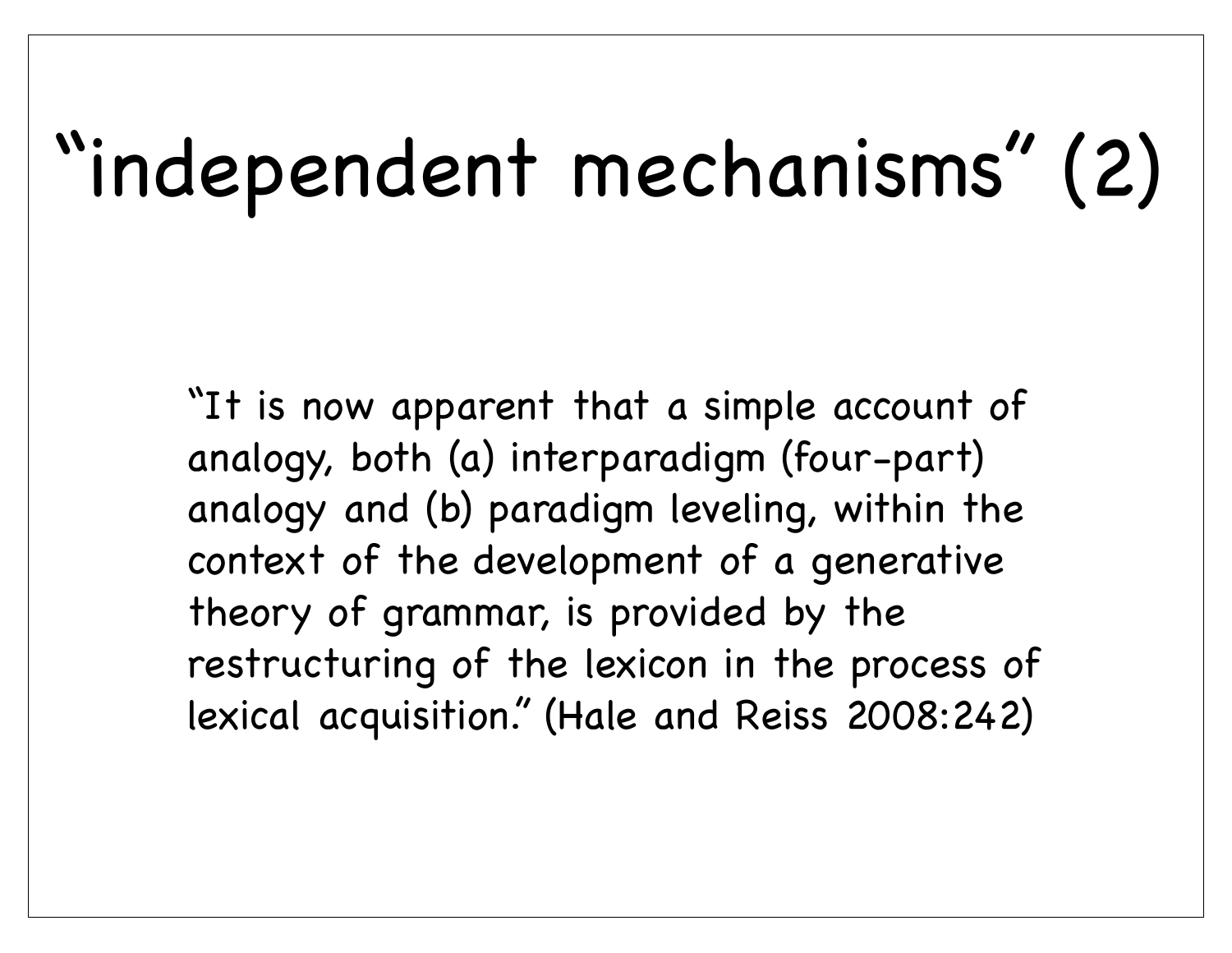# “independent mechanisms” (2)

“It is now apparent that a simple account of analogy, both (a) interparadigm (four-part) analogy and (b) paradigm leveling, within the context of the development of a generative theory of grammar, is provided by the restructuring of the lexicon in the process of lexical acquisition.” (Hale and Reiss 2008:242)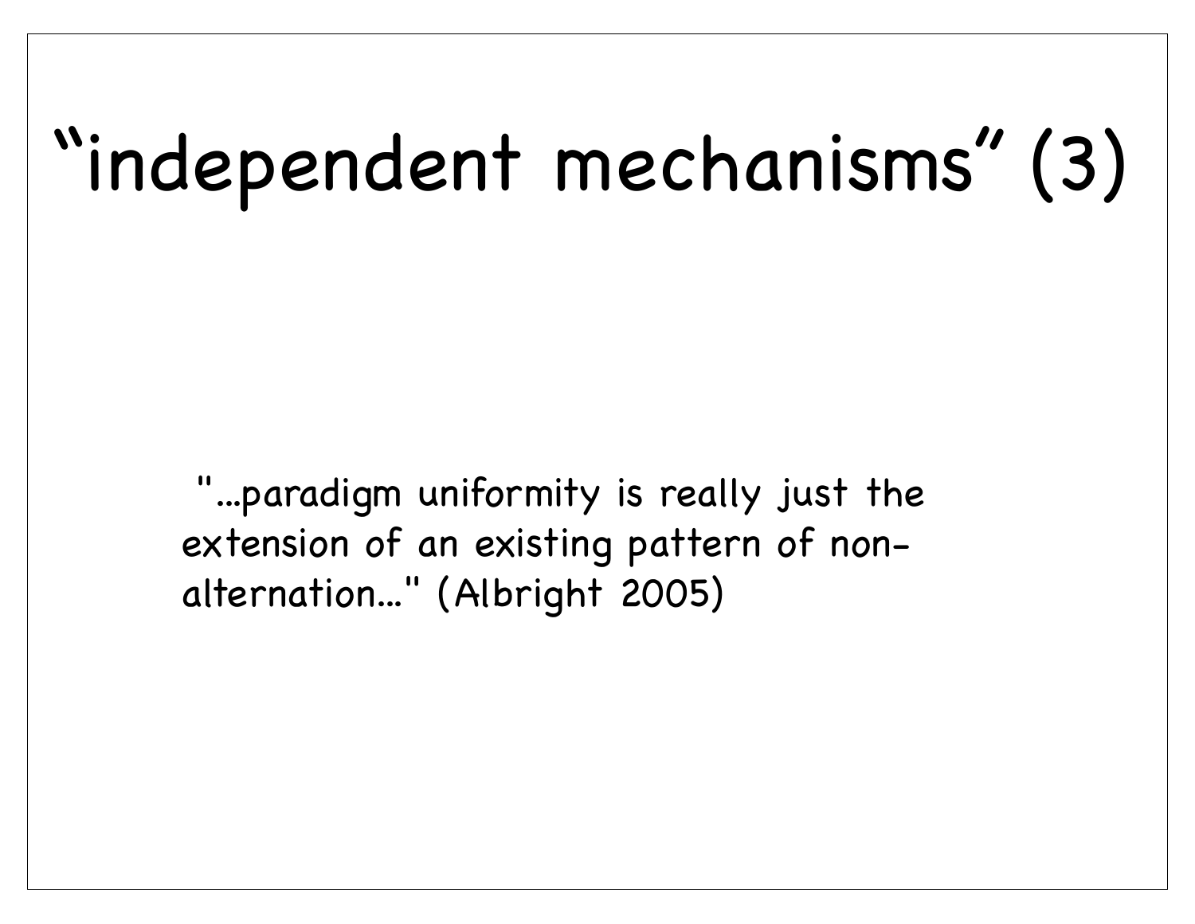# “independent mechanisms” (3)

"...paradigm uniformity is really just the extension of an existing pattern of non-alternation..." (Albright 2005)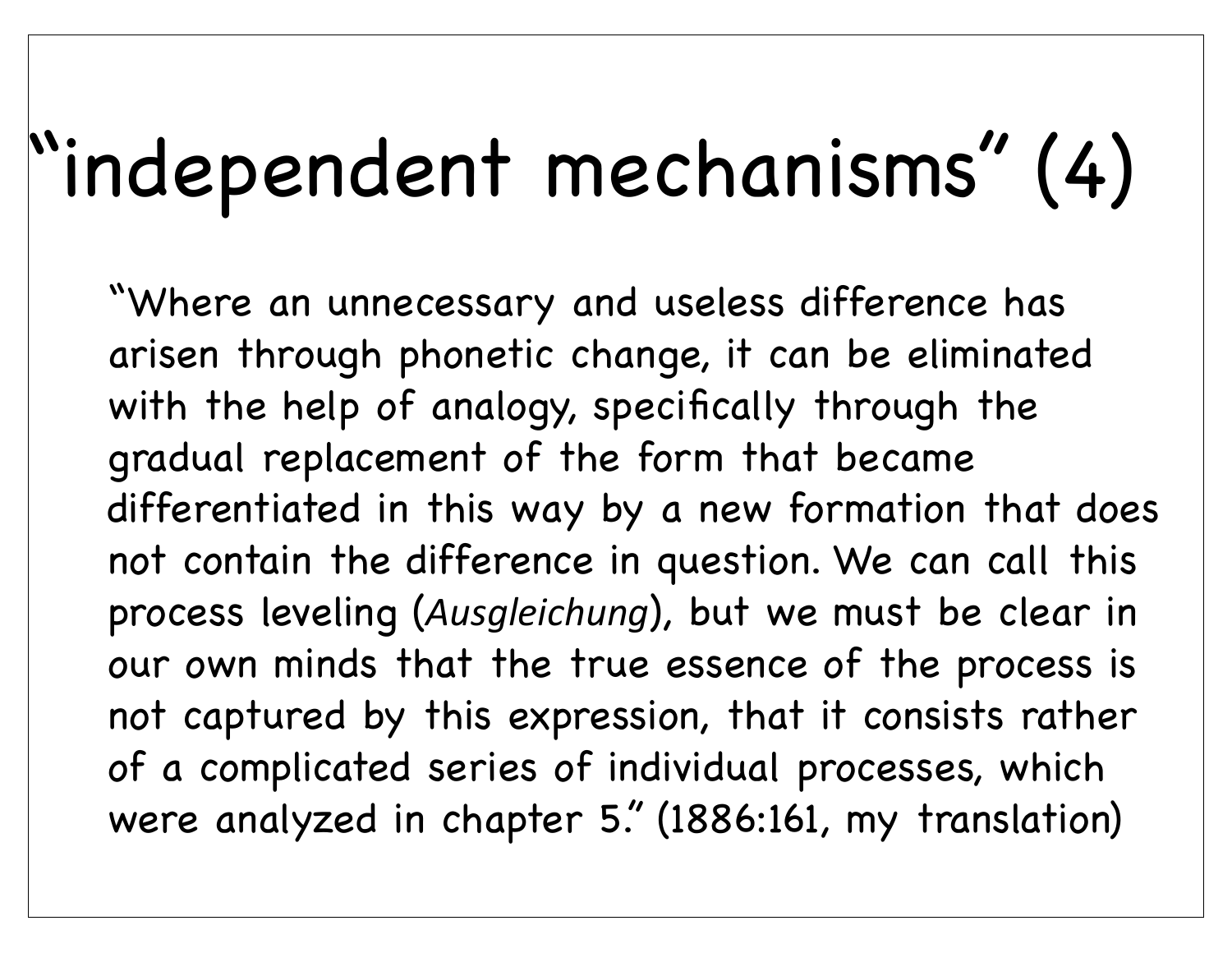# “independent mechanisms” (4)

“Where an unnecessary and useless difference has arisen through phonetic change, it can be eliminated with the help of analogy, specifically through the gradual replacement of the form that became differentiated in this way by a new formation that does not contain the difference in question. We can call this process leveling (*Ausgleichung*), but we must be clear in our own minds that the true essence of the process is not captured by this expression, that it consists rather of a complicated series of individual processes, which were analyzed in chapter 5.” (1886:161, my translation)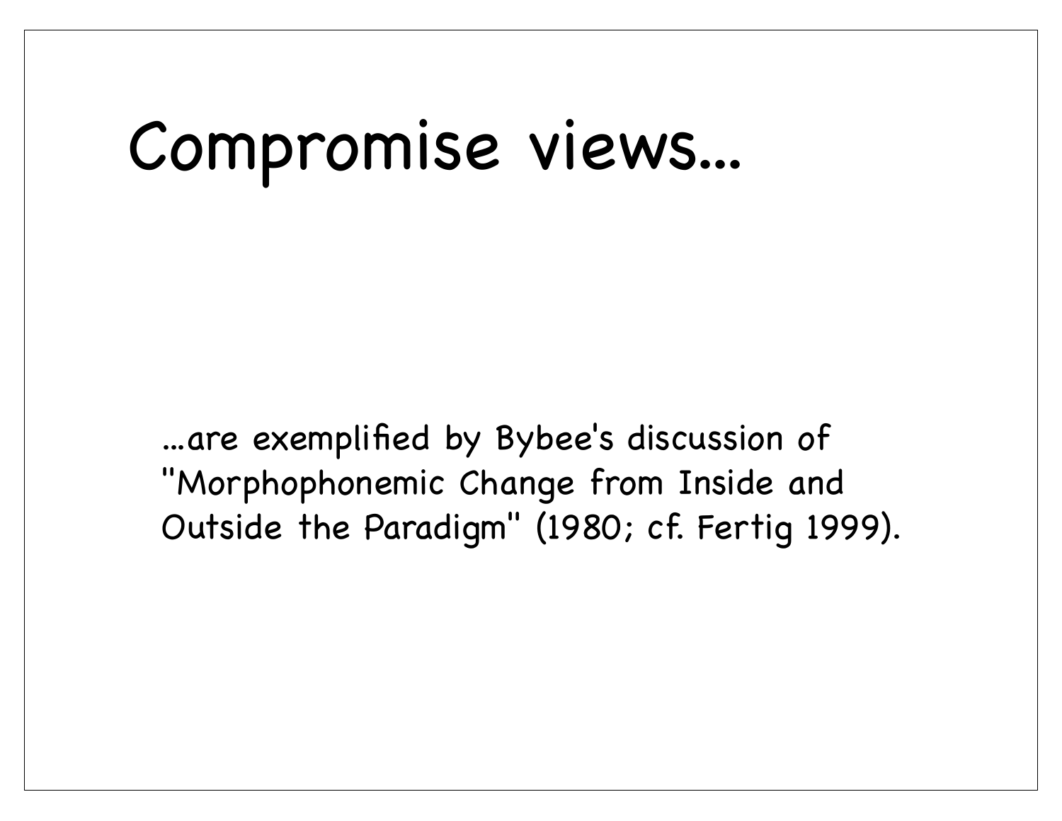# Compromise views...

...are exemplified by Bybee's discussion of "Morphophonemic Change from Inside and Outside the Paradigm" (1980; cf. Fertig 1999).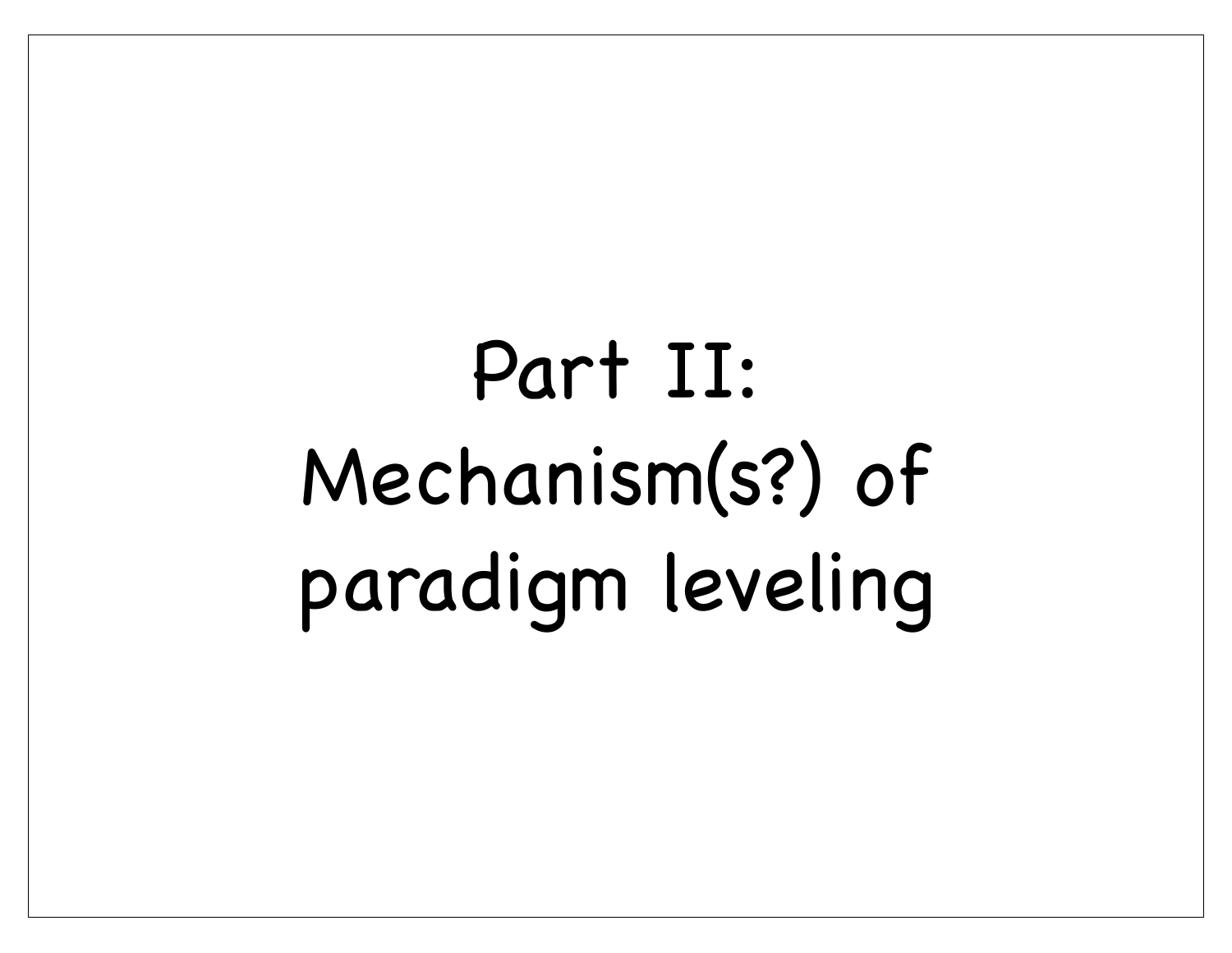# Part II: Mechanism(s?) of paradigm leveling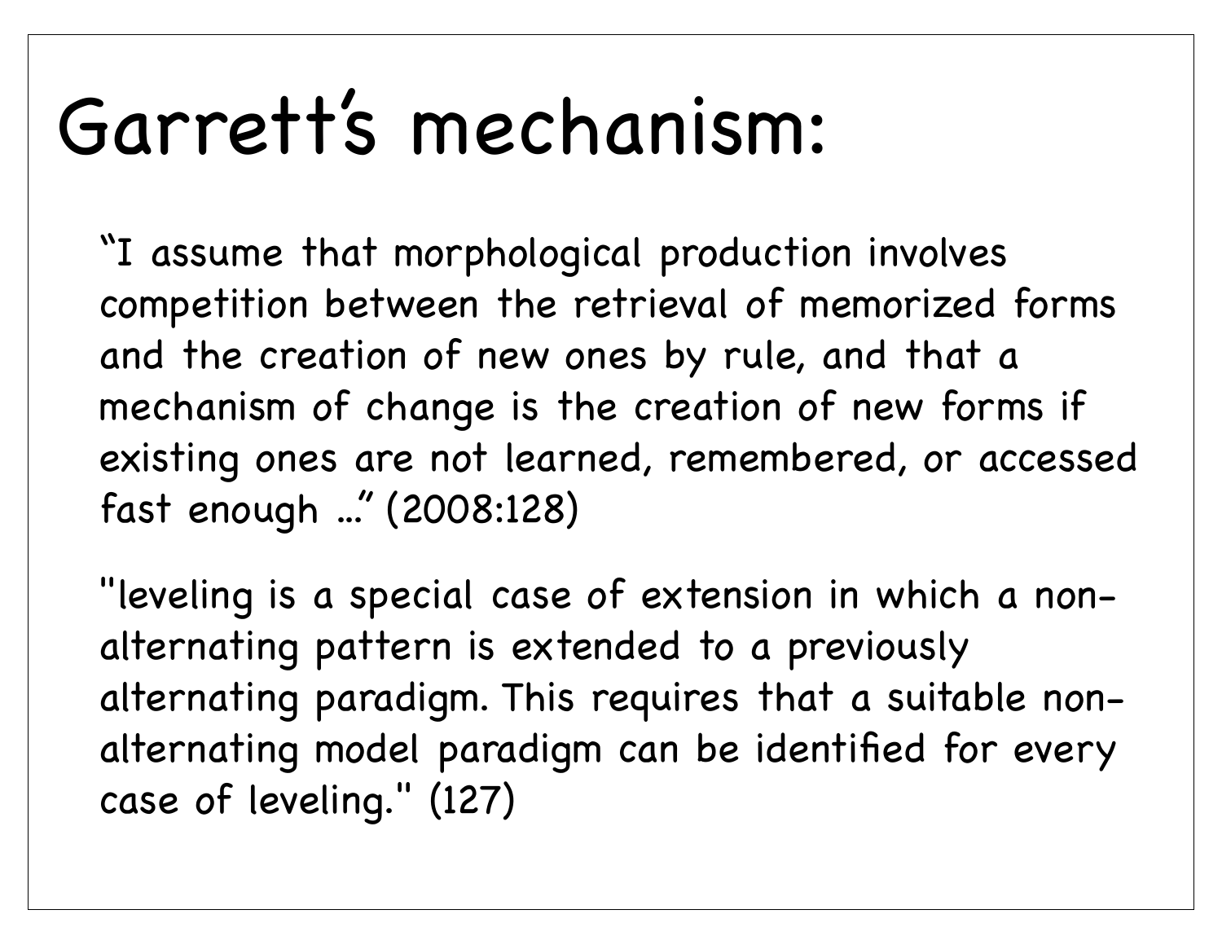# Garrett's mechanism:

"I assume that morphological production involves competition between the retrieval of memorized forms and the creation of new ones by rule, and that a mechanism of change is the creation of new forms if existing ones are not learned, remembered, or accessed fast enough …" (2008:128)

"leveling is a special case of extension in which a non-alternating pattern is extended to a previously alternating paradigm. This requires that a suitable non-alternating model paradigm can be identified for every case of leveling." (127)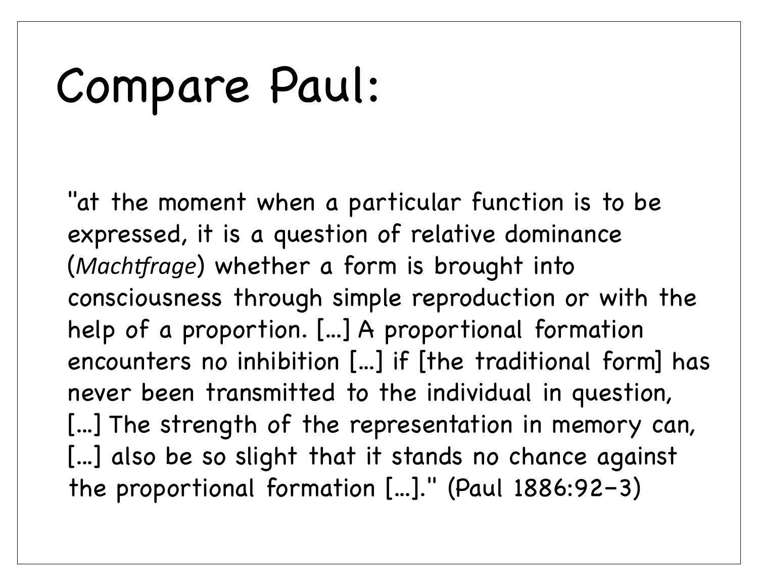# Compare Paul:

"at the moment when a particular function is to be expressed, it is a question of relative dominance (*Machtfrage*) whether a form is brought into consciousness through simple reproduction or with the help of a proportion. [...] A proportional formation encounters no inhibition [...] if [the traditional form] has never been transmitted to the individual in question, [...] The strength of the representation in memory can, [...] also be so slight that it stands no chance against the proportional formation [...]." (Paul 1886:92–3)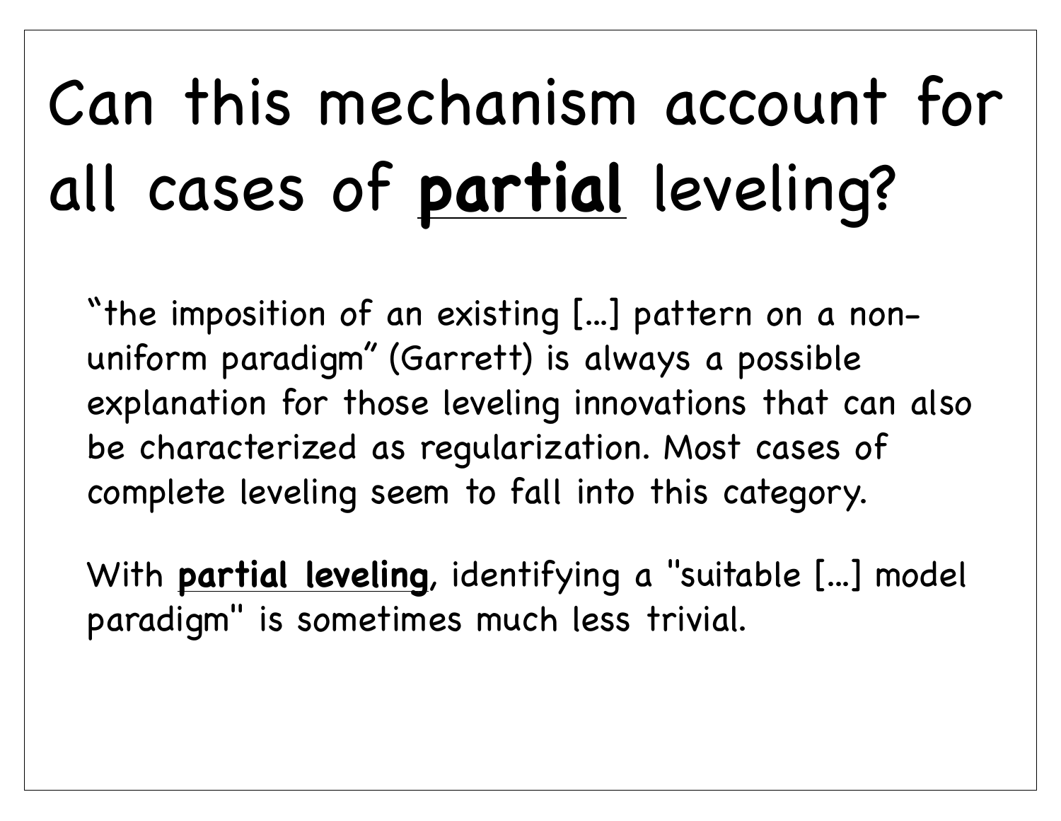# Can this mechanism account for all cases of **partial** leveling?

“the imposition of an existing [...] pattern on a non-uniform paradigm” (Garrett) is always a possible explanation for those leveling innovations that can also be characterized as regularization. Most cases of complete leveling seem to fall into this category.

With **partial leveling**, identifying a "suitable [...] model paradigm" is sometimes much less trivial.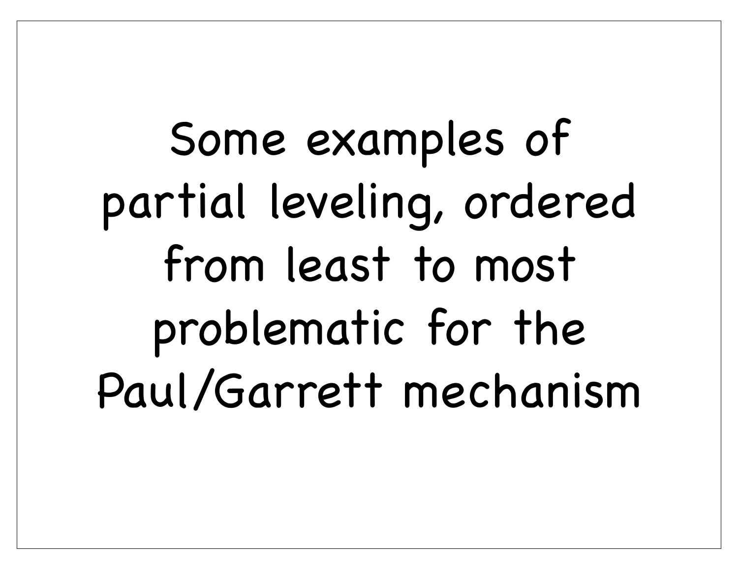# Some examples of partial leveling, ordered from least to most problematic for the Paul/Garrett mechanism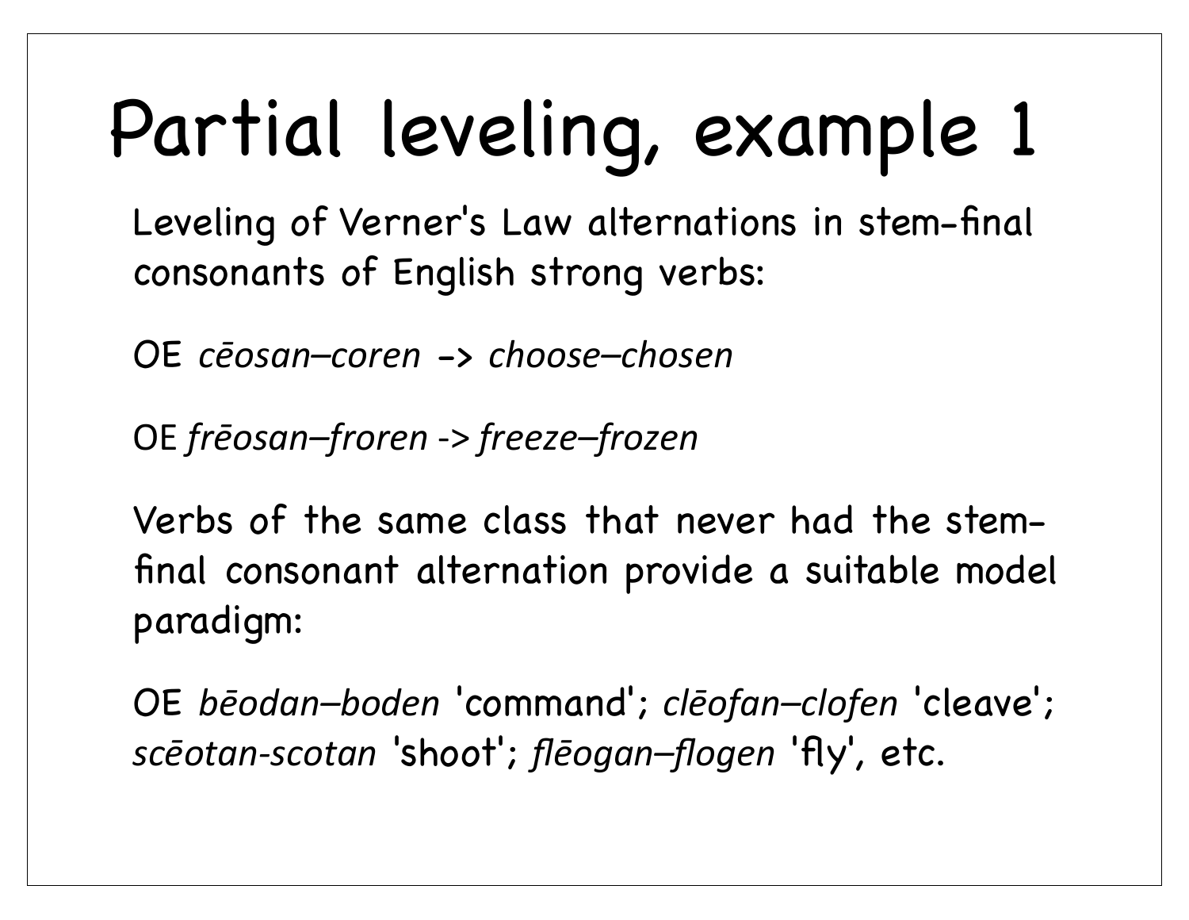# Partial leveling, example 1

Leveling of Verner's Law alternations in stem-final consonants of English strong verbs:

OE *cēosan–coren* -> *choose–chosen*

OE *frēosan–froren* -> *freeze–frozen*

Verbs of the same class that never had the stem-final consonant alternation provide a suitable model paradigm:

OE *bēodan–boden* 'command'; *clēofan–clofen* 'cleave'; *scēotan-scotan* 'shoot'; *flēogan–flogen* 'fly', etc.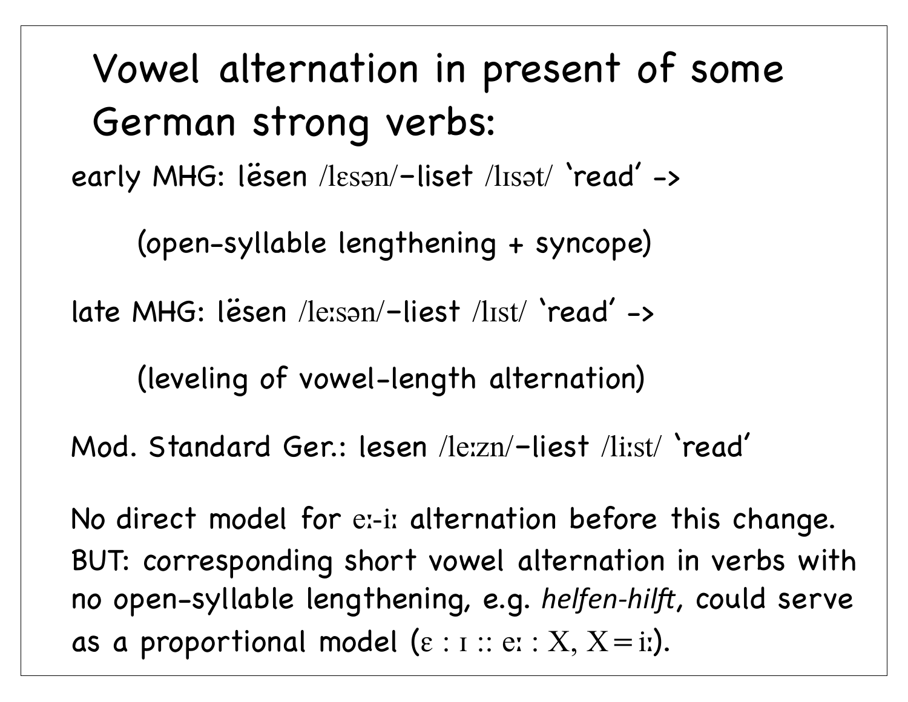# Vowel alternation in present of some German strong verbs:

early MHG: lësen /lɛsən/–liset /lɪsət/ ‘read’ ->

(open-syllable lengthening + syncope)

late MHG: lësen /leːsən/–liest /lɪst/ ‘read’ ->

(leveling of vowel-length alternation)

Mod. Standard Ger.: lesen /leːzn/–liest /liːst/ ‘read’

No direct model for eː-iː alternation before this change. BUT: corresponding short vowel alternation in verbs with no open-syllable lengthening, e.g. *helfen-hilft*, could serve as a proportional model (ɛ : ɪ :: eː : X, X = iː).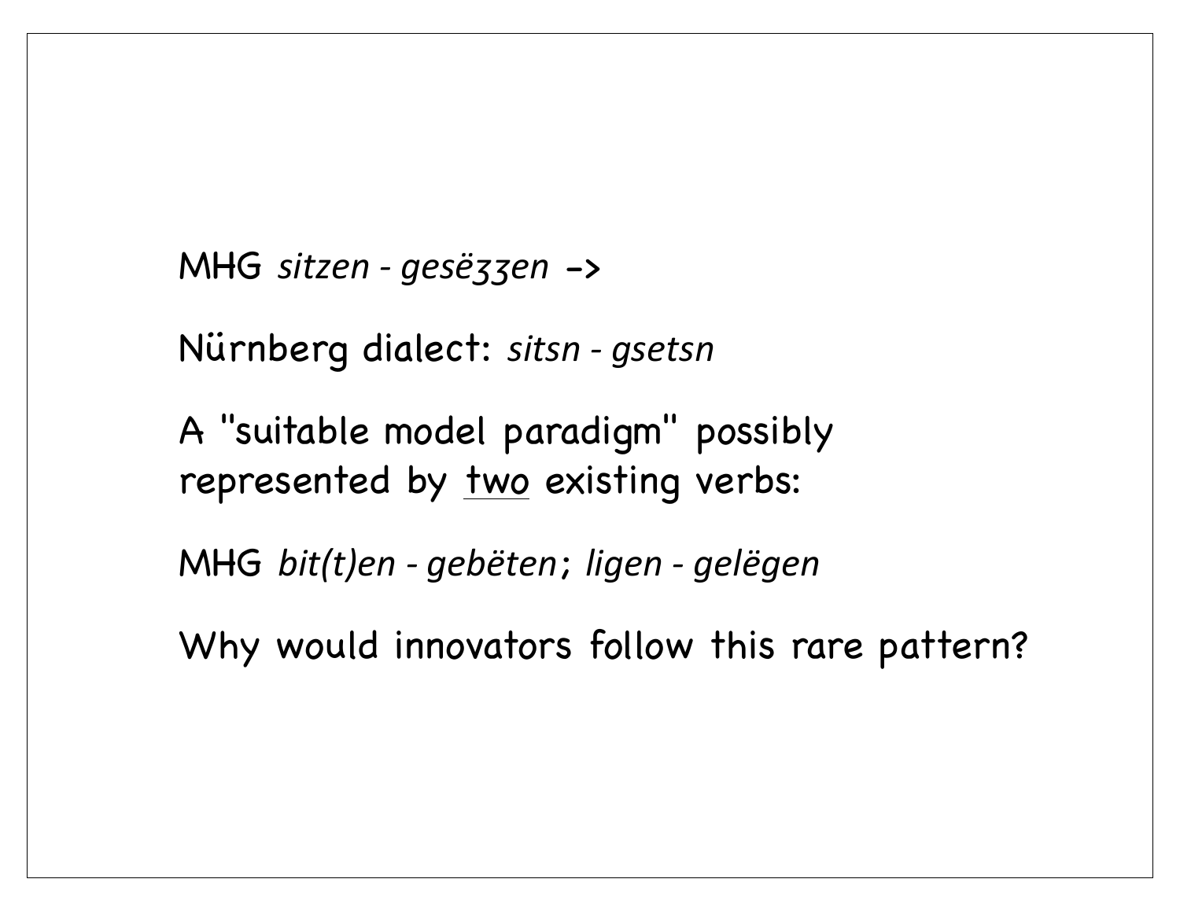MHG *sitzen - gesëȥȥen* ->

Nürnberg dialect: *sitsn - gsetsn*

A "suitable model paradigm" possibly represented by <u>two</u> existing verbs:

MHG *bit(t)en - gebëten*; *ligen - gelëgen*

Why would innovators follow this rare pattern?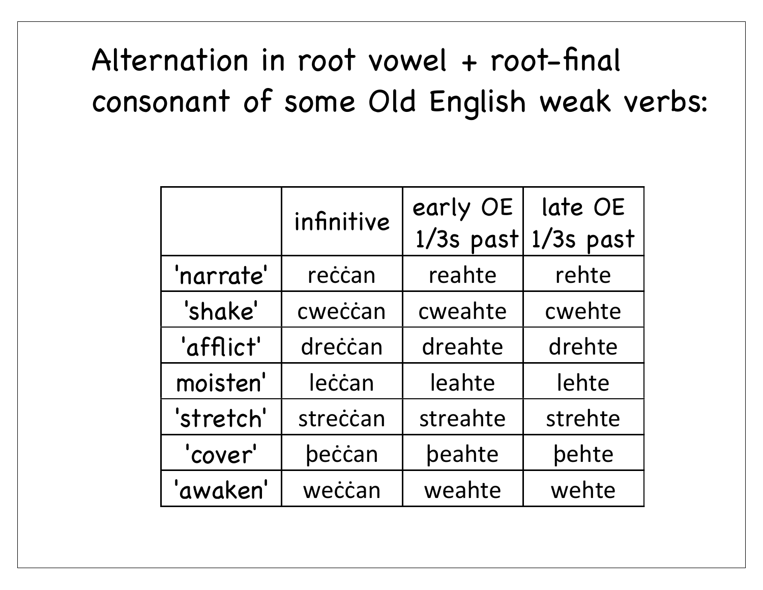# Alternation in root vowel + root-final consonant of some Old English weak verbs:

| | infinitive | early OE 1/3s past | late OE 1/3s past |
|---|---|---|---|
| 'narrate' | reċċan | reahte | rehte |
| 'shake' | cweċċan | cweahte | cwehte |
| 'afflict' | dreċċan | dreahte | drehte |
| moisten' | leċċan | leahte | lehte |
| 'stretch' | streċċan | streahte | strehte |
| 'cover' | þeċċan | þeahte | þehte |
| 'awaken' | weċċan | weahte | wehte |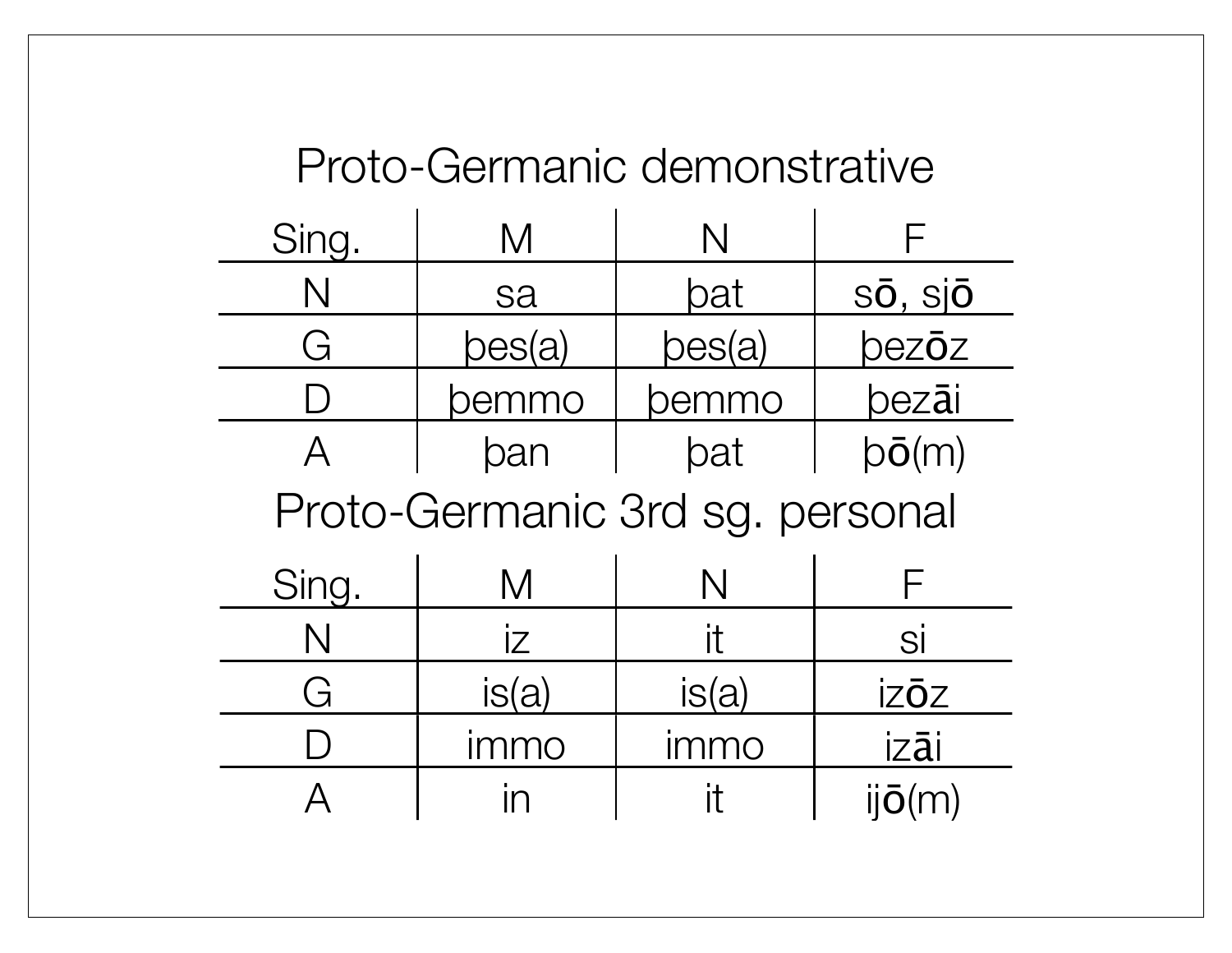## Proto-Germanic demonstrative

| Sing. | M | N | F |
|---|---|---|---|
| N | sa | þat | sō, sjō |
| G | þes(a) | þes(a) | þezōz |
| D | þemmo | þemmo | þezāi |
| A | þan | þat | þō(m) |

## Proto-Germanic 3rd sg. personal

| Sing. | M | N | F |
|---|---|---|---|
| N | iz | it | si |
| G | is(a) | is(a) | izōz |
| D | immo | immo | izāi |
| A | in | it | ijō(m) |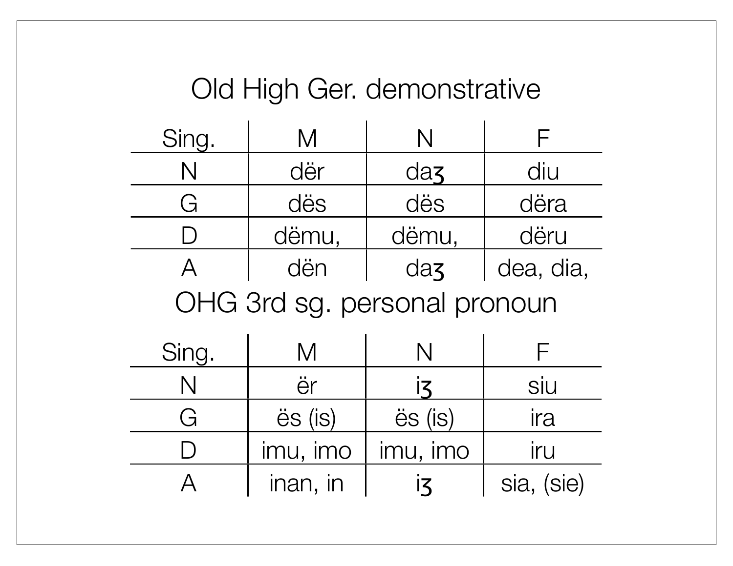## Old High Ger. demonstrative

| Sing. | M | N | F |
|---|---|---|---|
| N | dër | daʒ | diu |
| G | dës | dës | dëra |
| D | dëmu, | dëmu, | dëru |
| A | dën | daʒ | dea, dia, |

## OHG 3rd sg. personal pronoun

| Sing. | M | N | F |
|---|---|---|---|
| N | ër | iʒ | siu |
| G | ës (is) | ës (is) | ira |
| D | imu, imo | imu, imo | iru |
| A | inan, in | iʒ | sia, (sie) |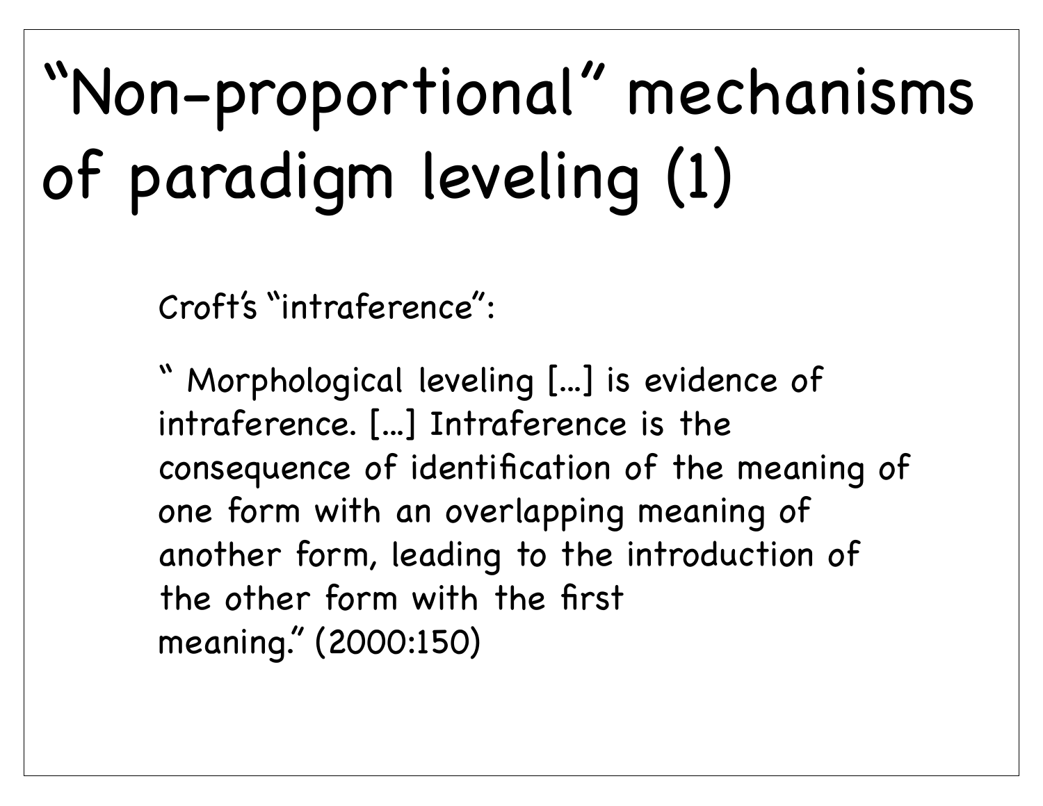# “Non-proportional” mechanisms of paradigm leveling (1)

Croft’s “intraference”:

“ Morphological leveling [...] is evidence of intraference. [...] Intraference is the consequence of identification of the meaning of one form with an overlapping meaning of another form, leading to the introduction of the other form with the first meaning.” (2000:150)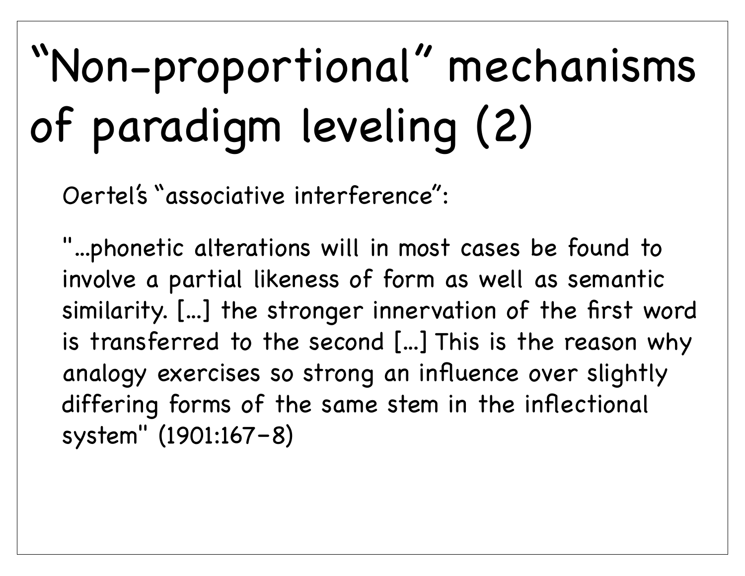# “Non-proportional” mechanisms of paradigm leveling (2)

Oertel’s “associative interference”:

"…phonetic alterations will in most cases be found to involve a partial likeness of form as well as semantic similarity. […] the stronger innervation of the first word is transferred to the second […] This is the reason why analogy exercises so strong an influence over slightly differing forms of the same stem in the inflectional system" (1901:167–8)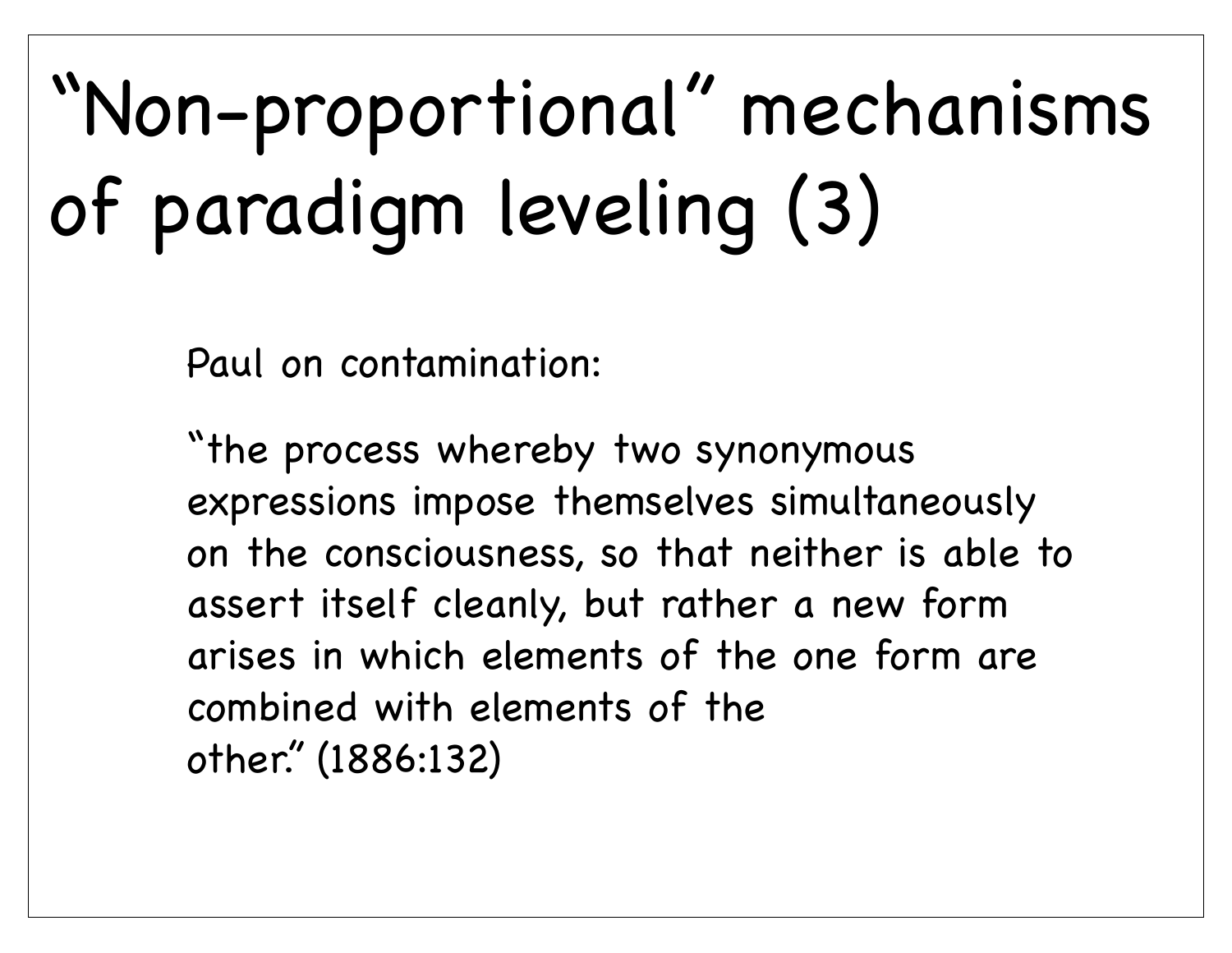# "Non-proportional" mechanisms of paradigm leveling (3)

Paul on contamination:

"the process whereby two synonymous expressions impose themselves simultaneously on the consciousness, so that neither is able to assert itself cleanly, but rather a new form arises in which elements of the one form are combined with elements of the other." (1886:132)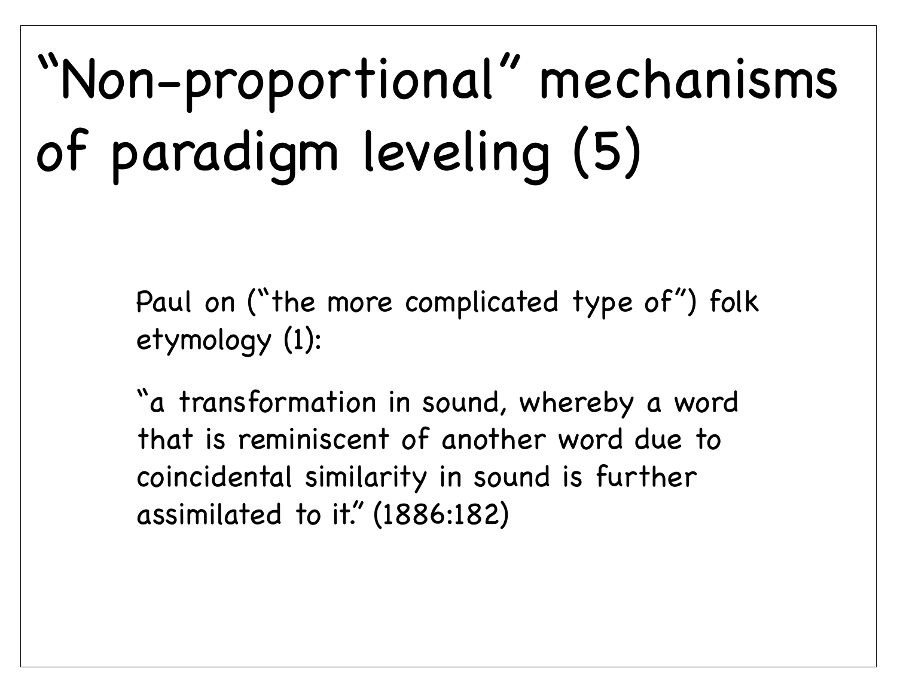# “Non-proportional” mechanisms of paradigm leveling (5)

Paul on (“the more complicated type of”) folk etymology (1):

“a transformation in sound, whereby a word that is reminiscent of another word due to coincidental similarity in sound is further assimilated to it.” (1886:182)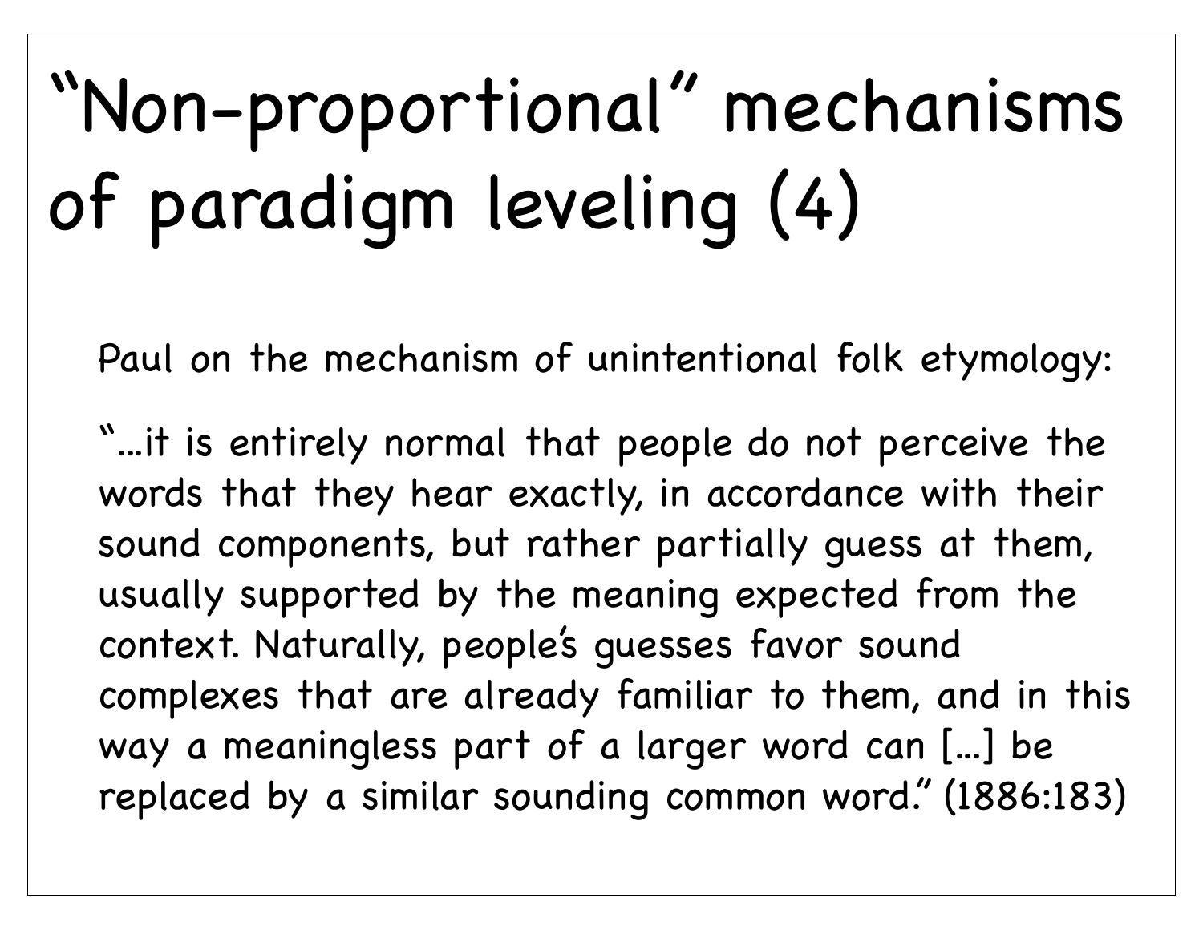# “Non-proportional” mechanisms of paradigm leveling (4)

Paul on the mechanism of unintentional folk etymology:

“...it is entirely normal that people do not perceive the words that they hear exactly, in accordance with their sound components, but rather partially guess at them, usually supported by the meaning expected from the context. Naturally, people’s guesses favor sound complexes that are already familiar to them, and in this way a meaningless part of a larger word can [...] be replaced by a similar sounding common word.” (1886:183)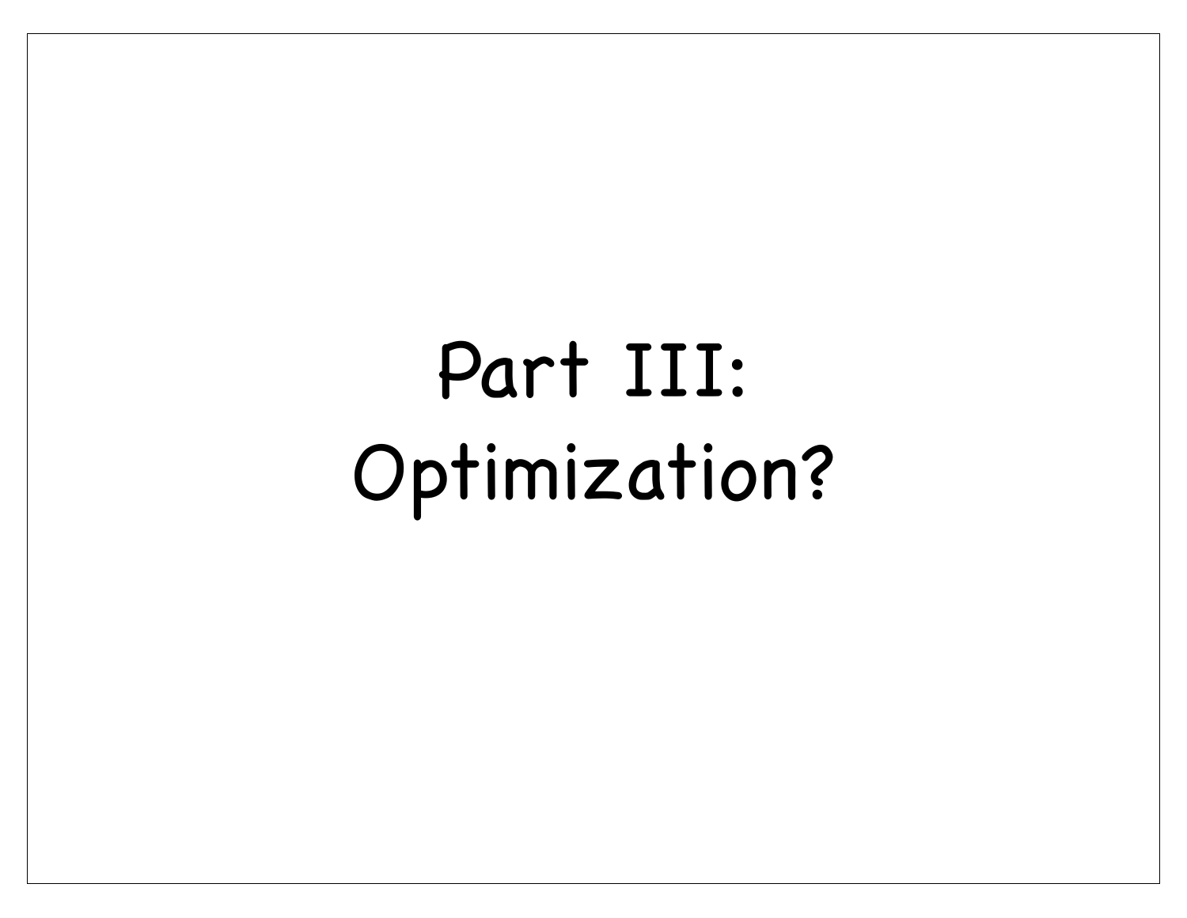# Part III: Optimization?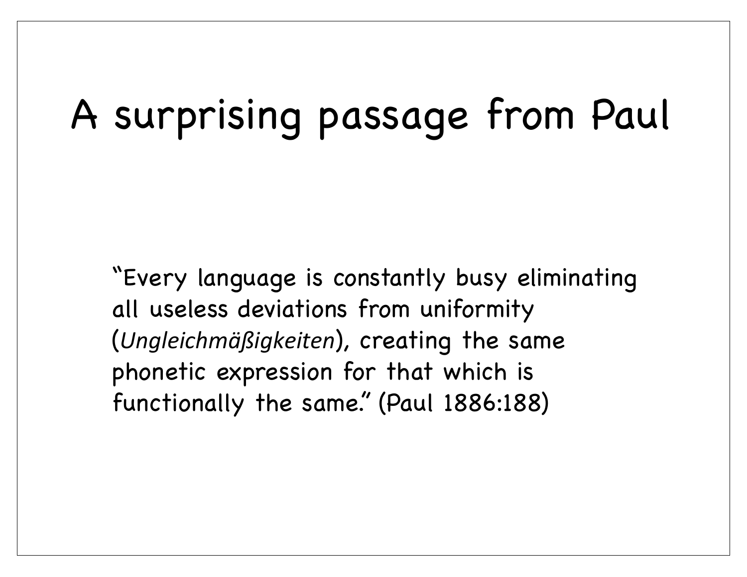# A surprising passage from Paul

"Every language is constantly busy eliminating all useless deviations from uniformity (*Ungleichmäßigkeiten*), creating the same phonetic expression for that which is functionally the same." (Paul 1886:188)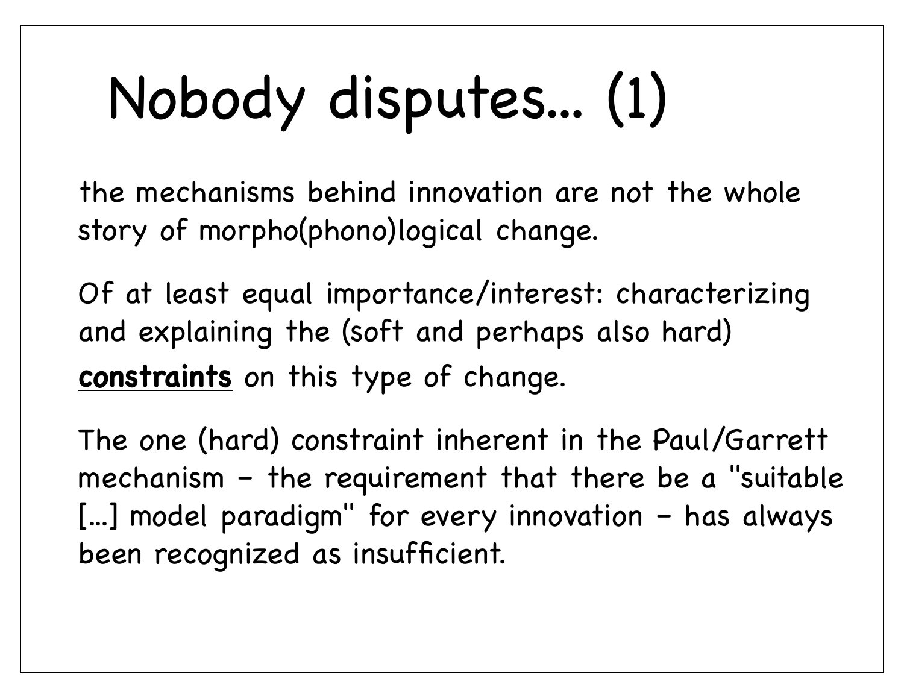# Nobody disputes... (1)

the mechanisms behind innovation are not the whole story of morpho(phono)logical change.

Of at least equal importance/interest: characterizing and explaining the (soft and perhaps also hard) **constraints** on this type of change.

The one (hard) constraint inherent in the Paul/Garrett mechanism – the requirement that there be a "suitable [...] model paradigm" for every innovation – has always been recognized as insufficient.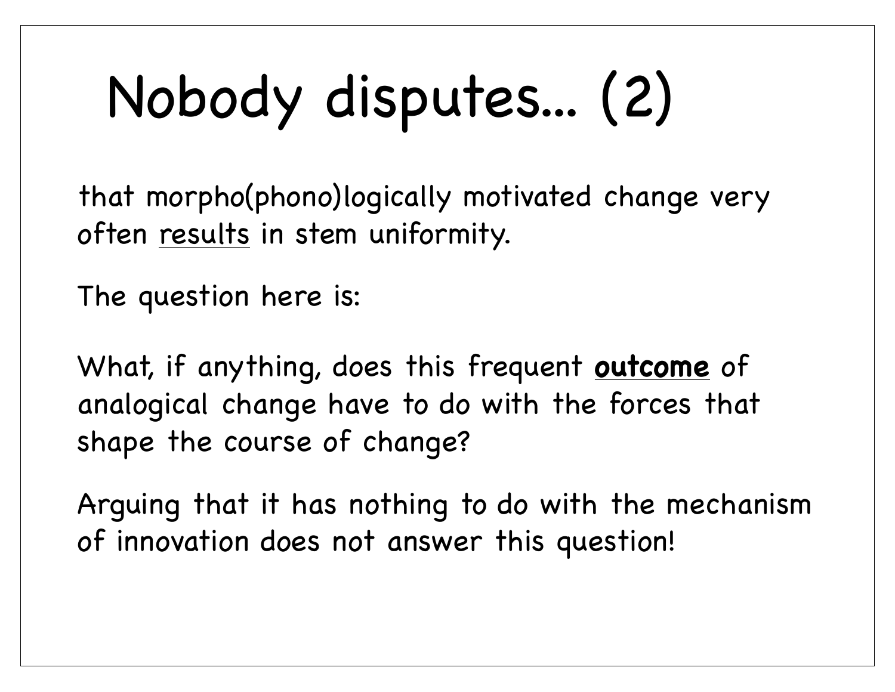# Nobody disputes... (2)

that morpho(phono)logically motivated change very often <u>results</u> in stem uniformity.

The question here is:

What, if anything, does this frequent **<u>outcome</u>** of analogical change have to do with the forces that shape the course of change?

Arguing that it has nothing to do with the mechanism of innovation does not answer this question!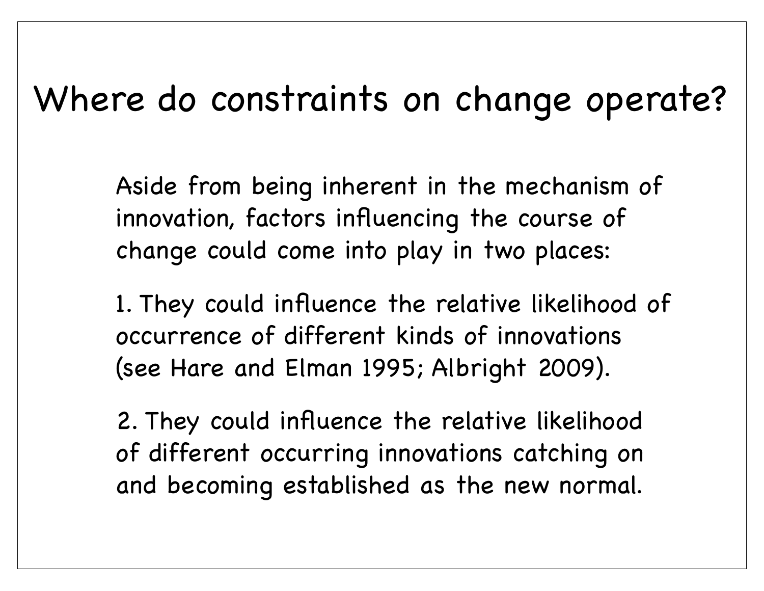# Where do constraints on change operate?

Aside from being inherent in the mechanism of innovation, factors influencing the course of change could come into play in two places:

1. They could influence the relative likelihood of occurrence of different kinds of innovations (see Hare and Elman 1995; Albright 2009).

2. They could influence the relative likelihood of different occurring innovations catching on and becoming established as the new normal.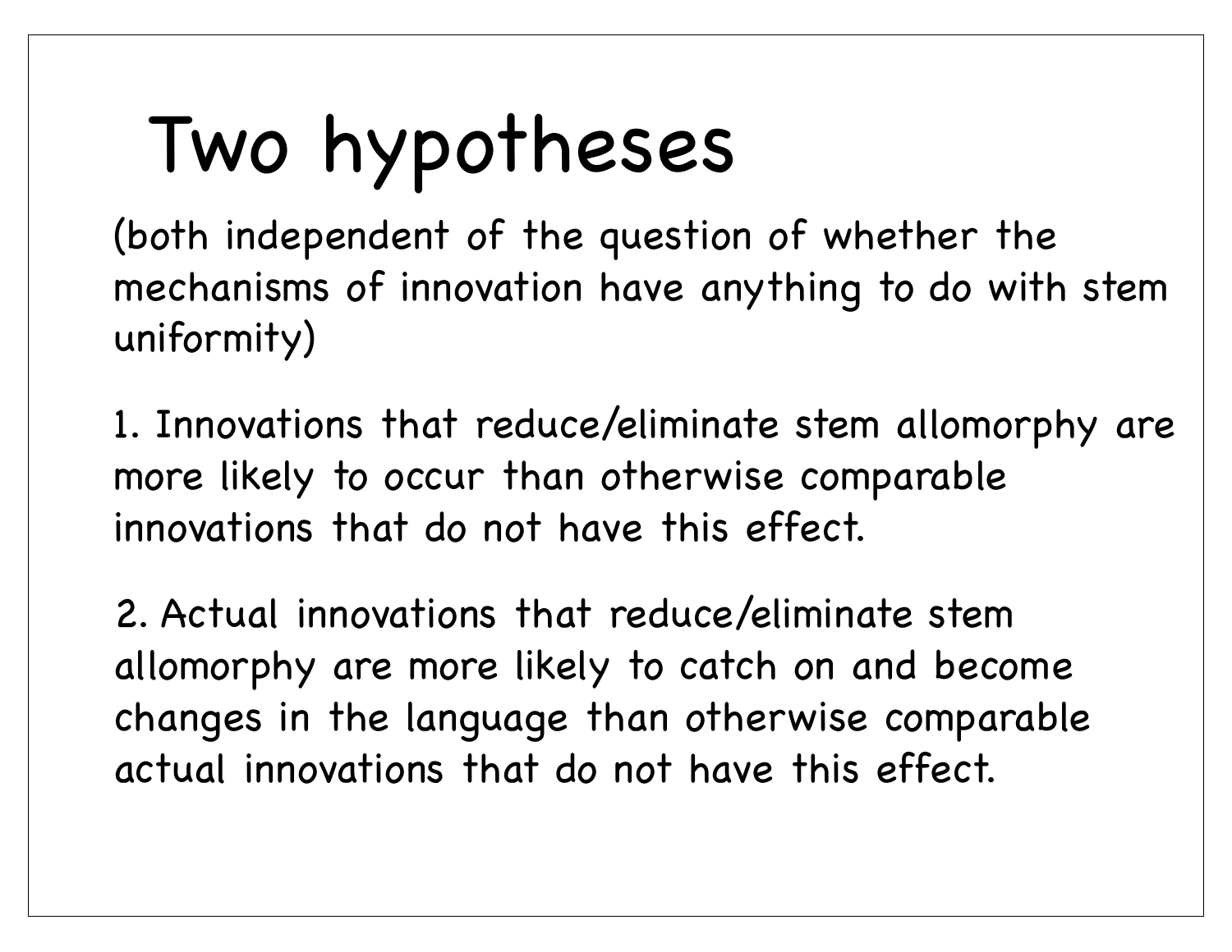# Two hypotheses

(both independent of the question of whether the mechanisms of innovation have anything to do with stem uniformity)

1. Innovations that reduce/eliminate stem allomorphy are more likely to occur than otherwise comparable innovations that do not have this effect.

2. Actual innovations that reduce/eliminate stem allomorphy are more likely to catch on and become changes in the language than otherwise comparable actual innovations that do not have this effect.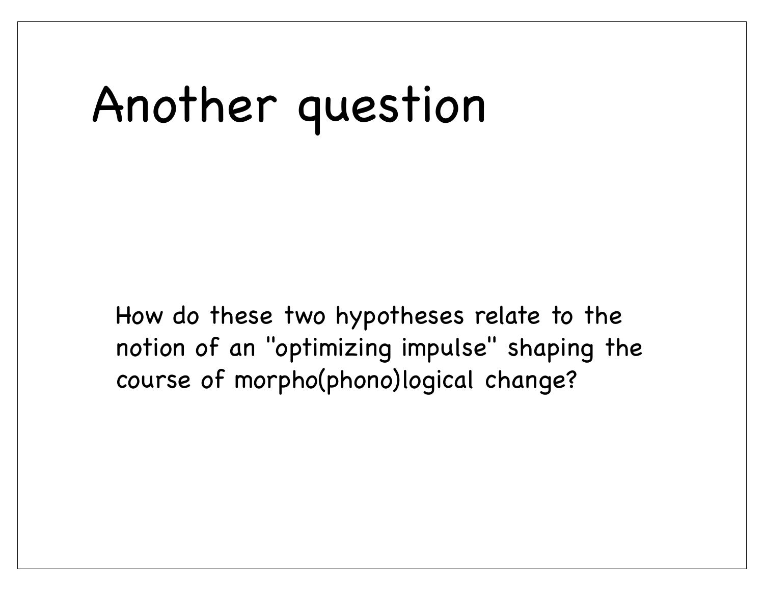# Another question

How do these two hypotheses relate to the notion of an "optimizing impulse" shaping the course of morpho(phono)logical change?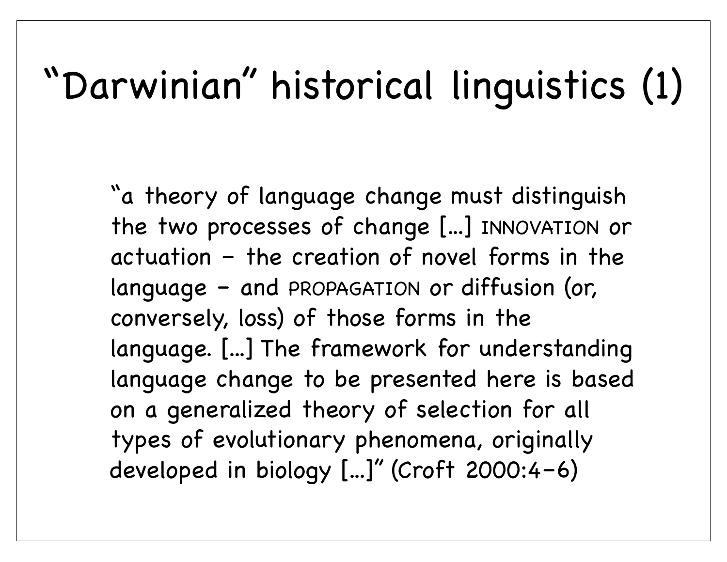# "Darwinian" historical linguistics (1)

"a theory of language change must distinguish the two processes of change [...] INNOVATION or actuation – the creation of novel forms in the language – and PROPAGATION or diffusion (or, conversely, loss) of those forms in the language. [...] The framework for understanding language change to be presented here is based on a generalized theory of selection for all types of evolutionary phenomena, originally developed in biology [...]" (Croft 2000:4–6)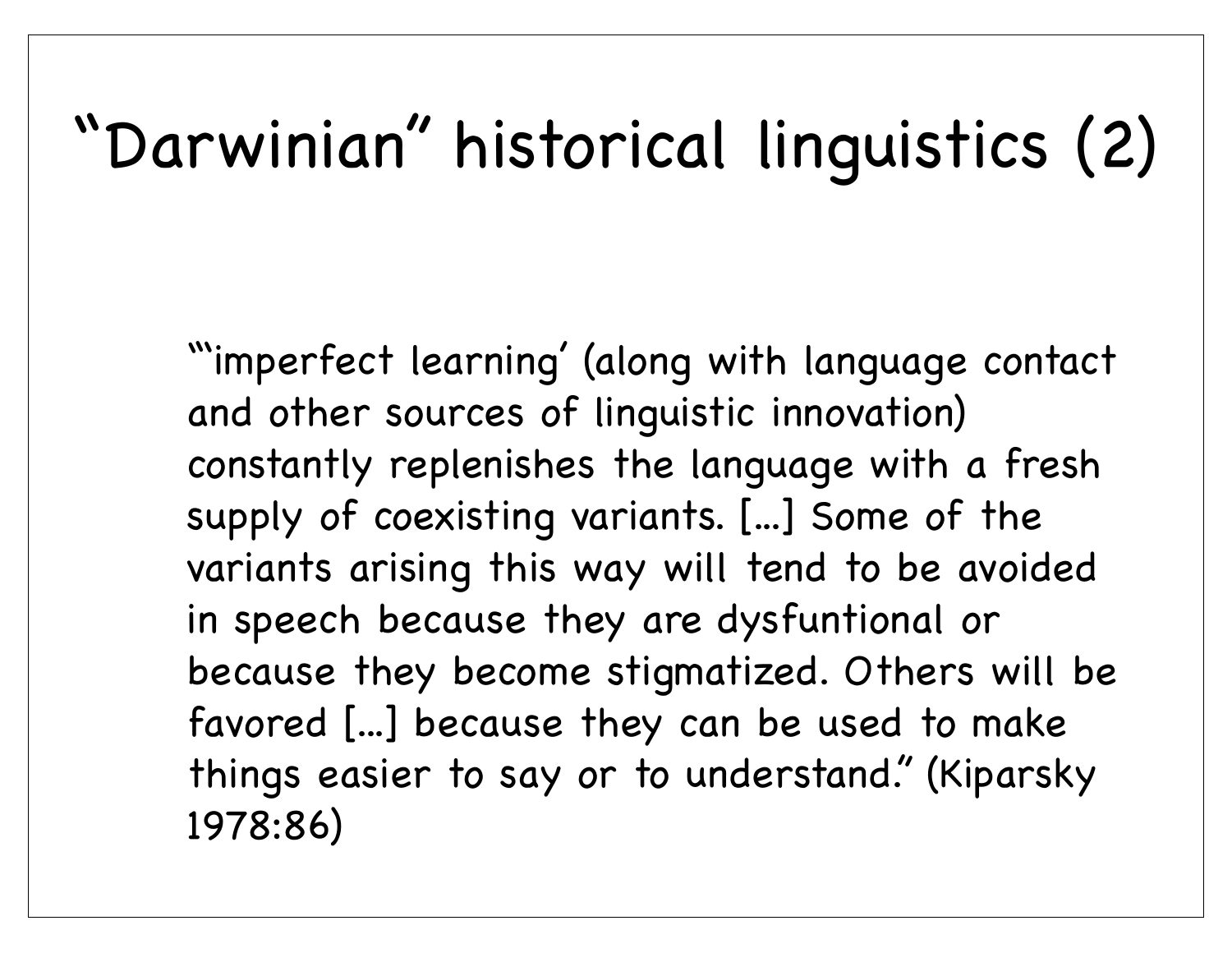# "Darwinian" historical linguistics (2)

"'imperfect learning' (along with language contact and other sources of linguistic innovation) constantly replenishes the language with a fresh supply of coexisting variants. [...] Some of the variants arising this way will tend to be avoided in speech because they are dysfuntional or because they become stigmatized. Others will be favored [...] because they can be used to make things easier to say or to understand." (Kiparsky 1978:86)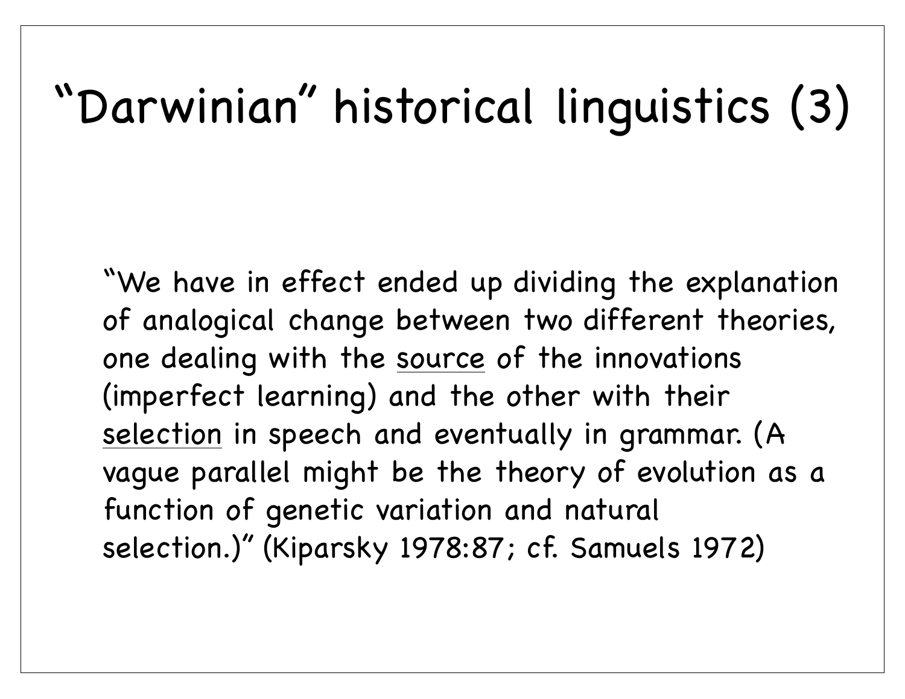# "Darwinian" historical linguistics (3)

"We have in effect ended up dividing the explanation of analogical change between two different theories, one dealing with the <u>source</u> of the innovations (imperfect learning) and the other with their <u>selection</u> in speech and eventually in grammar. (A vague parallel might be the theory of evolution as a function of genetic variation and natural selection.)" (Kiparsky 1978:87; cf. Samuels 1972)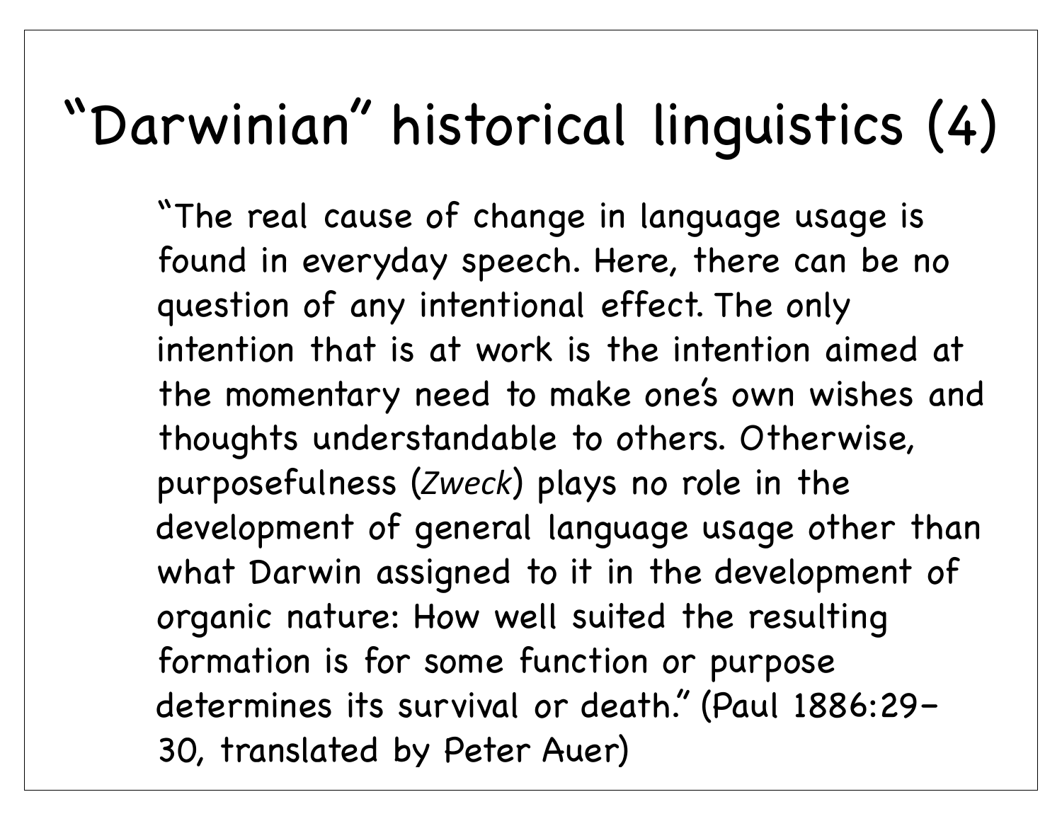# "Darwinian" historical linguistics (4)

"The real cause of change in language usage is found in everyday speech. Here, there can be no question of any intentional effect. The only intention that is at work is the intention aimed at the momentary need to make one's own wishes and thoughts understandable to others. Otherwise, purposefulness (*Zweck*) plays no role in the development of general language usage other than what Darwin assigned to it in the development of organic nature: How well suited the resulting formation is for some function or purpose determines its survival or death." (Paul 1886:29–30, translated by Peter Auer)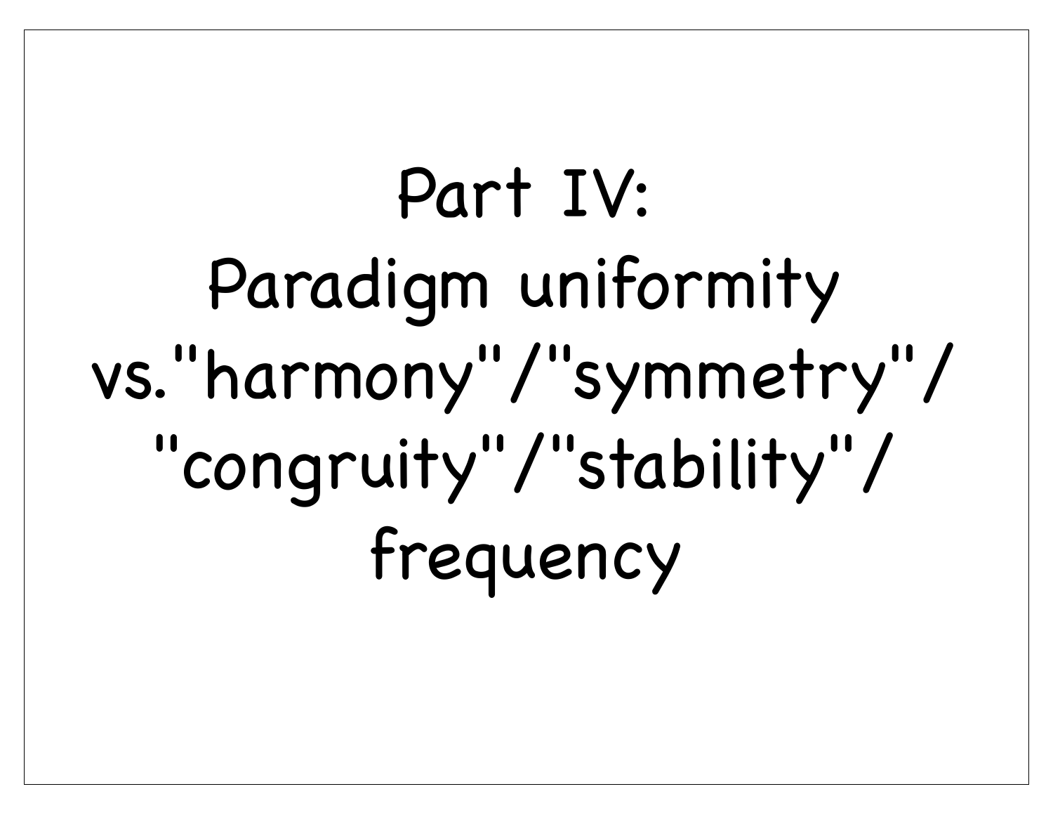# Part IV: Paradigm uniformity vs."harmony"/"symmetry"/ "congruity"/"stability"/ frequency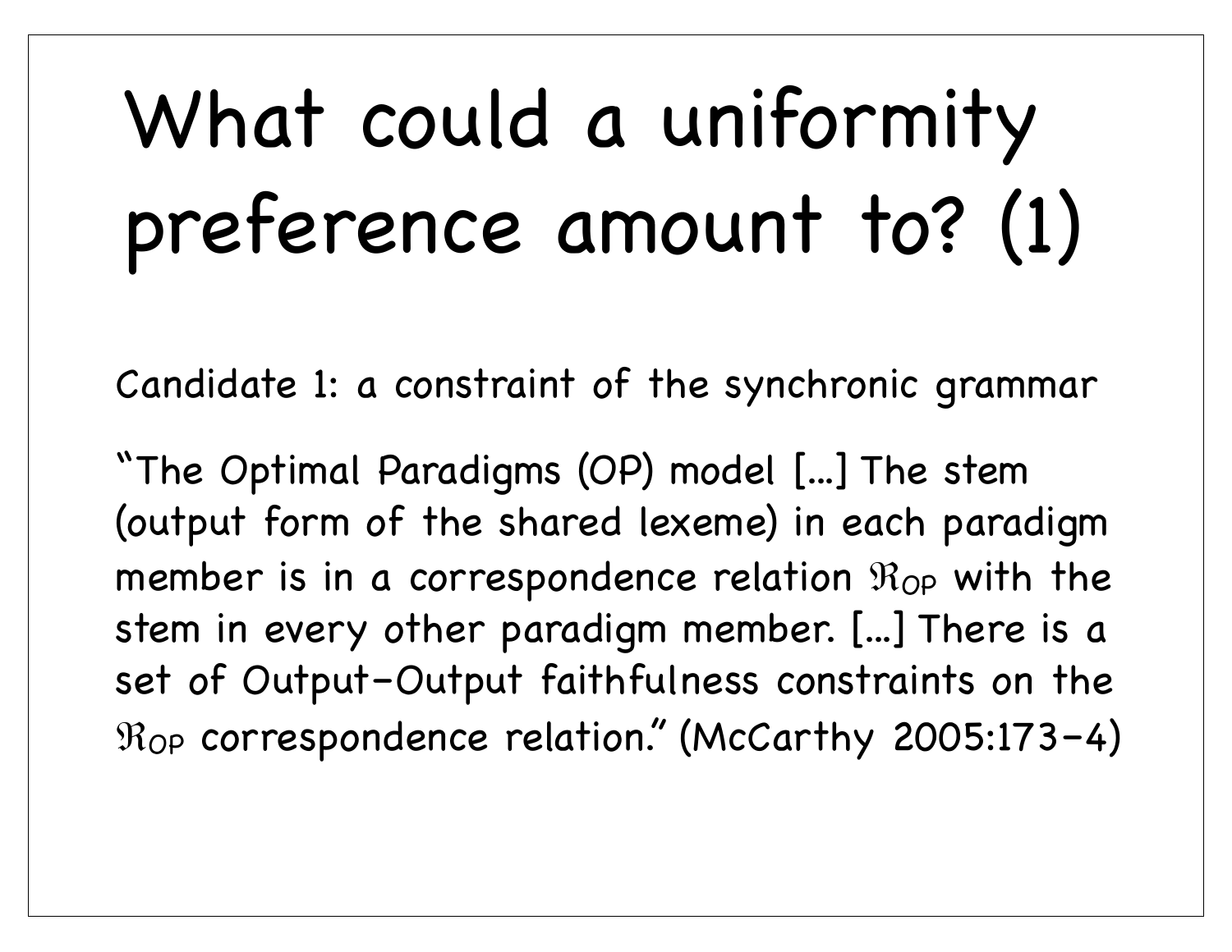# What could a uniformity preference amount to? (1)

Candidate 1: a constraint of the synchronic grammar

"The Optimal Paradigms (OP) model [...] The stem (output form of the shared lexeme) in each paradigm member is in a correspondence relation $\Re_{OP}$ with the stem in every other paradigm member. [...] There is a set of Output-Output faithfulness constraints on the $\Re_{OP}$ correspondence relation." (McCarthy 2005:173–4)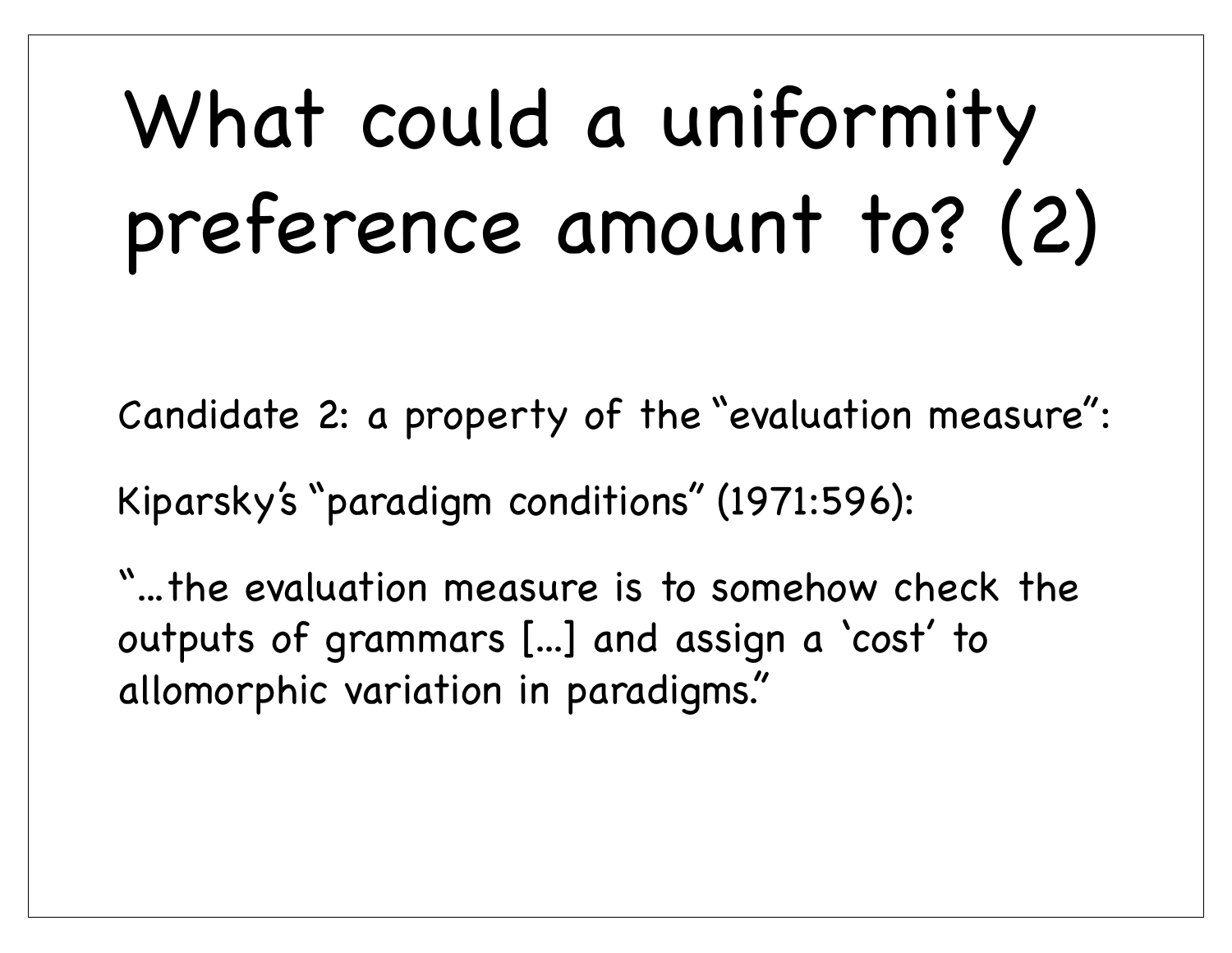# What could a uniformity preference amount to? (2)

Candidate 2: a property of the "evaluation measure":

Kiparsky's "paradigm conditions" (1971:596):

"...the evaluation measure is to somehow check the outputs of grammars [...] and assign a 'cost' to allomorphic variation in paradigms."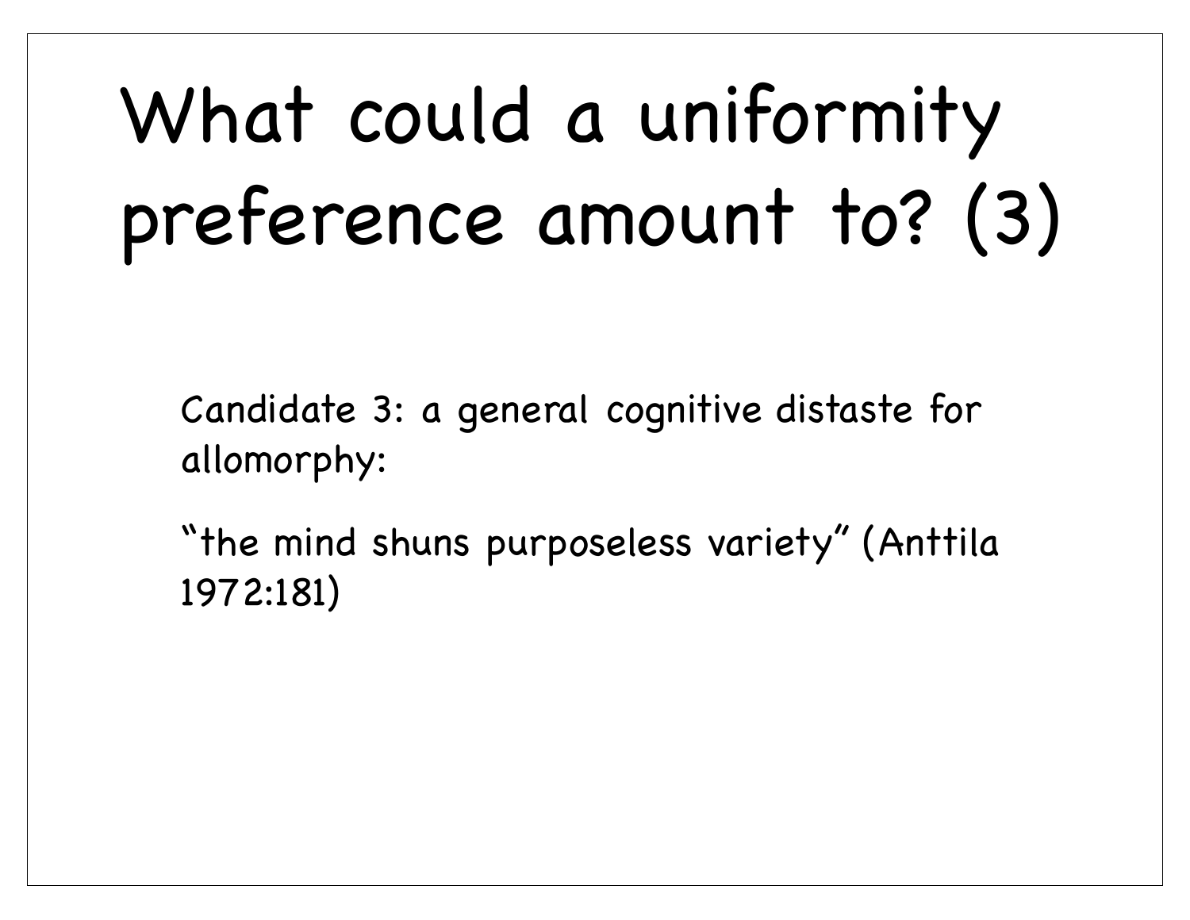# What could a uniformity preference amount to? (3)

Candidate 3: a general cognitive distaste for allomorphy:

“the mind shuns purposeless variety” (Anttila 1972:181)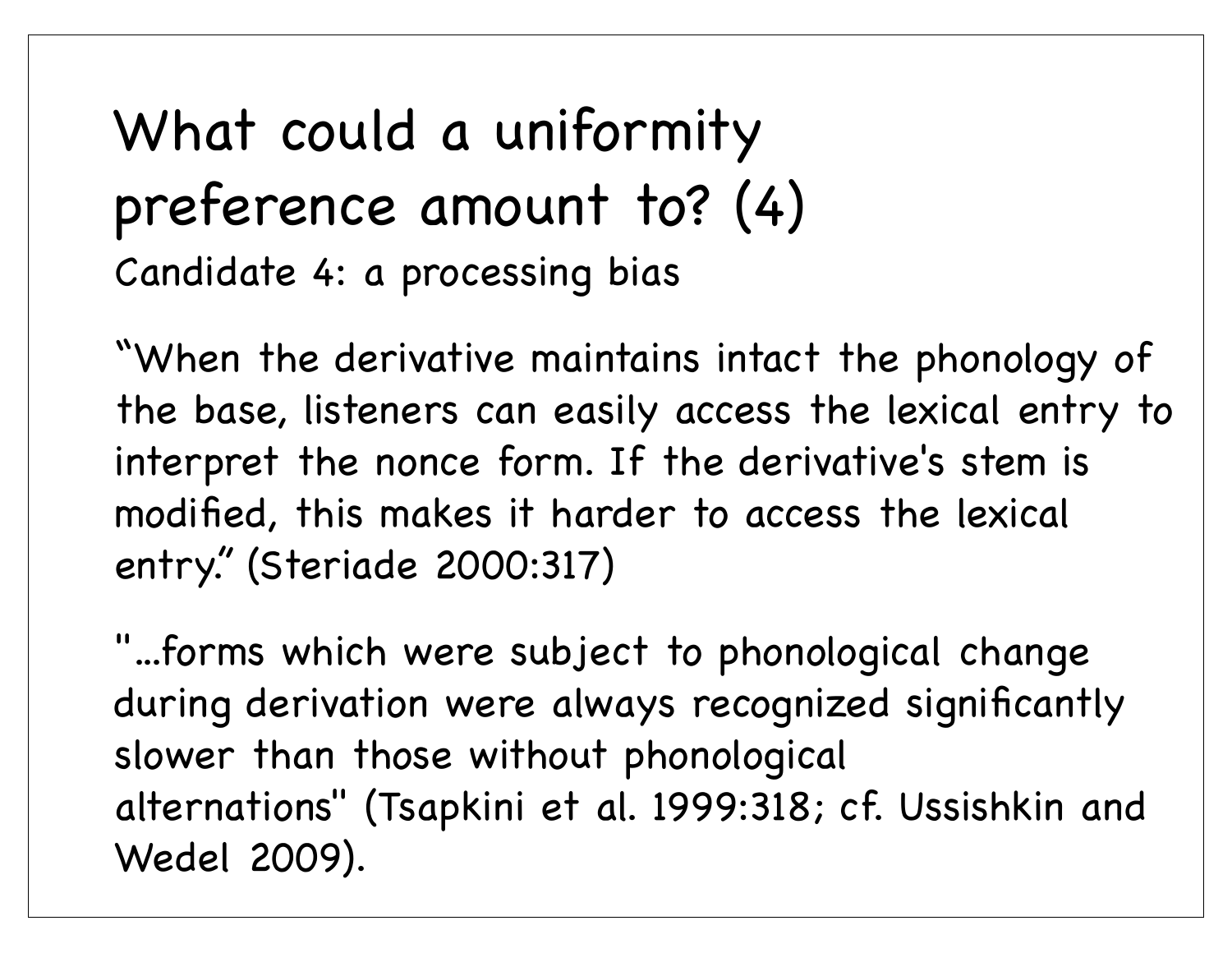# What could a uniformity preference amount to? (4)

Candidate 4: a processing bias

“When the derivative maintains intact the phonology of the base, listeners can easily access the lexical entry to interpret the nonce form. If the derivative's stem is modified, this makes it harder to access the lexical entry.” (Steriade 2000:317)

"...forms which were subject to phonological change during derivation were always recognized significantly slower than those without phonological alternations" (Tsapkini et al. 1999:318; cf. Ussishkin and Wedel 2009).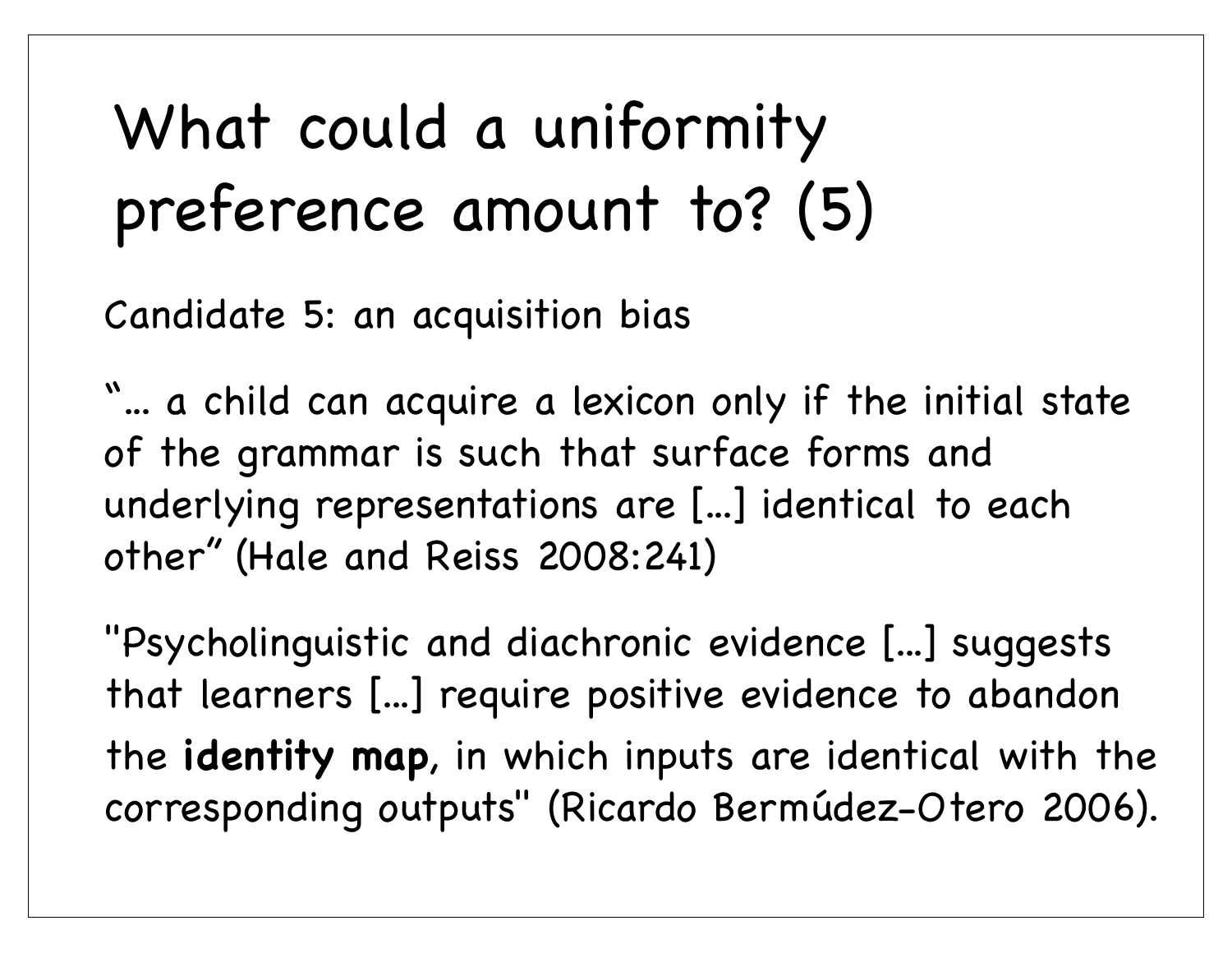# What could a uniformity preference amount to? (5)

Candidate 5: an acquisition bias

"… a child can acquire a lexicon only if the initial state of the grammar is such that surface forms and underlying representations are […] identical to each other" (Hale and Reiss 2008:241)

"Psycholinguistic and diachronic evidence […] suggests that learners […] require positive evidence to abandon the **identity map**, in which inputs are identical with the corresponding outputs" (Ricardo Bermúdez-Otero 2006).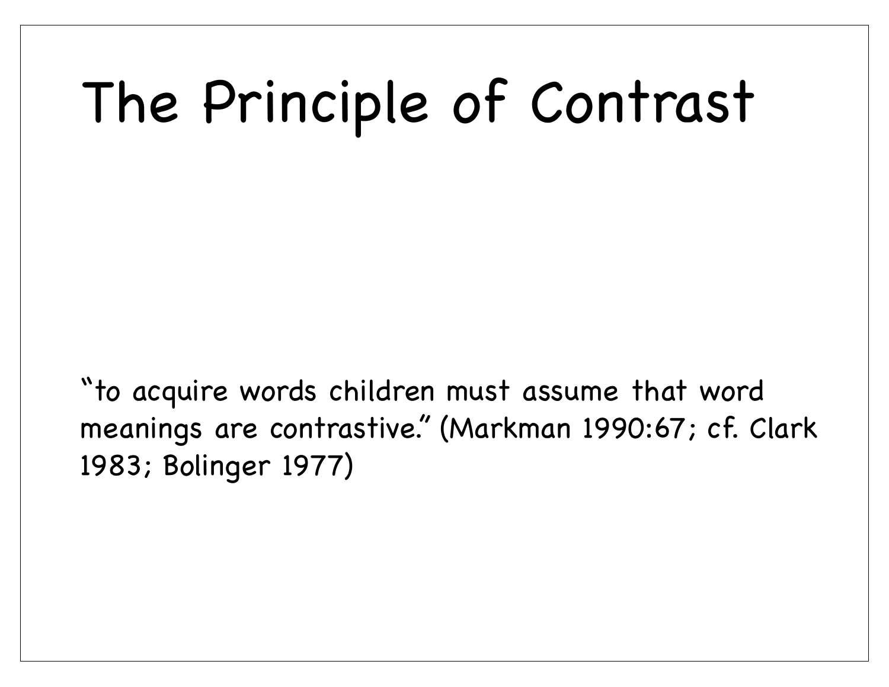# The Principle of Contrast

“to acquire words children must assume that word meanings are contrastive.” (Markman 1990:67; cf. Clark 1983; Bolinger 1977)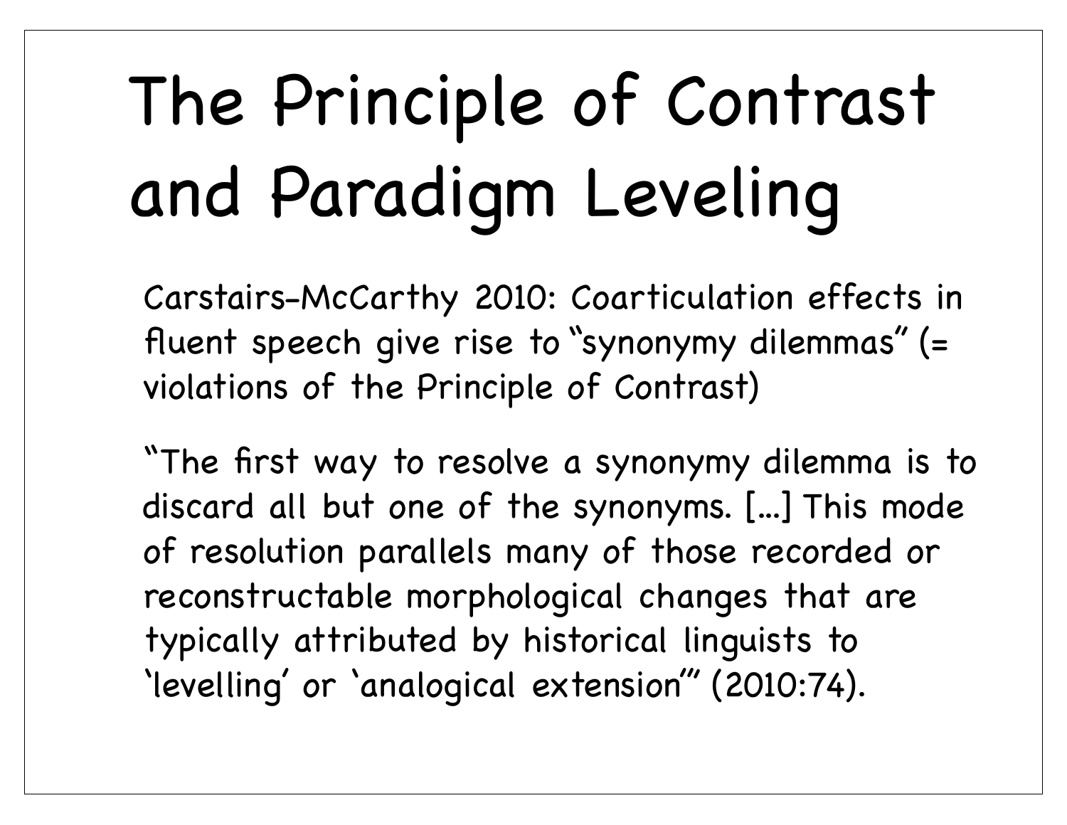# The Principle of Contrast and Paradigm Leveling

Carstairs-McCarthy 2010: Coarticulation effects in fluent speech give rise to "synonymy dilemmas" (= violations of the Principle of Contrast)

"The first way to resolve a synonymy dilemma is to discard all but one of the synonyms. [...] This mode of resolution parallels many of those recorded or reconstructable morphological changes that are typically attributed by historical linguists to 'levelling' or 'analogical extension'" (2010:74).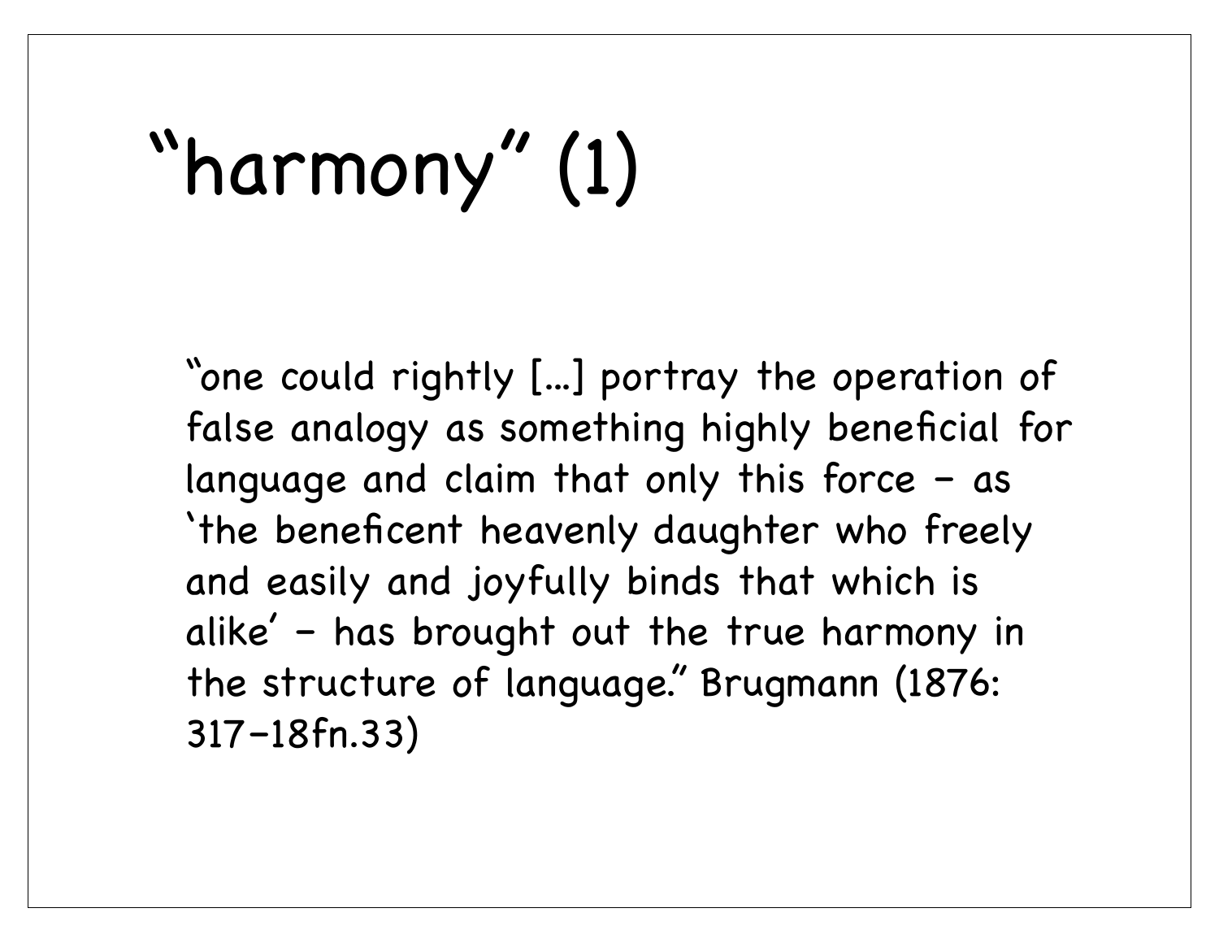# “harmony” (1)

“one could rightly [...] portray the operation of false analogy as something highly beneficial for language and claim that only this force – as ‘the beneficent heavenly daughter who freely and easily and joyfully binds that which is alike’ – has brought out the true harmony in the structure of language.” Brugmann (1876: 317–18fn.33)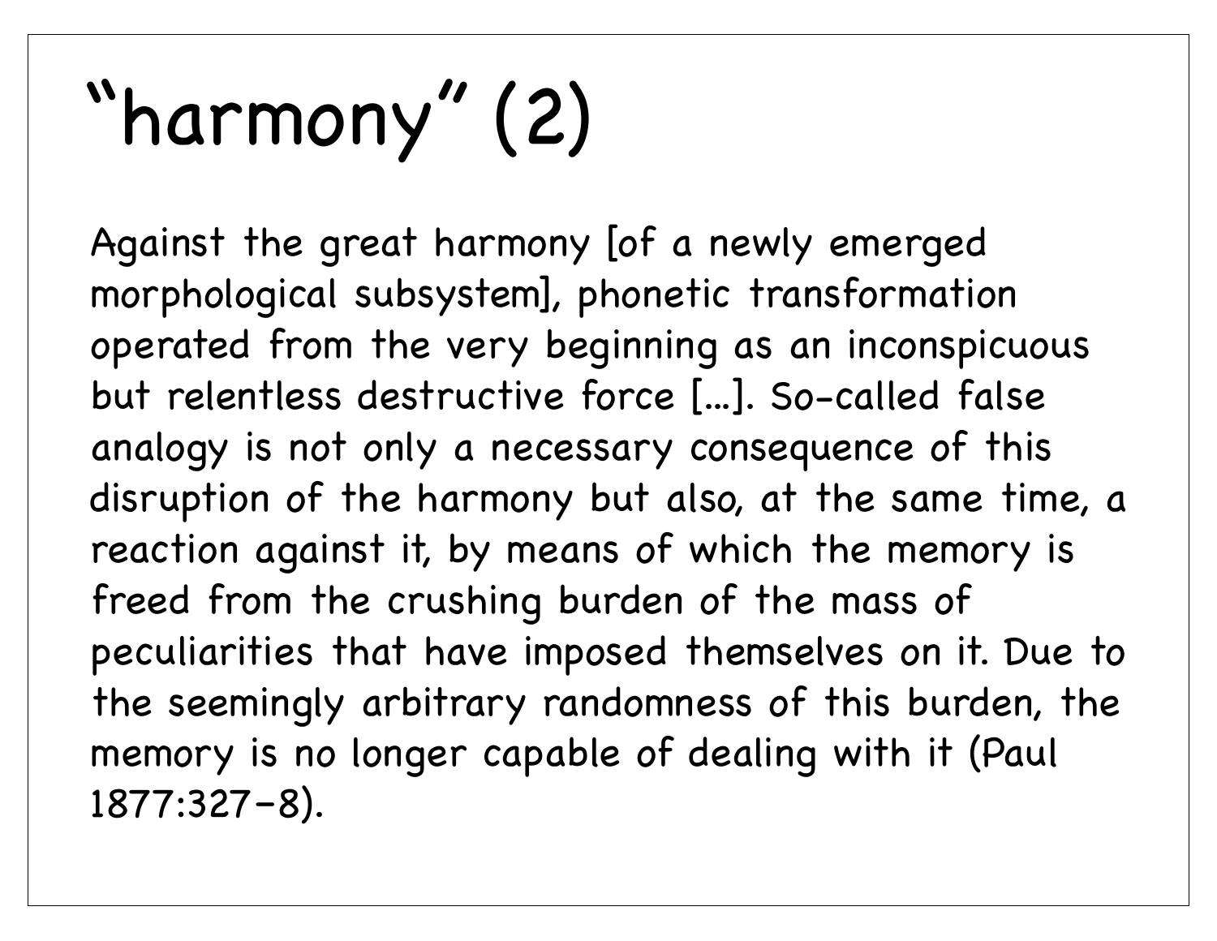# “harmony” (2)

Against the great harmony [of a newly emerged morphological subsystem], phonetic transformation operated from the very beginning as an inconspicuous but relentless destructive force [...]. So-called false analogy is not only a necessary consequence of this disruption of the harmony but also, at the same time, a reaction against it, by means of which the memory is freed from the crushing burden of the mass of peculiarities that have imposed themselves on it. Due to the seemingly arbitrary randomness of this burden, the memory is no longer capable of dealing with it (Paul 1877:327–8).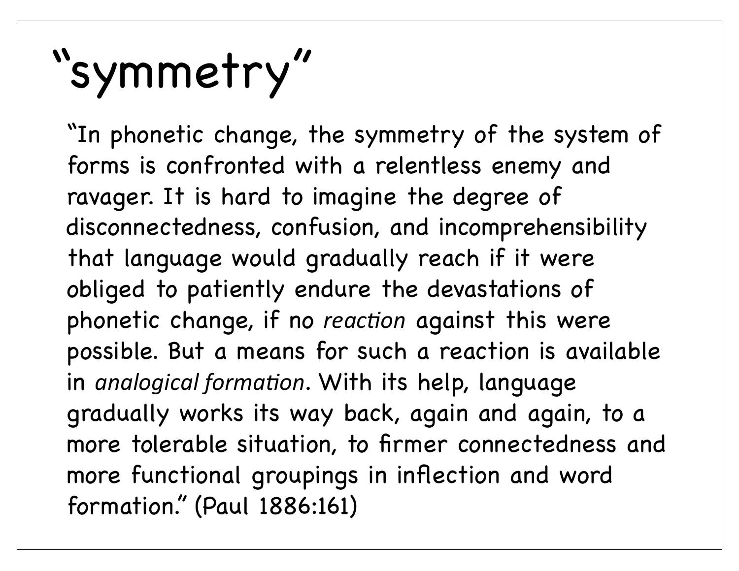# “symmetry”

“In phonetic change, the symmetry of the system of forms is confronted with a relentless enemy and ravager. It is hard to imagine the degree of disconnectedness, confusion, and incomprehensibility that language would gradually reach if it were obliged to patiently endure the devastations of phonetic change, if no *reaction* against this were possible. But a means for such a reaction is available in *analogical formation*. With its help, language gradually works its way back, again and again, to a more tolerable situation, to firmer connectedness and more functional groupings in inflection and word formation.” (Paul 1886:161)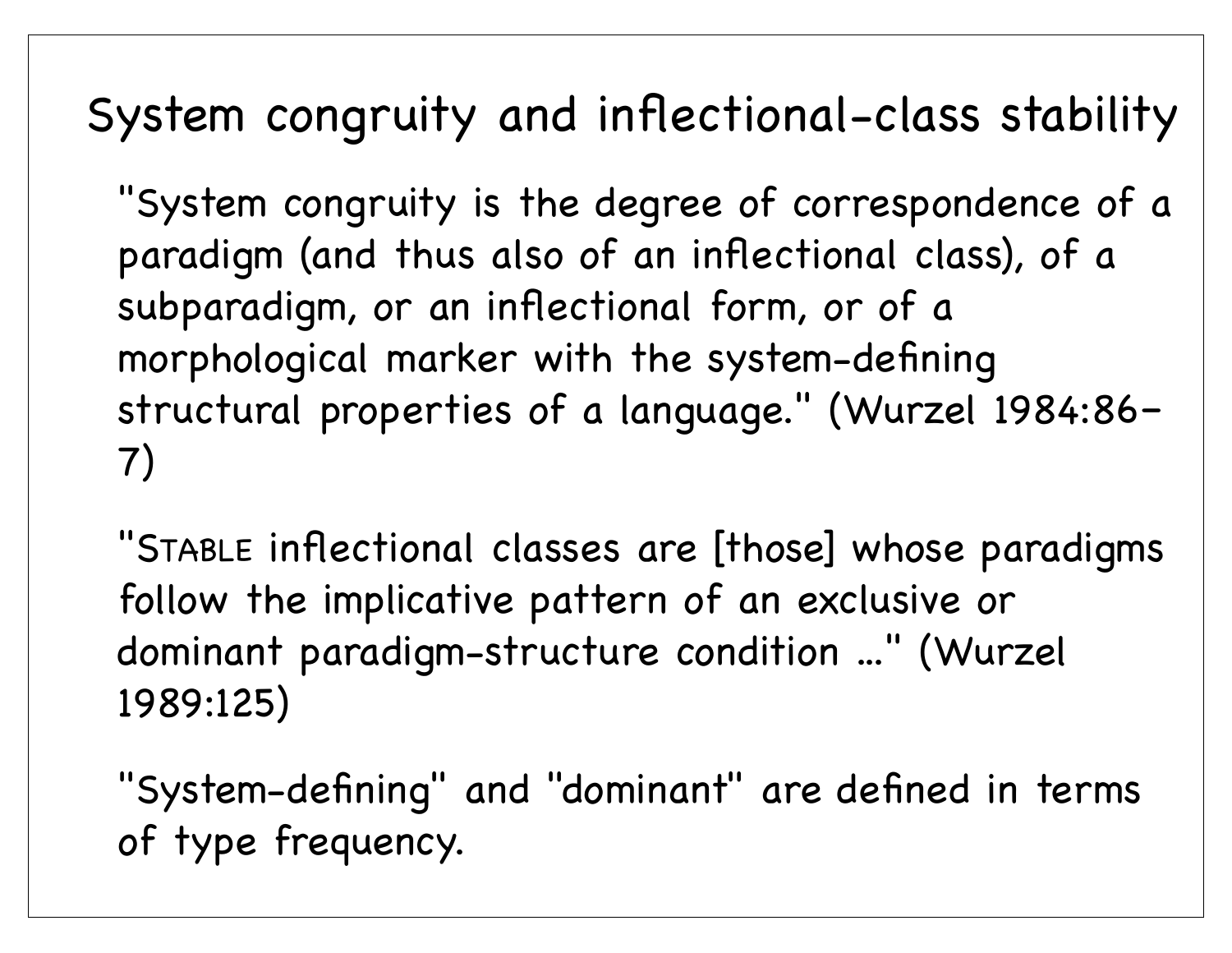# System congruity and inflectional-class stability

"System congruity is the degree of correspondence of a paradigm (and thus also of an inflectional class), of a subparadigm, or an inflectional form, or of a morphological marker with the system-defining structural properties of a language." (Wurzel 1984:86–7)

"STABLE inflectional classes are [those] whose paradigms follow the implicative pattern of an exclusive or dominant paradigm-structure condition ..." (Wurzel 1989:125)

"System-defining" and "dominant" are defined in terms of type frequency.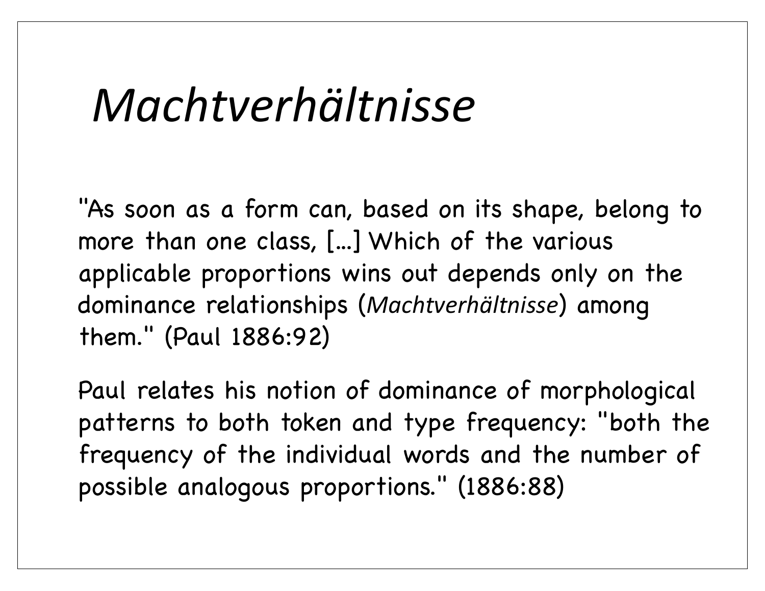# *Machtverhältnisse*

"As soon as a form can, based on its shape, belong to more than one class, [...] Which of the various applicable proportions wins out depends only on the dominance relationships (*Machtverhältnisse*) among them." (Paul 1886:92)

Paul relates his notion of dominance of morphological patterns to both token and type frequency: "both the frequency of the individual words and the number of possible analogous proportions." (1886:88)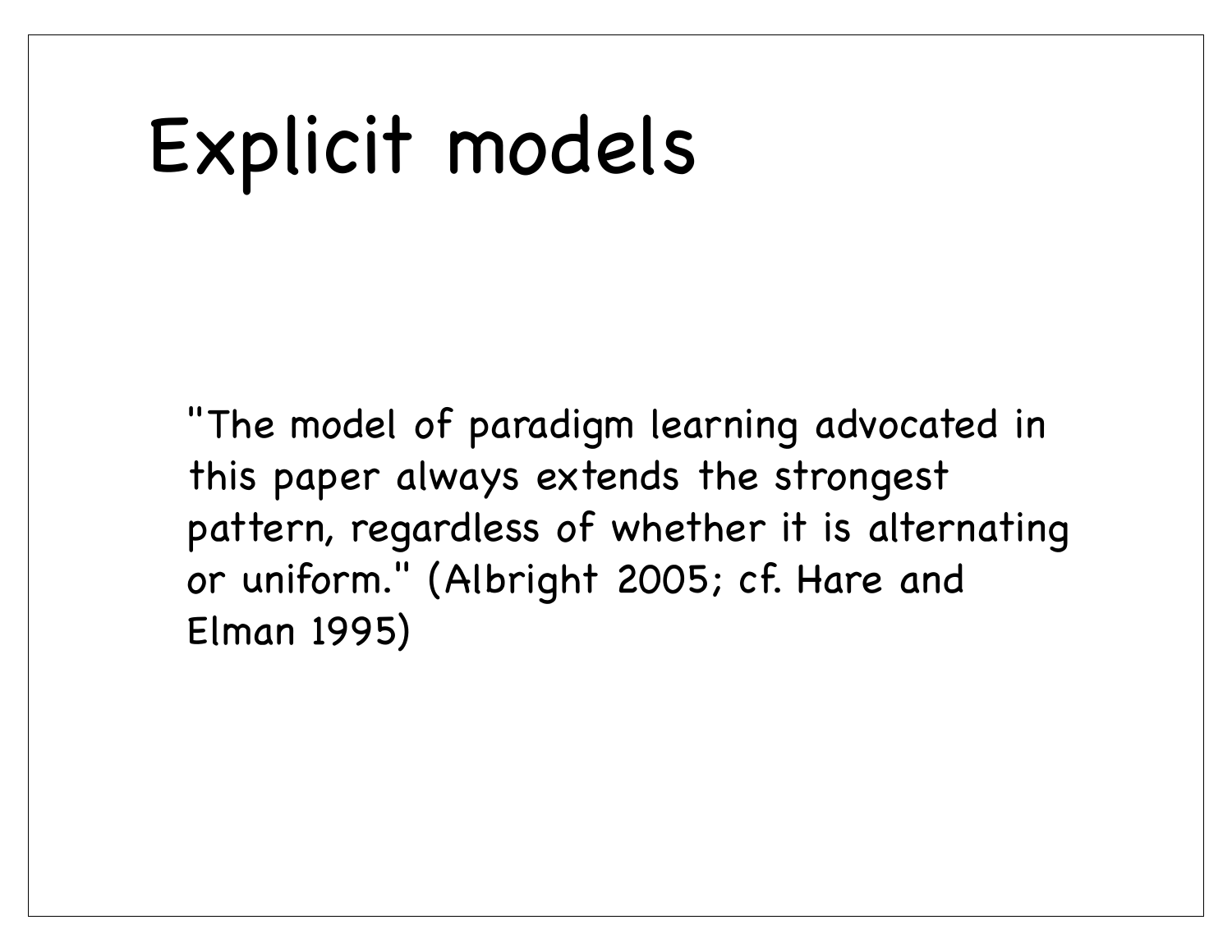# Explicit models

"The model of paradigm learning advocated in this paper always extends the strongest pattern, regardless of whether it is alternating or uniform." (Albright 2005; cf. Hare and Elman 1995)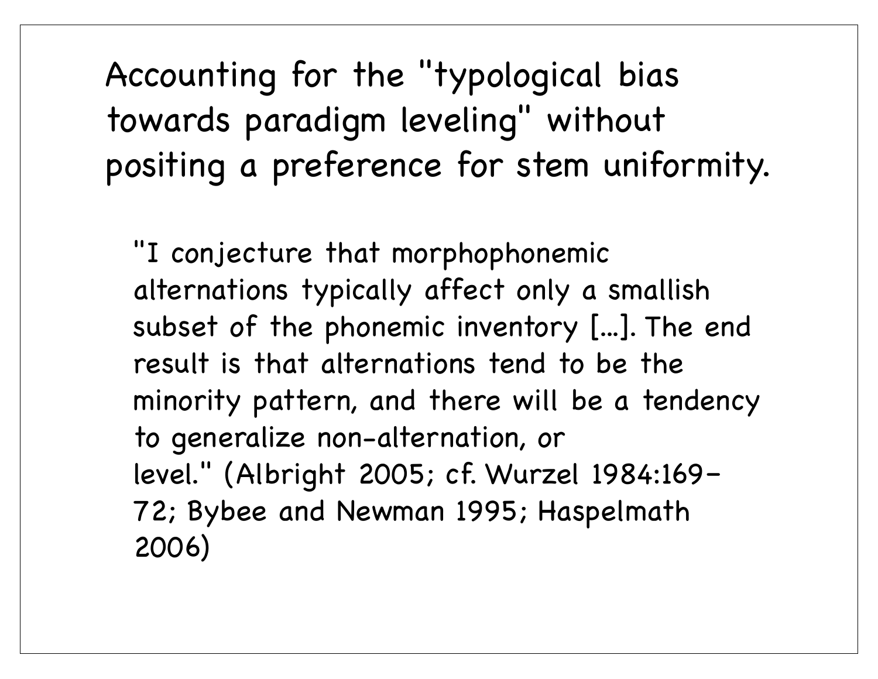# Accounting for the "typological bias towards paradigm leveling" without positing a preference for stem uniformity.

> "I conjecture that morphophonemic alternations typically affect only a smallish subset of the phonemic inventory [...]. The end result is that alternations tend to be the minority pattern, and there will be a tendency to generalize non-alternation, or level." (Albright 2005; cf. Wurzel 1984:169–72; Bybee and Newman 1995; Haspelmath 2006)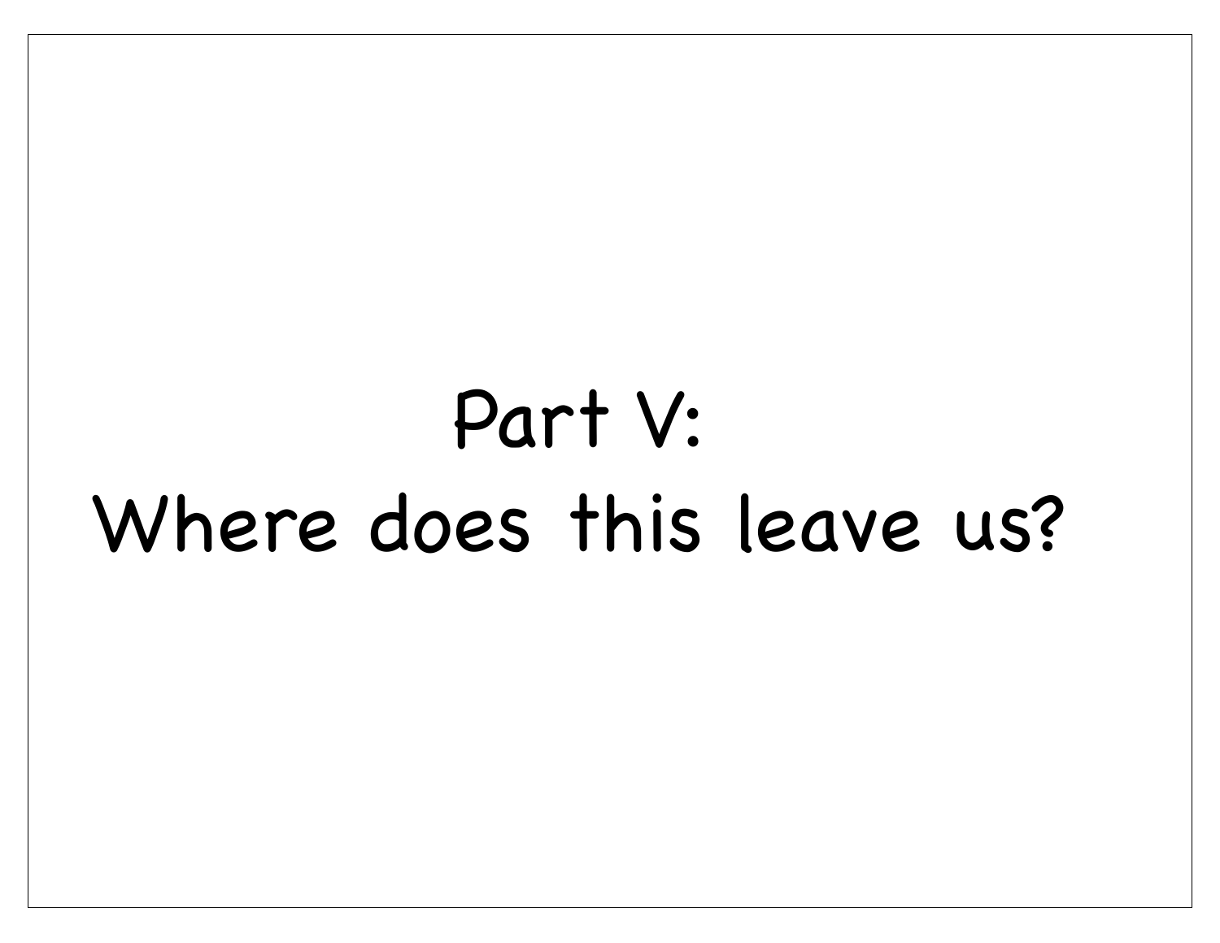# Part V:
# Where does this leave us?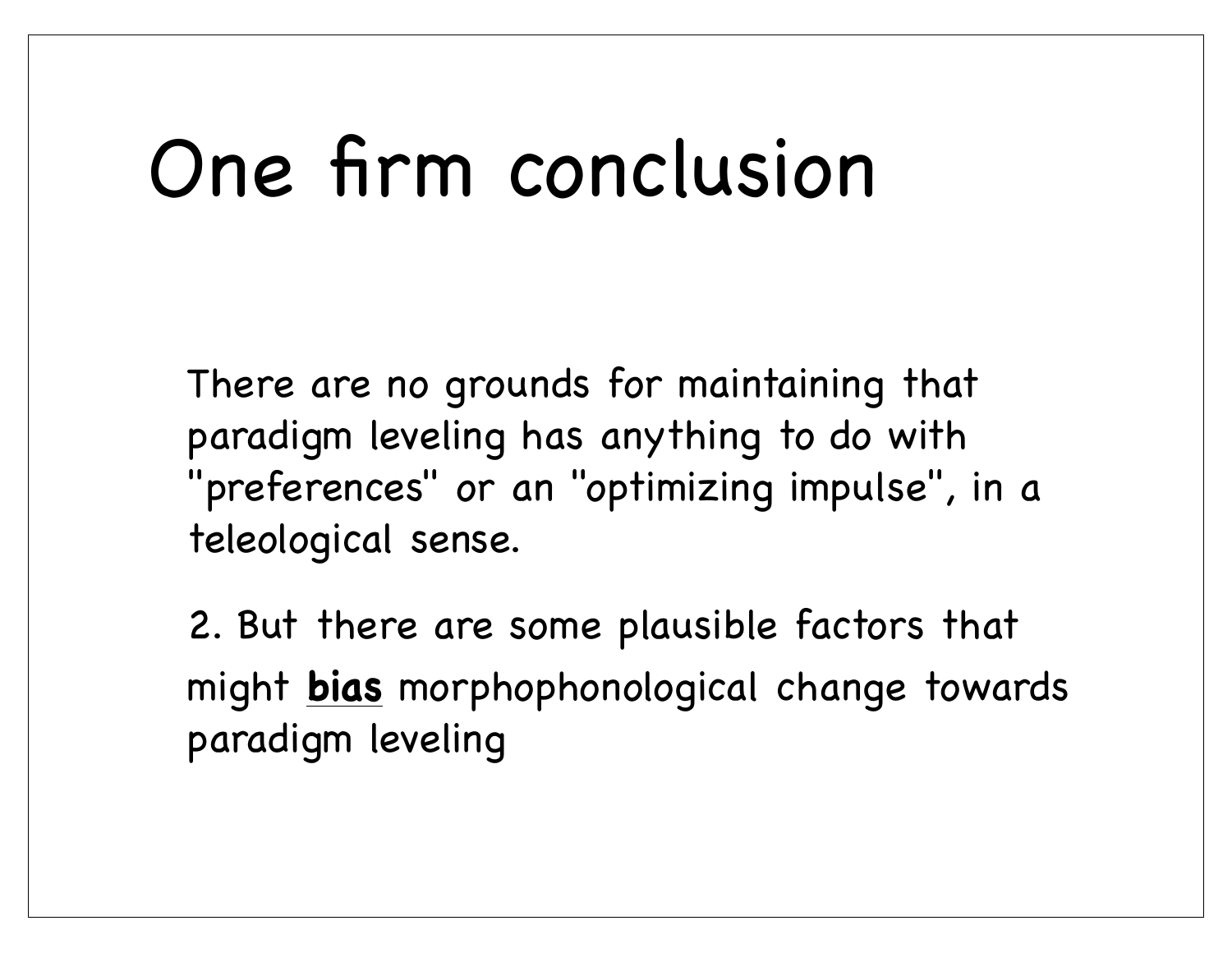# One firm conclusion

There are no grounds for maintaining that paradigm leveling has anything to do with "preferences" or an "optimizing impulse", in a teleological sense.

2. But there are some plausible factors that might **bias** morphophonological change towards paradigm leveling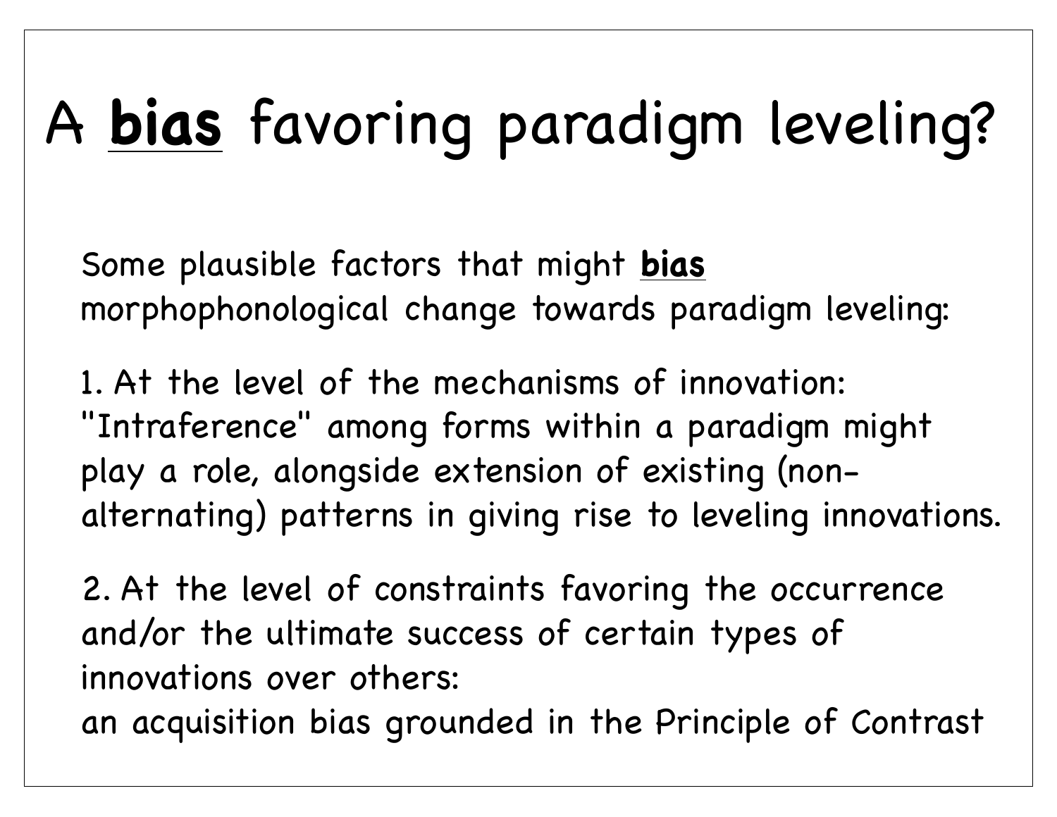# A **bias** favoring paradigm leveling?

Some plausible factors that might **bias** morphophonological change towards paradigm leveling:

1. At the level of the mechanisms of innovation: "Intraference" among forms within a paradigm might play a role, alongside extension of existing (non-alternating) patterns in giving rise to leveling innovations.

2. At the level of constraints favoring the occurrence and/or the ultimate success of certain types of innovations over others: an acquisition bias grounded in the Principle of Contrast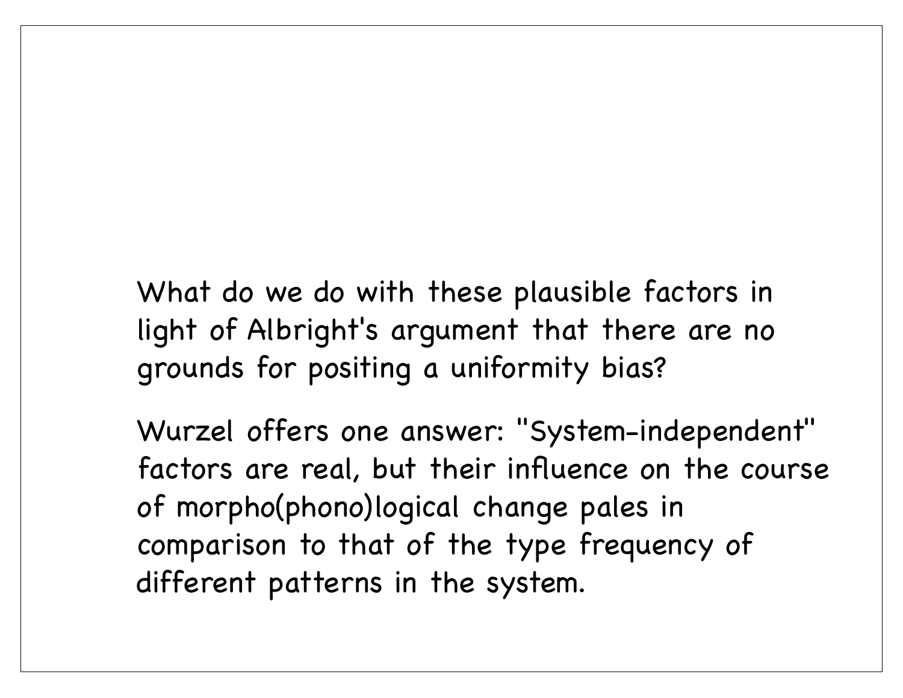What do we do with these plausible factors in light of Albright's argument that there are no grounds for positing a uniformity bias?

Wurzel offers one answer: "System-independent" factors are real, but their influence on the course of morpho(phono)logical change pales in comparison to that of the type frequency of different patterns in the system.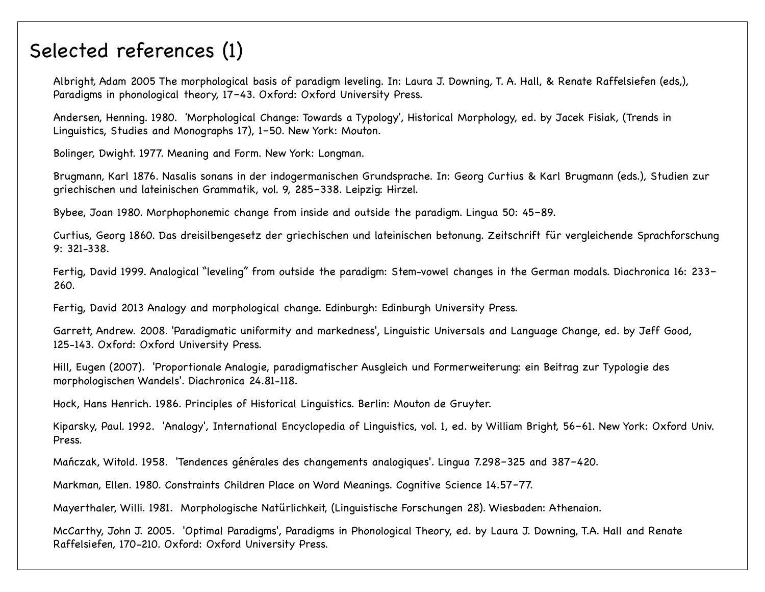# Selected references (1)

Albright, Adam 2005 The morphological basis of paradigm leveling. In: Laura J. Downing, T. A. Hall, & Renate Raffelsiefen (eds,), Paradigms in phonological theory, 17–43. Oxford: Oxford University Press.

Andersen, Henning. 1980. 'Morphological Change: Towards a Typology', Historical Morphology, ed. by Jacek Fisiak, (Trends in Linguistics, Studies and Monographs 17), 1–50. New York: Mouton.

Bolinger, Dwight. 1977. Meaning and Form. New York: Longman.

Brugmann, Karl 1876. Nasalis sonans in der indogermanischen Grundsprache. In: Georg Curtius & Karl Brugmann (eds.), Studien zur griechischen und lateinischen Grammatik, vol. 9, 285–338. Leipzig: Hirzel.

Bybee, Joan 1980. Morphophonemic change from inside and outside the paradigm. Lingua 50: 45–89.

Curtius, Georg 1860. Das dreisilbengesetz der griechischen und lateinischen betonung. Zeitschrift für vergleichende Sprachforschung 9: 321-338.

Fertig, David 1999. Analogical "leveling" from outside the paradigm: Stem-vowel changes in the German modals. Diachronica 16: 233–260.

Fertig, David 2013 Analogy and morphological change. Edinburgh: Edinburgh University Press.

Garrett, Andrew. 2008. 'Paradigmatic uniformity and markedness', Linguistic Universals and Language Change, ed. by Jeff Good, 125-143. Oxford: Oxford University Press.

Hill, Eugen (2007). 'Proportionale Analogie, paradigmatischer Ausgleich und Formerweiterung: ein Beitrag zur Typologie des morphologischen Wandels'. Diachronica 24.81-118.

Hock, Hans Henrich. 1986. Principles of Historical Linguistics. Berlin: Mouton de Gruyter.

Kiparsky, Paul. 1992. 'Analogy', International Encyclopedia of Linguistics, vol. 1, ed. by William Bright, 56–61. New York: Oxford Univ. Press.

Mańczak, Witold. 1958. 'Tendences générales des changements analogiques'. Lingua 7.298–325 and 387–420.

Markman, Ellen. 1980. Constraints Children Place on Word Meanings. Cognitive Science 14.57–77.

Mayerthaler, Willi. 1981. Morphologische Natürlichkeit, (Linguistische Forschungen 28). Wiesbaden: Athenaion.

McCarthy, John J. 2005. 'Optimal Paradigms', Paradigms in Phonological Theory, ed. by Laura J. Downing, T.A. Hall and Renate Raffelsiefen, 170-210. Oxford: Oxford University Press.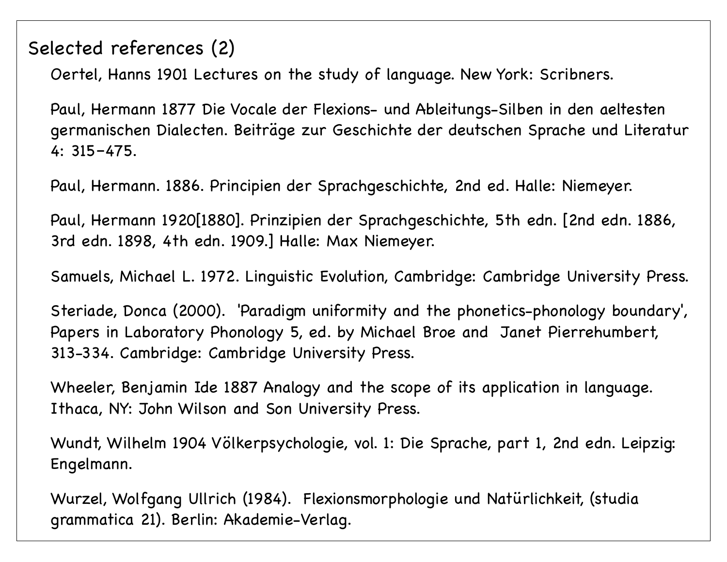## Selected references (2)

Oertel, Hanns 1901 Lectures on the study of language. New York: Scribners.

Paul, Hermann 1877 Die Vocale der Flexions- und Ableitungs-Silben in den aeltesten germanischen Dialecten. Beiträge zur Geschichte der deutschen Sprache und Literatur 4: 315–475.

Paul, Hermann. 1886. Principien der Sprachgeschichte, 2nd ed. Halle: Niemeyer.

Paul, Hermann 1920[1880]. Prinzipien der Sprachgeschichte, 5th edn. [2nd edn. 1886, 3rd edn. 1898, 4th edn. 1909.] Halle: Max Niemeyer.

Samuels, Michael L. 1972. Linguistic Evolution, Cambridge: Cambridge University Press.

Steriade, Donca (2000). 'Paradigm uniformity and the phonetics-phonology boundary', Papers in Laboratory Phonology 5, ed. by Michael Broe and Janet Pierrehumbert, 313-334. Cambridge: Cambridge University Press.

Wheeler, Benjamin Ide 1887 Analogy and the scope of its application in language. Ithaca, NY: John Wilson and Son University Press.

Wundt, Wilhelm 1904 Völkerpsychologie, vol. 1: Die Sprache, part 1, 2nd edn. Leipzig: Engelmann.

Wurzel, Wolfgang Ullrich (1984). Flexionsmorphologie und Natürlichkeit, (studia grammatica 21). Berlin: Akademie-Verlag.